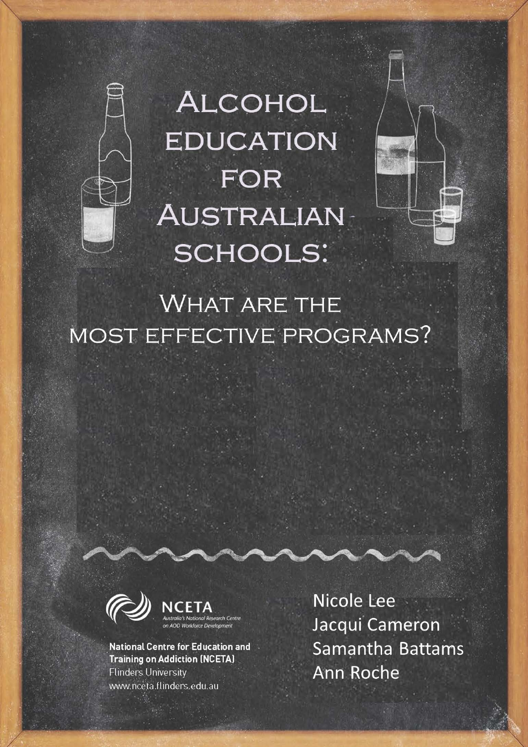# Alcohol Education for Australian Schools:

## What are the most effective programs?

**NCETA**
*Australia's National Research Centre on AOD Workforce Development*

**National Centre for Education and Training on Addiction (NCETA)**
Flinders University
www.nceta.flinders.edu.au

Nicole Lee
Jacqui Cameron
Samantha Battams
Ann Roche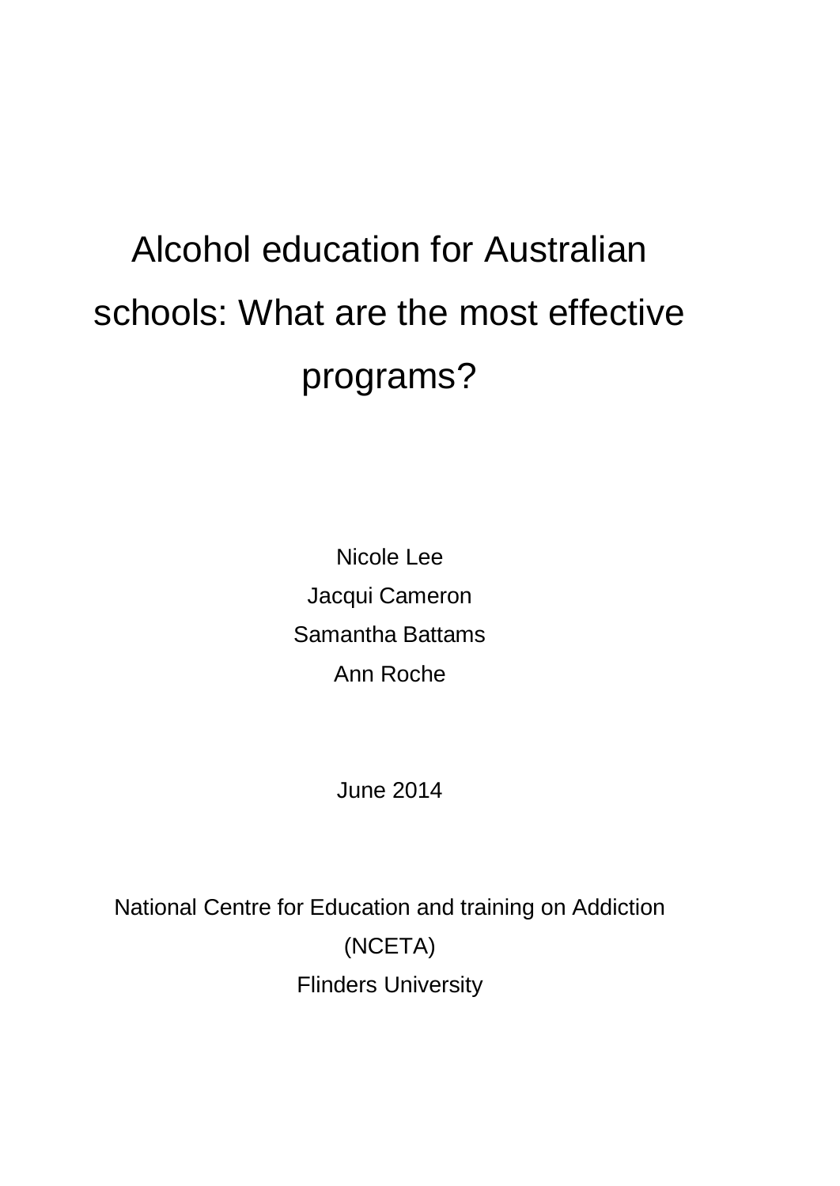# Alcohol education for Australian schools: What are the most effective programs?

Nicole Lee

Jacqui Cameron

Samantha Battams

Ann Roche

June 2014

National Centre for Education and training on Addiction (NCETA)

Flinders University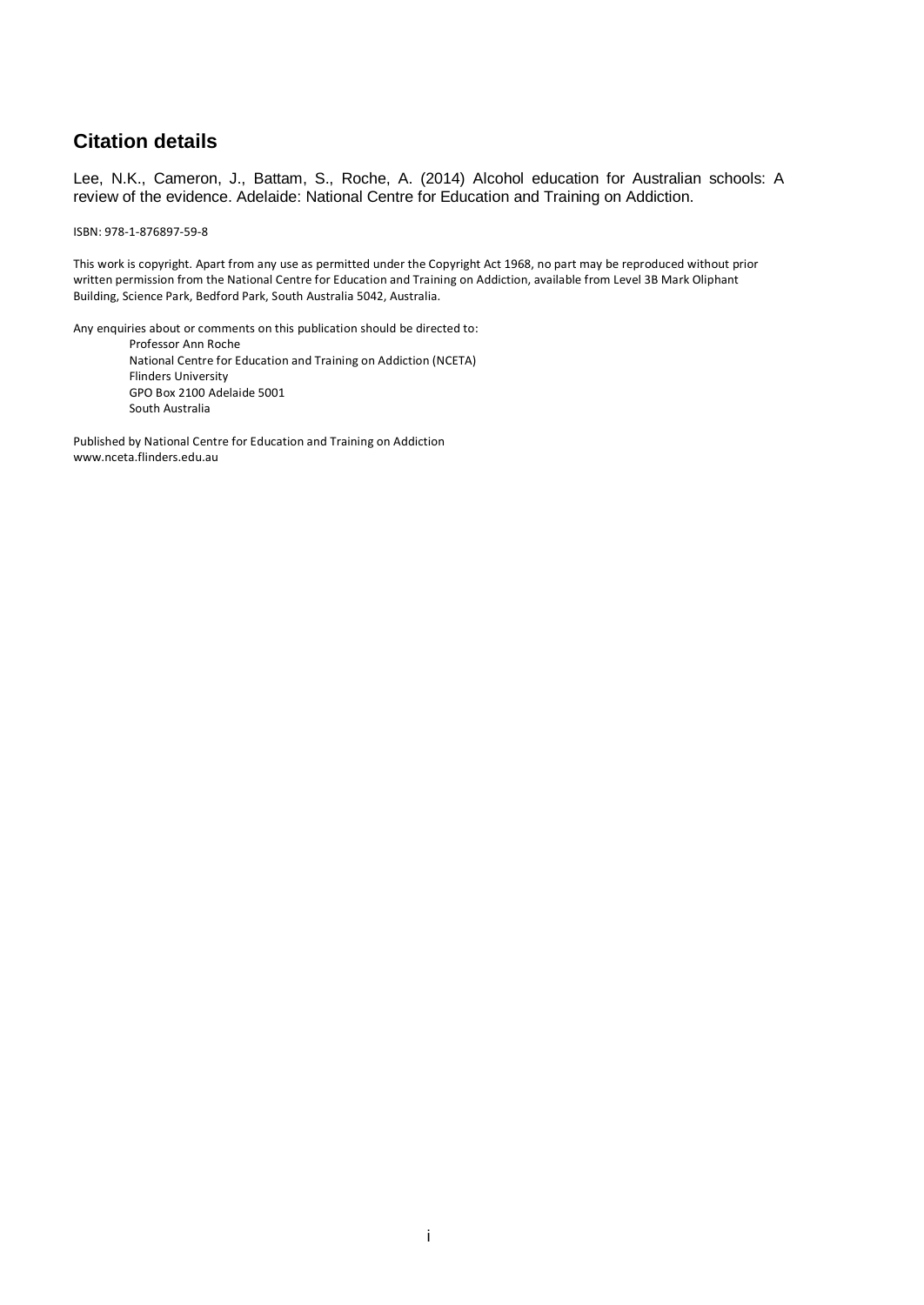## Citation details

Lee, N.K., Cameron, J., Battam, S., Roche, A. (2014) Alcohol education for Australian schools: A review of the evidence. Adelaide: National Centre for Education and Training on Addiction.

ISBN: 978-1-876897-59-8

This work is copyright. Apart from any use as permitted under the Copyright Act 1968, no part may be reproduced without prior written permission from the National Centre for Education and Training on Addiction, available from Level 3B Mark Oliphant Building, Science Park, Bedford Park, South Australia 5042, Australia.

Any enquiries about or comments on this publication should be directed to:

Professor Ann Roche
National Centre for Education and Training on Addiction (NCETA)
Flinders University
GPO Box 2100 Adelaide 5001
South Australia

Published by National Centre for Education and Training on Addiction
www.nceta.flinders.edu.au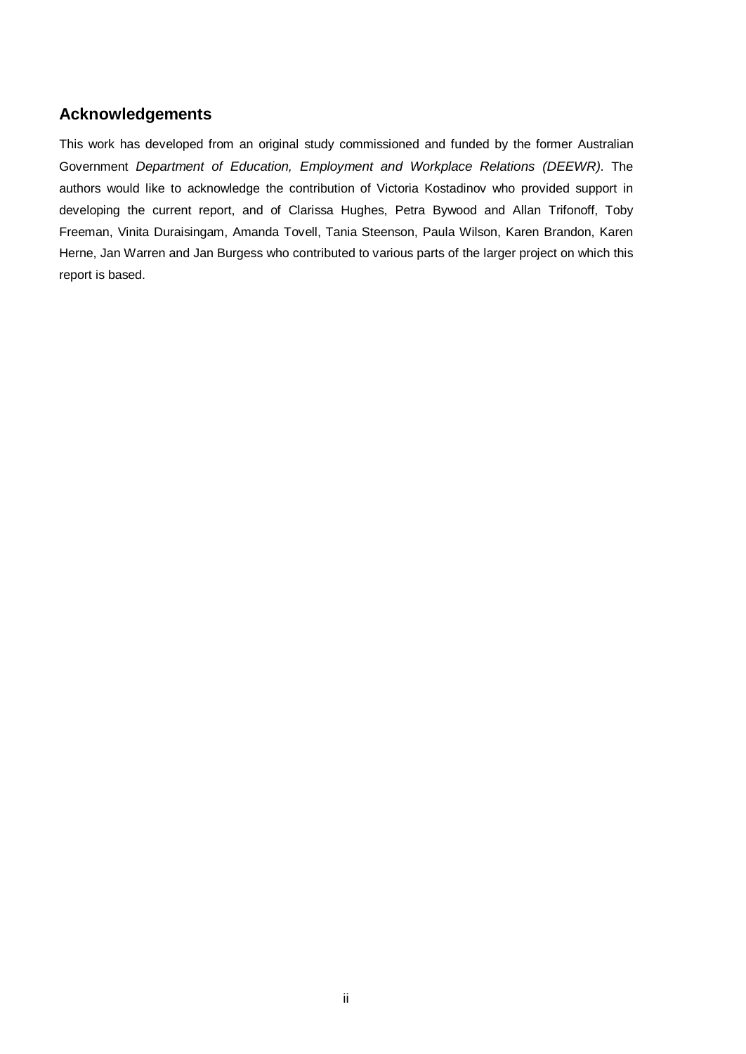## Acknowledgements

This work has developed from an original study commissioned and funded by the former Australian Government *Department of Education, Employment and Workplace Relations (DEEWR)*. The authors would like to acknowledge the contribution of Victoria Kostadinov who provided support in developing the current report, and of Clarissa Hughes, Petra Bywood and Allan Trifonoff, Toby Freeman, Vinita Duraisingam, Amanda Tovell, Tania Steenson, Paula Wilson, Karen Brandon, Karen Herne, Jan Warren and Jan Burgess who contributed to various parts of the larger project on which this report is based.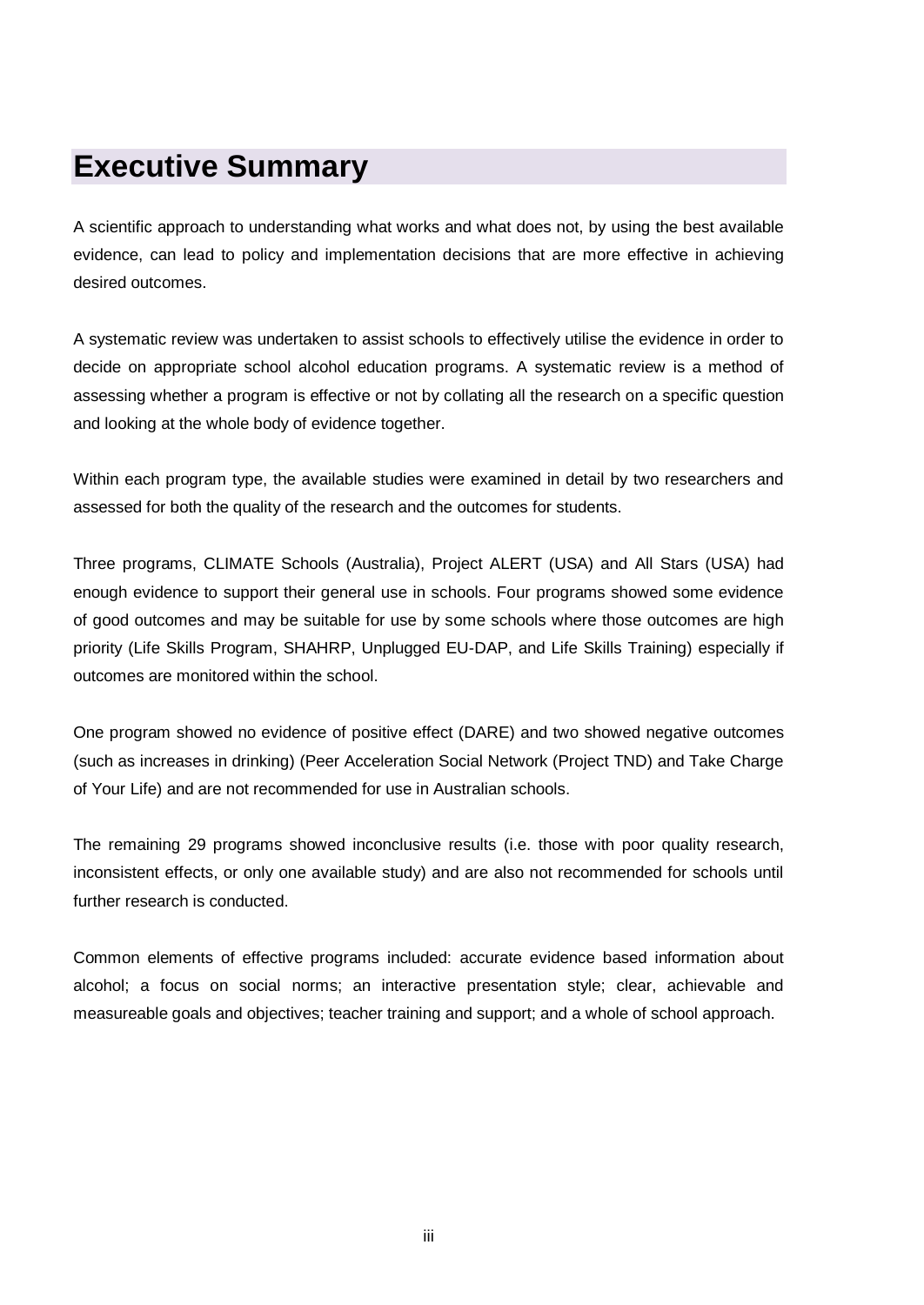# Executive Summary

A scientific approach to understanding what works and what does not, by using the best available evidence, can lead to policy and implementation decisions that are more effective in achieving desired outcomes.

A systematic review was undertaken to assist schools to effectively utilise the evidence in order to decide on appropriate school alcohol education programs. A systematic review is a method of assessing whether a program is effective or not by collating all the research on a specific question and looking at the whole body of evidence together.

Within each program type, the available studies were examined in detail by two researchers and assessed for both the quality of the research and the outcomes for students.

Three programs, CLIMATE Schools (Australia), Project ALERT (USA) and All Stars (USA) had enough evidence to support their general use in schools. Four programs showed some evidence of good outcomes and may be suitable for use by some schools where those outcomes are high priority (Life Skills Program, SHAHRP, Unplugged EU-DAP, and Life Skills Training) especially if outcomes are monitored within the school.

One program showed no evidence of positive effect (DARE) and two showed negative outcomes (such as increases in drinking) (Peer Acceleration Social Network (Project TND) and Take Charge of Your Life) and are not recommended for use in Australian schools.

The remaining 29 programs showed inconclusive results (i.e. those with poor quality research, inconsistent effects, or only one available study) and are also not recommended for schools until further research is conducted.

Common elements of effective programs included: accurate evidence based information about alcohol; a focus on social norms; an interactive presentation style; clear, achievable and measureable goals and objectives; teacher training and support; and a whole of school approach.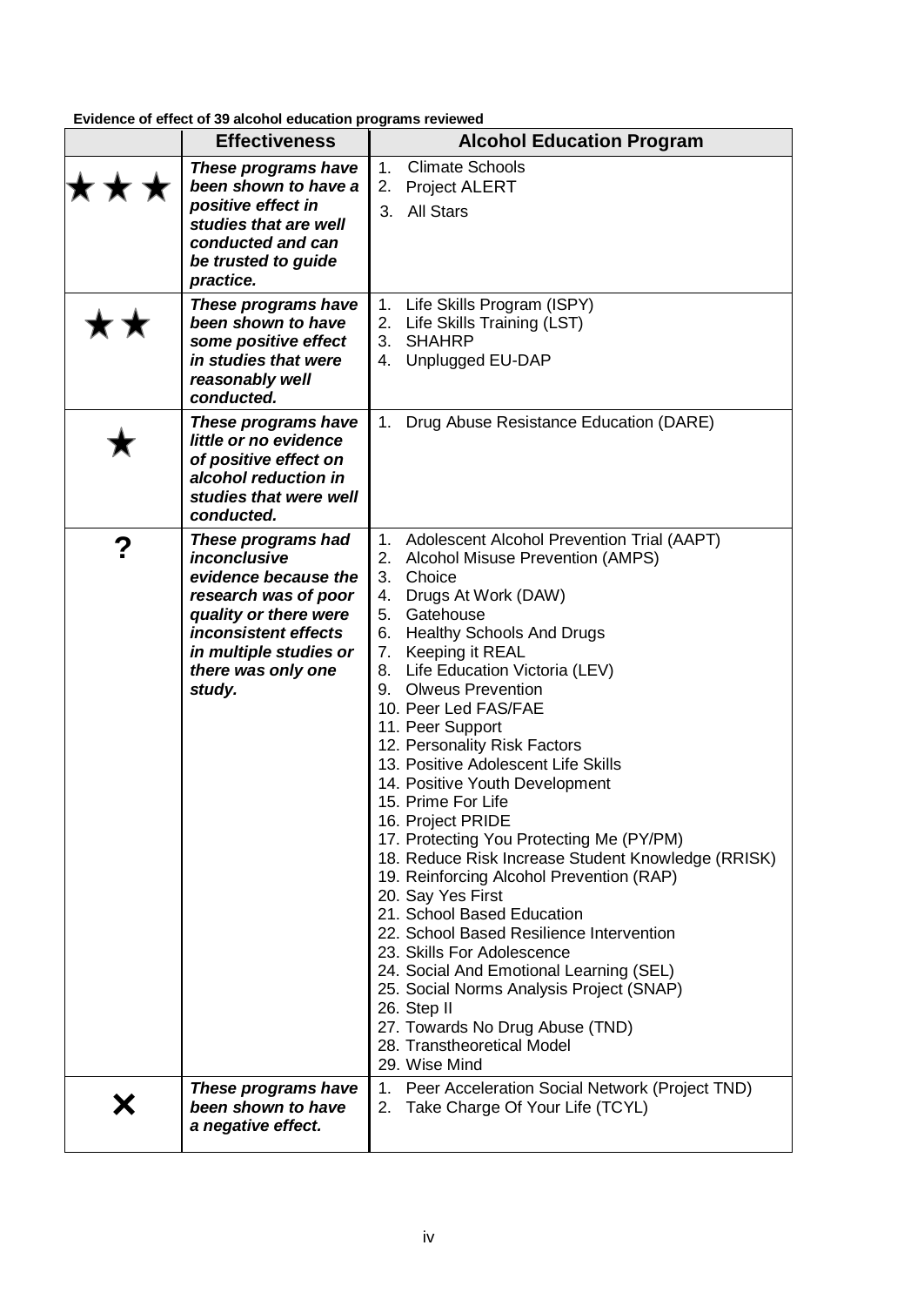**Evidence of effect of 39 alcohol education programs reviewed**

| | Effectiveness | Alcohol Education Program |
|---|---|---|
| ★★★ | ***These programs have been shown to have a positive effect in studies that are well conducted and can be trusted to guide practice.*** | 1. Climate Schools<br>2. Project ALERT<br>3. All Stars |
| ★★ | ***These programs have been shown to have some positive effect in studies that were reasonably well conducted.*** | 1. Life Skills Program (ISPY)<br>2. Life Skills Training (LST)<br>3. SHAHRP<br>4. Unplugged EU-DAP |
| ★ | ***These programs have little or no evidence of positive effect on alcohol reduction in studies that were well conducted.*** | 1. Drug Abuse Resistance Education (DARE) |
| ? | ***These programs had inconclusive evidence because the research was of poor quality or there were inconsistent effects in multiple studies or there was only one study.*** | 1. Adolescent Alcohol Prevention Trial (AAPT)<br>2. Alcohol Misuse Prevention (AMPS)<br>3. Choice<br>4. Drugs At Work (DAW)<br>5. Gatehouse<br>6. Healthy Schools And Drugs<br>7. Keeping it REAL<br>8. Life Education Victoria (LEV)<br>9. Olweus Prevention<br>10. Peer Led FAS/FAE<br>11. Peer Support<br>12. Personality Risk Factors<br>13. Positive Adolescent Life Skills<br>14. Positive Youth Development<br>15. Prime For Life<br>16. Project PRIDE<br>17. Protecting You Protecting Me (PY/PM)<br>18. Reduce Risk Increase Student Knowledge (RRISK)<br>19. Reinforcing Alcohol Prevention (RAP)<br>20. Say Yes First<br>21. School Based Education<br>22. School Based Resilience Intervention<br>23. Skills For Adolescence<br>24. Social And Emotional Learning (SEL)<br>25. Social Norms Analysis Project (SNAP)<br>26. Step II<br>27. Towards No Drug Abuse (TND)<br>28. Transtheoretical Model<br>29. Wise Mind |
| ✕ | ***These programs have been shown to have a negative effect.*** | 1. Peer Acceleration Social Network (Project TND)<br>2. Take Charge Of Your Life (TCYL) |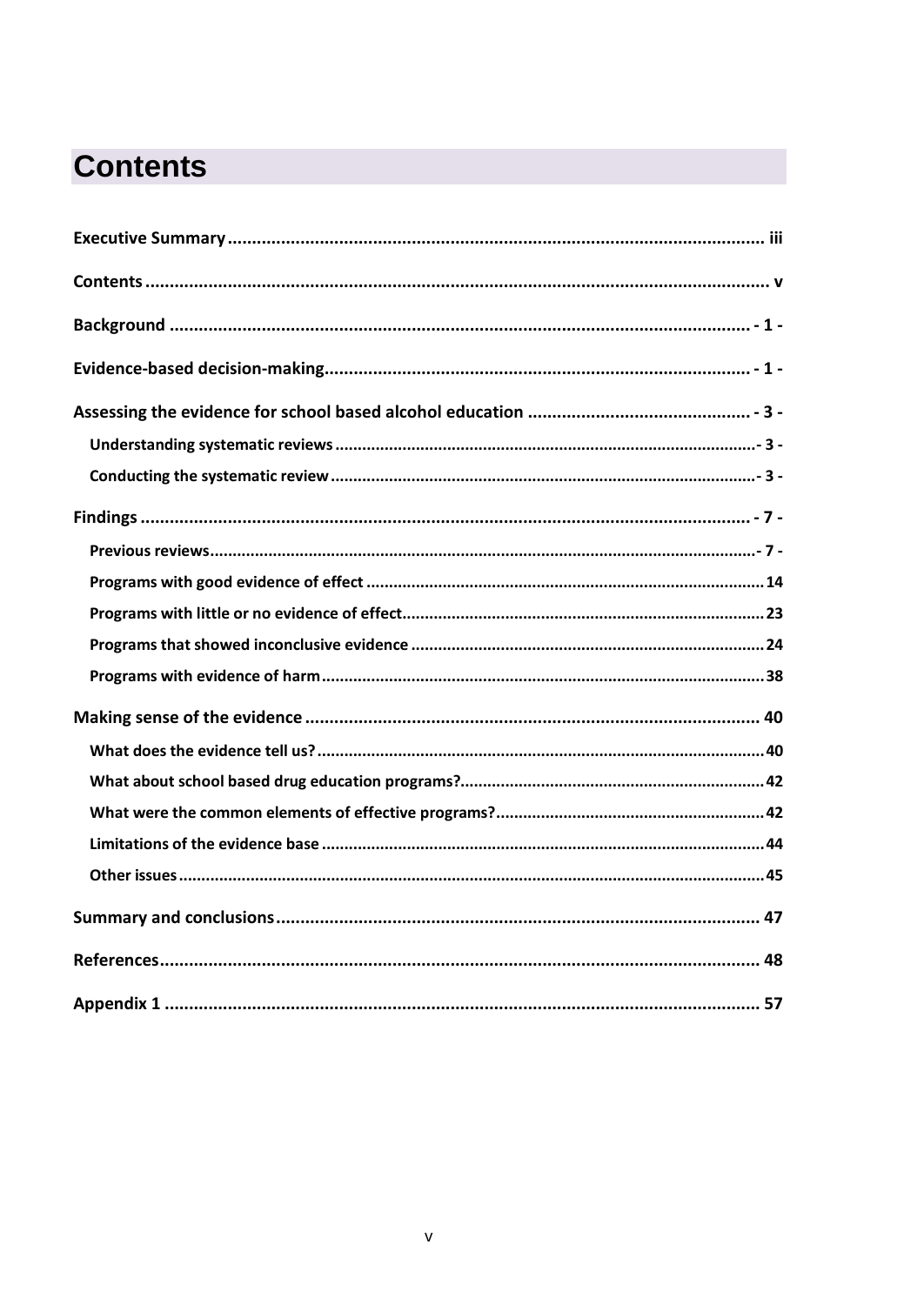# Contents

**Executive Summary** .......... iii

**Contents** .......... v

**Background** .......... - 1 -

**Evidence-based decision-making** .......... - 1 -

**Assessing the evidence for school based alcohol education** .......... - 3 -

- **Understanding systematic reviews** .......... - 3 -
- **Conducting the systematic review** .......... - 3 -

**Findings** .......... - 7 -

- **Previous reviews** .......... - 7 -
- **Programs with good evidence of effect** .......... 14
- **Programs with little or no evidence of effect** .......... 23
- **Programs that showed inconclusive evidence** .......... 24
- **Programs with evidence of harm** .......... 38

**Making sense of the evidence** .......... 40

- **What does the evidence tell us?** .......... 40
- **What about school based drug education programs?** .......... 42
- **What were the common elements of effective programs?** .......... 42
- **Limitations of the evidence base** .......... 44
- **Other issues** .......... 45

**Summary and conclusions** .......... 47

**References** .......... 48

**Appendix 1** .......... 57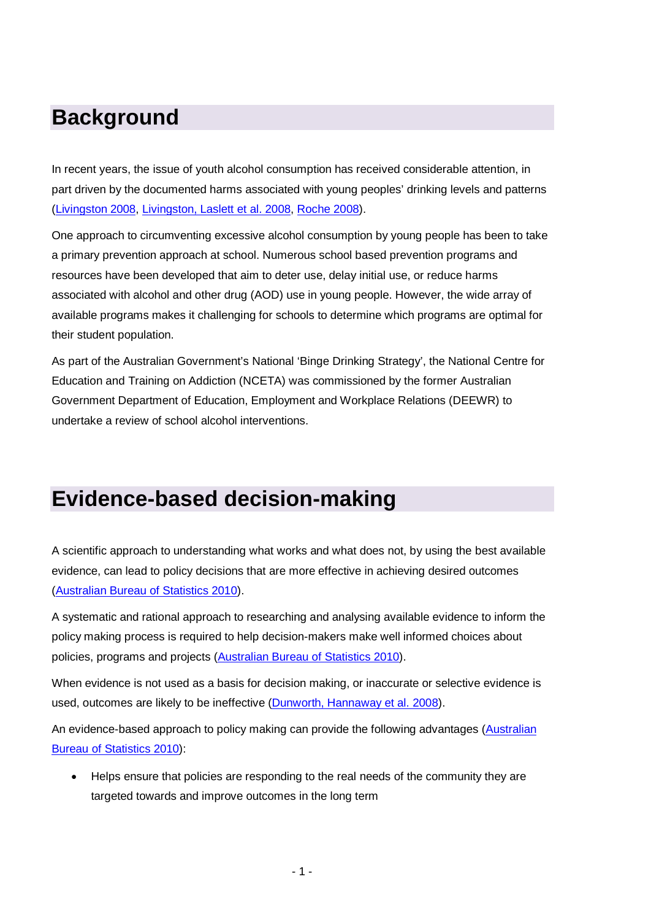# Background

In recent years, the issue of youth alcohol consumption has received considerable attention, in part driven by the documented harms associated with young peoples' drinking levels and patterns (Livingston 2008, Livingston, Laslett et al. 2008, Roche 2008).

One approach to circumventing excessive alcohol consumption by young people has been to take a primary prevention approach at school. Numerous school based prevention programs and resources have been developed that aim to deter use, delay initial use, or reduce harms associated with alcohol and other drug (AOD) use in young people. However, the wide array of available programs makes it challenging for schools to determine which programs are optimal for their student population.

As part of the Australian Government's National 'Binge Drinking Strategy', the National Centre for Education and Training on Addiction (NCETA) was commissioned by the former Australian Government Department of Education, Employment and Workplace Relations (DEEWR) to undertake a review of school alcohol interventions.

# Evidence-based decision-making

A scientific approach to understanding what works and what does not, by using the best available evidence, can lead to policy decisions that are more effective in achieving desired outcomes (Australian Bureau of Statistics 2010).

A systematic and rational approach to researching and analysing available evidence to inform the policy making process is required to help decision-makers make well informed choices about policies, programs and projects (Australian Bureau of Statistics 2010).

When evidence is not used as a basis for decision making, or inaccurate or selective evidence is used, outcomes are likely to be ineffective (Dunworth, Hannaway et al. 2008).

An evidence-based approach to policy making can provide the following advantages (Australian Bureau of Statistics 2010):

- Helps ensure that policies are responding to the real needs of the community they are targeted towards and improve outcomes in the long term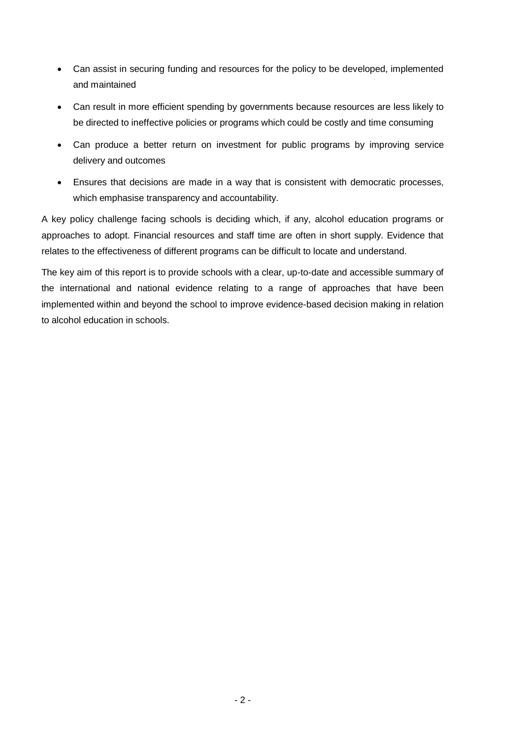- Can assist in securing funding and resources for the policy to be developed, implemented and maintained
- Can result in more efficient spending by governments because resources are less likely to be directed to ineffective policies or programs which could be costly and time consuming
- Can produce a better return on investment for public programs by improving service delivery and outcomes
- Ensures that decisions are made in a way that is consistent with democratic processes, which emphasise transparency and accountability.

A key policy challenge facing schools is deciding which, if any, alcohol education programs or approaches to adopt. Financial resources and staff time are often in short supply. Evidence that relates to the effectiveness of different programs can be difficult to locate and understand.

The key aim of this report is to provide schools with a clear, up-to-date and accessible summary of the international and national evidence relating to a range of approaches that have been implemented within and beyond the school to improve evidence-based decision making in relation to alcohol education in schools.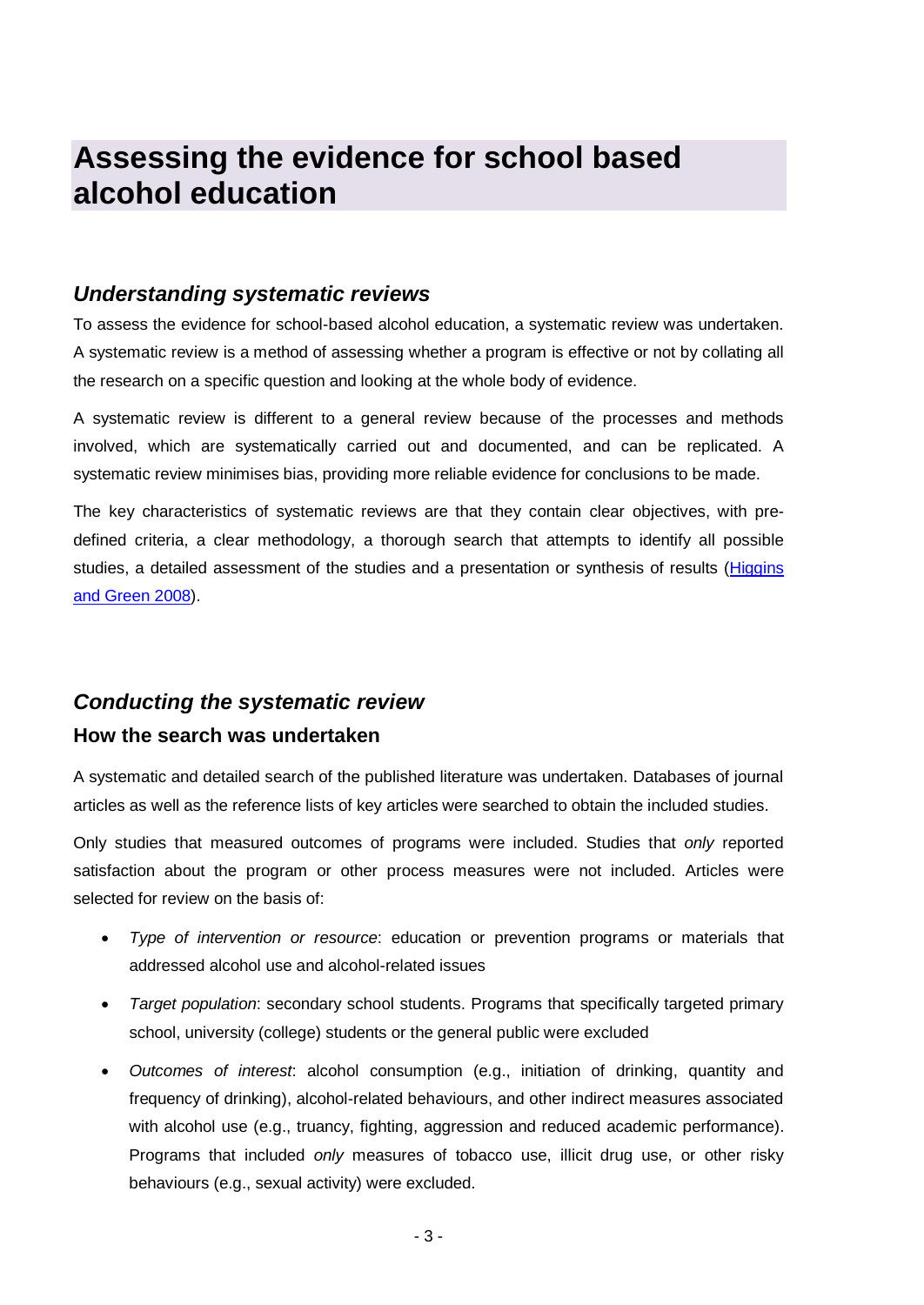# Assessing the evidence for school based alcohol education

## *Understanding systematic reviews*

To assess the evidence for school-based alcohol education, a systematic review was undertaken. A systematic review is a method of assessing whether a program is effective or not by collating all the research on a specific question and looking at the whole body of evidence.

A systematic review is different to a general review because of the processes and methods involved, which are systematically carried out and documented, and can be replicated. A systematic review minimises bias, providing more reliable evidence for conclusions to be made.

The key characteristics of systematic reviews are that they contain clear objectives, with pre-defined criteria, a clear methodology, a thorough search that attempts to identify all possible studies, a detailed assessment of the studies and a presentation or synthesis of results (Higgins and Green 2008).

## *Conducting the systematic review*

### How the search was undertaken

A systematic and detailed search of the published literature was undertaken. Databases of journal articles as well as the reference lists of key articles were searched to obtain the included studies.

Only studies that measured outcomes of programs were included. Studies that *only* reported satisfaction about the program or other process measures were not included. Articles were selected for review on the basis of:

- *Type of intervention or resource*: education or prevention programs or materials that addressed alcohol use and alcohol-related issues
- *Target population*: secondary school students. Programs that specifically targeted primary school, university (college) students or the general public were excluded
- *Outcomes of interest*: alcohol consumption (e.g., initiation of drinking, quantity and frequency of drinking), alcohol-related behaviours, and other indirect measures associated with alcohol use (e.g., truancy, fighting, aggression and reduced academic performance). Programs that included *only* measures of tobacco use, illicit drug use, or other risky behaviours (e.g., sexual activity) were excluded.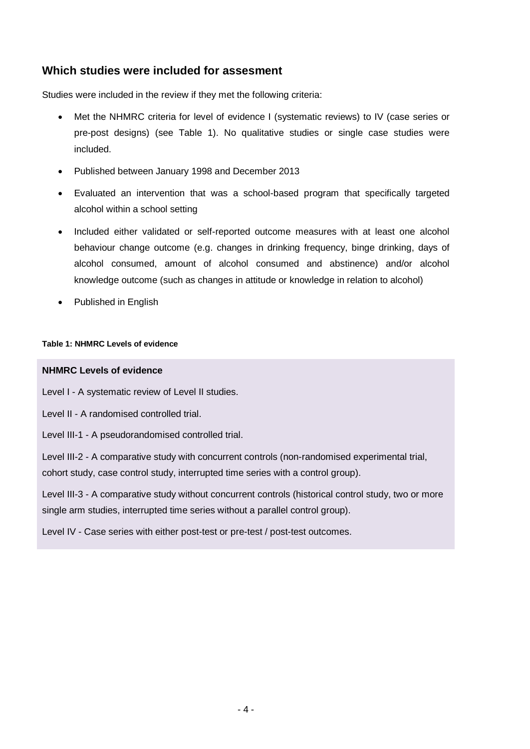## Which studies were included for assesment

Studies were included in the review if they met the following criteria:

- Met the NHMRC criteria for level of evidence I (systematic reviews) to IV (case series or pre-post designs) (see Table 1). No qualitative studies or single case studies were included.
- Published between January 1998 and December 2013
- Evaluated an intervention that was a school-based program that specifically targeted alcohol within a school setting
- Included either validated or self-reported outcome measures with at least one alcohol behaviour change outcome (e.g. changes in drinking frequency, binge drinking, days of alcohol consumed, amount of alcohol consumed and abstinence) and/or alcohol knowledge outcome (such as changes in attitude or knowledge in relation to alcohol)
- Published in English

**Table 1: NHMRC Levels of evidence**

**NHMRC Levels of evidence**

Level I - A systematic review of Level II studies.

Level II - A randomised controlled trial.

Level III-1 - A pseudorandomised controlled trial.

Level III-2 - A comparative study with concurrent controls (non-randomised experimental trial, cohort study, case control study, interrupted time series with a control group).

Level III-3 - A comparative study without concurrent controls (historical control study, two or more single arm studies, interrupted time series without a parallel control group).

Level IV - Case series with either post-test or pre-test / post-test outcomes.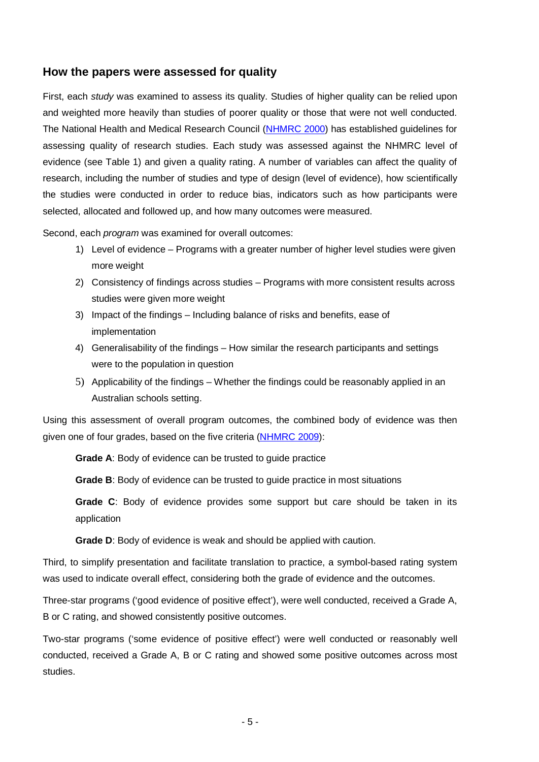## How the papers were assessed for quality

First, each *study* was examined to assess its quality. Studies of higher quality can be relied upon and weighted more heavily than studies of poorer quality or those that were not well conducted. The National Health and Medical Research Council (NHMRC 2000) has established guidelines for assessing quality of research studies. Each study was assessed against the NHMRC level of evidence (see Table 1) and given a quality rating. A number of variables can affect the quality of research, including the number of studies and type of design (level of evidence), how scientifically the studies were conducted in order to reduce bias, indicators such as how participants were selected, allocated and followed up, and how many outcomes were measured.

Second, each *program* was examined for overall outcomes:

1) Level of evidence – Programs with a greater number of higher level studies were given more weight
2) Consistency of findings across studies – Programs with more consistent results across studies were given more weight
3) Impact of the findings – Including balance of risks and benefits, ease of implementation
4) Generalisability of the findings – How similar the research participants and settings were to the population in question
5) Applicability of the findings – Whether the findings could be reasonably applied in an Australian schools setting.

Using this assessment of overall program outcomes, the combined body of evidence was then given one of four grades, based on the five criteria (NHMRC 2009):

**Grade A**: Body of evidence can be trusted to guide practice

**Grade B**: Body of evidence can be trusted to guide practice in most situations

**Grade C**: Body of evidence provides some support but care should be taken in its application

**Grade D**: Body of evidence is weak and should be applied with caution.

Third, to simplify presentation and facilitate translation to practice, a symbol-based rating system was used to indicate overall effect, considering both the grade of evidence and the outcomes.

Three-star programs ('good evidence of positive effect'), were well conducted, received a Grade A, B or C rating, and showed consistently positive outcomes.

Two-star programs ('some evidence of positive effect') were well conducted or reasonably well conducted, received a Grade A, B or C rating and showed some positive outcomes across most studies.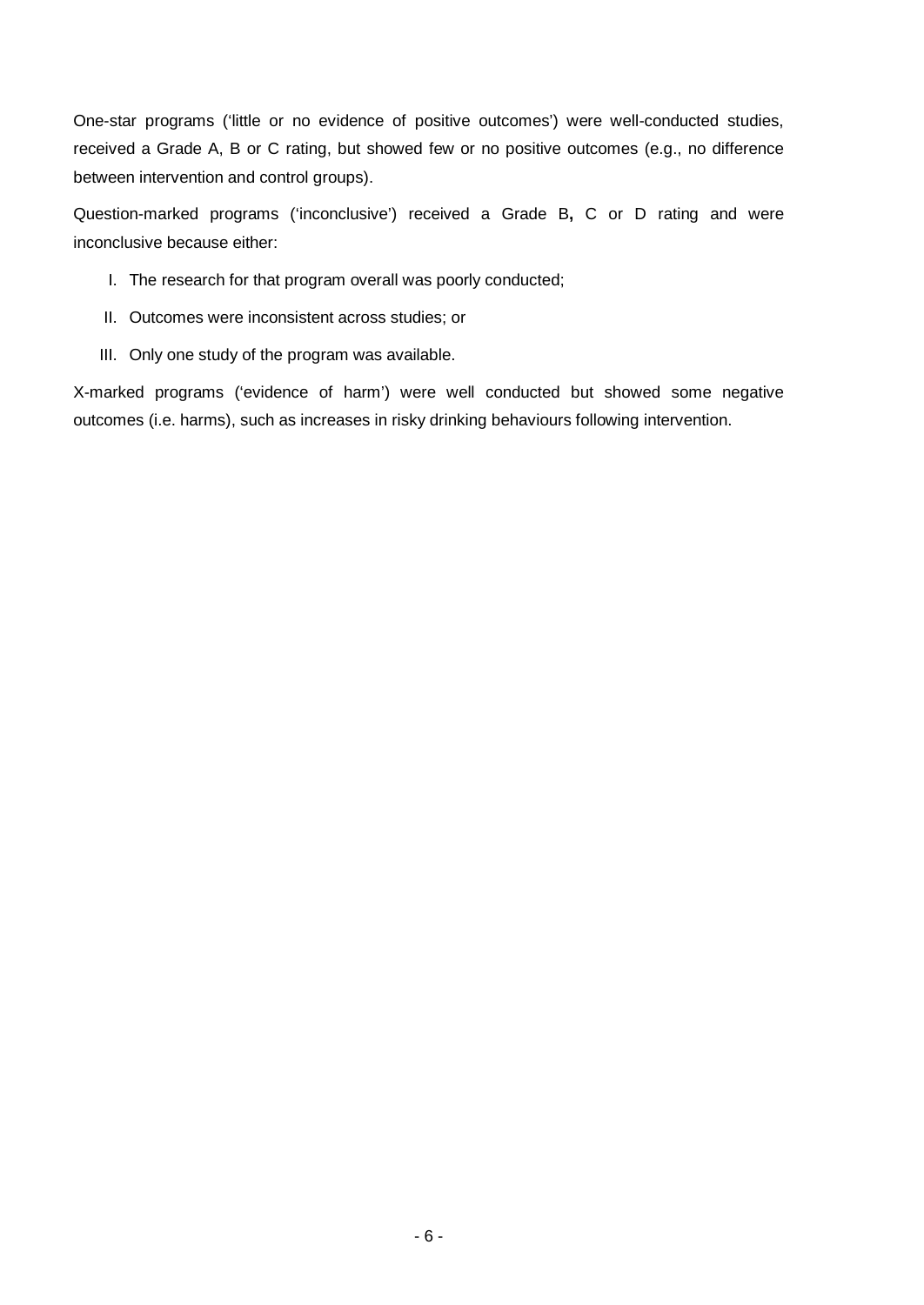One-star programs ('little or no evidence of positive outcomes') were well-conducted studies, received a Grade A, B or C rating, but showed few or no positive outcomes (e.g., no difference between intervention and control groups).

Question-marked programs ('inconclusive') received a Grade B**,** C or D rating and were inconclusive because either:

I. The research for that program overall was poorly conducted;

II. Outcomes were inconsistent across studies; or

III. Only one study of the program was available.

X-marked programs ('evidence of harm') were well conducted but showed some negative outcomes (i.e. harms), such as increases in risky drinking behaviours following intervention.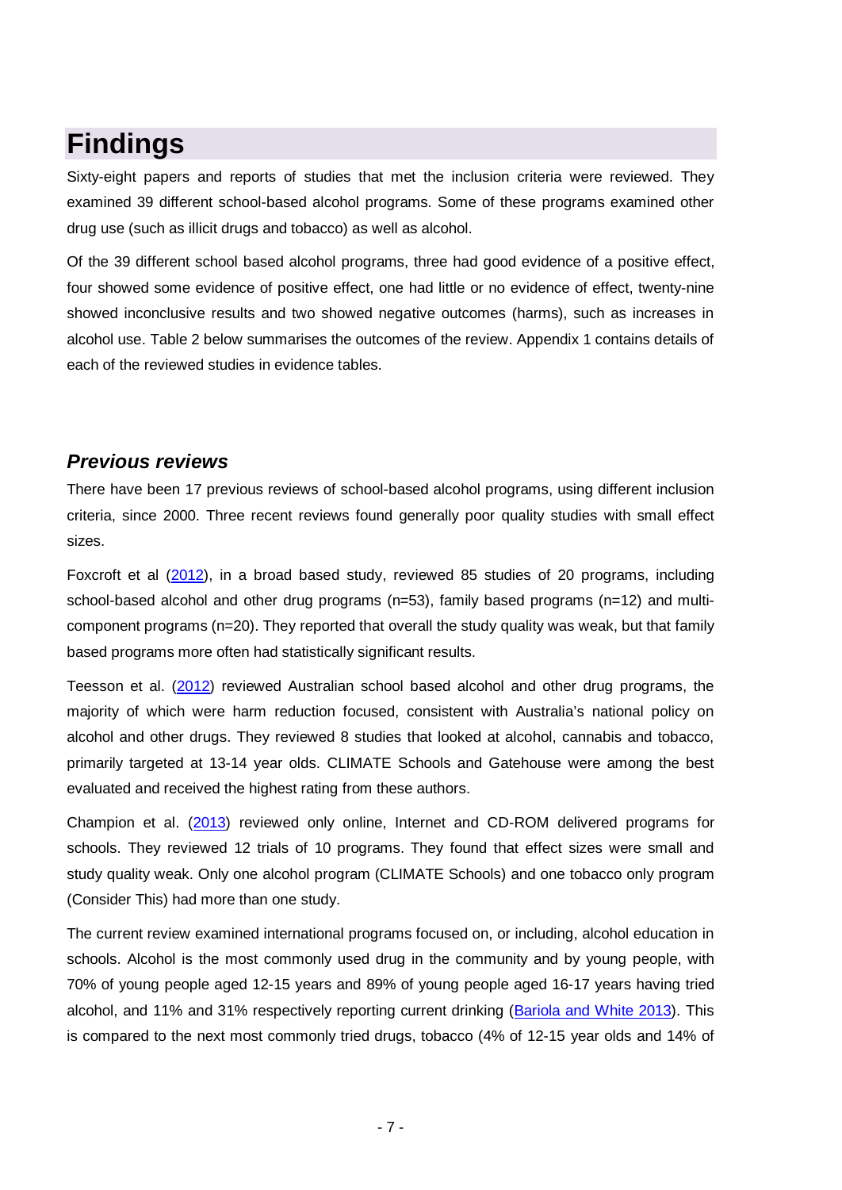# Findings

Sixty-eight papers and reports of studies that met the inclusion criteria were reviewed. They examined 39 different school-based alcohol programs. Some of these programs examined other drug use (such as illicit drugs and tobacco) as well as alcohol.

Of the 39 different school based alcohol programs, three had good evidence of a positive effect, four showed some evidence of positive effect, one had little or no evidence of effect, twenty-nine showed inconclusive results and two showed negative outcomes (harms), such as increases in alcohol use. Table 2 below summarises the outcomes of the review. Appendix 1 contains details of each of the reviewed studies in evidence tables.

## *Previous reviews*

There have been 17 previous reviews of school-based alcohol programs, using different inclusion criteria, since 2000. Three recent reviews found generally poor quality studies with small effect sizes.

Foxcroft et al (2012), in a broad based study, reviewed 85 studies of 20 programs, including school-based alcohol and other drug programs (n=53), family based programs (n=12) and multi-component programs (n=20). They reported that overall the study quality was weak, but that family based programs more often had statistically significant results.

Teesson et al. (2012) reviewed Australian school based alcohol and other drug programs, the majority of which were harm reduction focused, consistent with Australia's national policy on alcohol and other drugs. They reviewed 8 studies that looked at alcohol, cannabis and tobacco, primarily targeted at 13-14 year olds. CLIMATE Schools and Gatehouse were among the best evaluated and received the highest rating from these authors.

Champion et al. (2013) reviewed only online, Internet and CD-ROM delivered programs for schools. They reviewed 12 trials of 10 programs. They found that effect sizes were small and study quality weak. Only one alcohol program (CLIMATE Schools) and one tobacco only program (Consider This) had more than one study.

The current review examined international programs focused on, or including, alcohol education in schools. Alcohol is the most commonly used drug in the community and by young people, with 70% of young people aged 12-15 years and 89% of young people aged 16-17 years having tried alcohol, and 11% and 31% respectively reporting current drinking (Bariola and White 2013). This is compared to the next most commonly tried drugs, tobacco (4% of 12-15 year olds and 14% of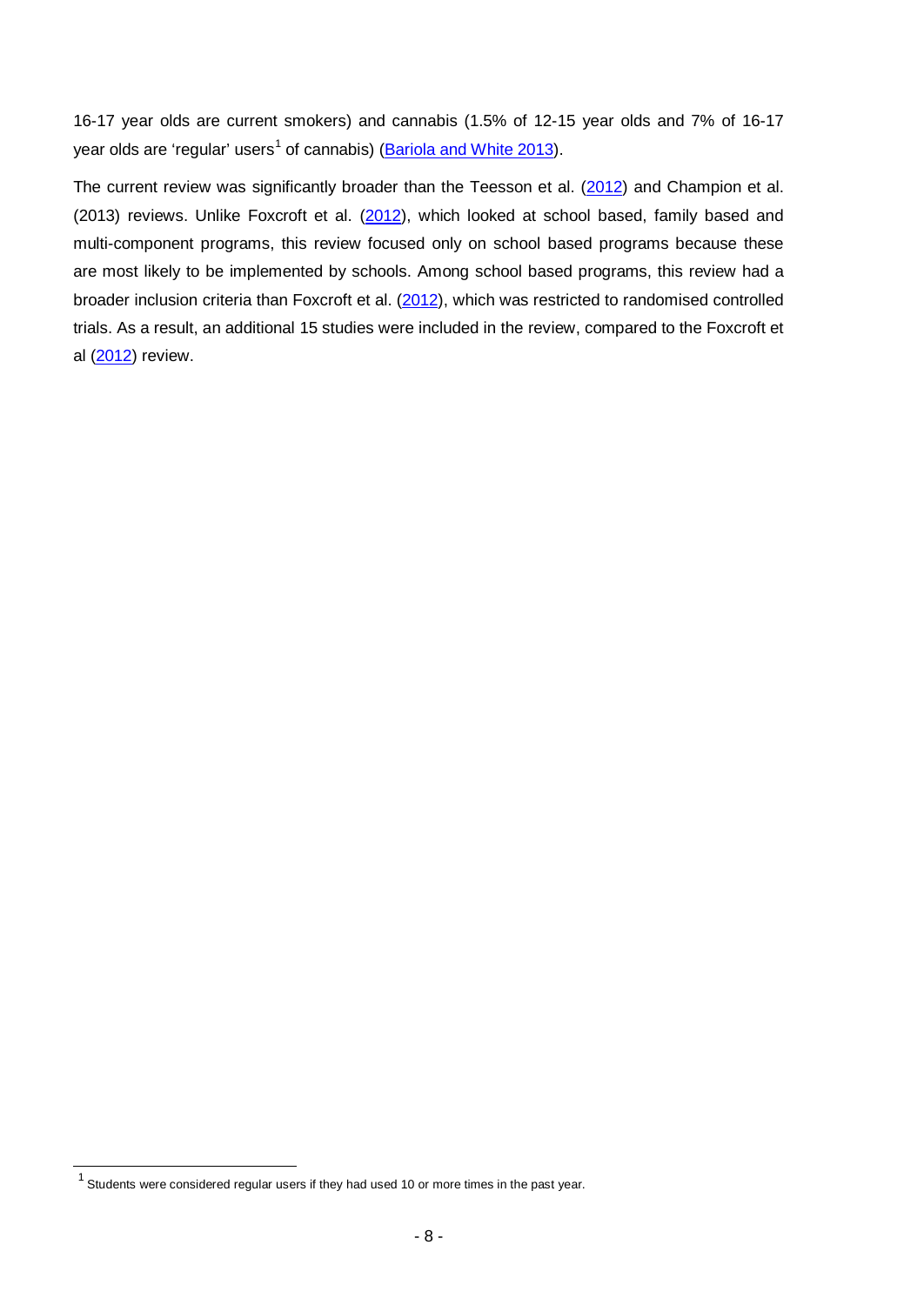16-17 year olds are current smokers) and cannabis (1.5% of 12-15 year olds and 7% of 16-17 year olds are 'regular' users[1] of cannabis) (Bariola and White 2013).

The current review was significantly broader than the Teesson et al. (2012) and Champion et al. (2013) reviews. Unlike Foxcroft et al. (2012), which looked at school based, family based and multi-component programs, this review focused only on school based programs because these are most likely to be implemented by schools. Among school based programs, this review had a broader inclusion criteria than Foxcroft et al. (2012), which was restricted to randomised controlled trials. As a result, an additional 15 studies were included in the review, compared to the Foxcroft et al (2012) review.

[1] Students were considered regular users if they had used 10 or more times in the past year.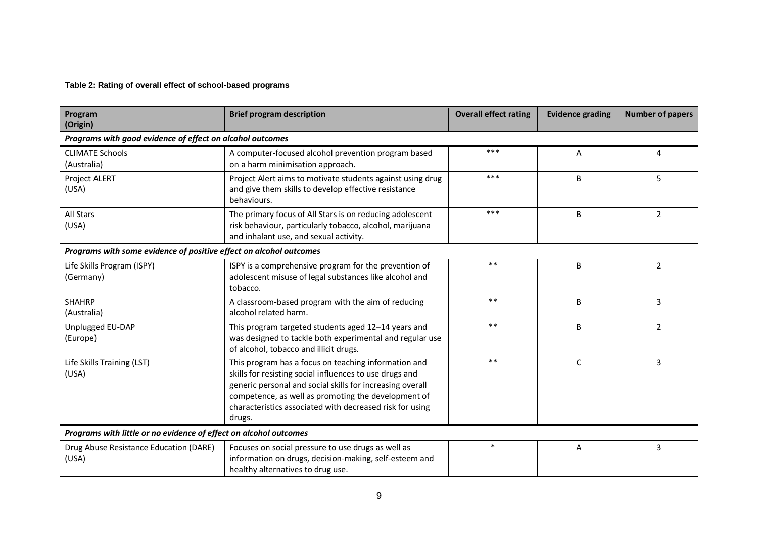**Table 2: Rating of overall effect of school-based programs**

| Program (Origin) | Brief program description | Overall effect rating | Evidence grading | Number of papers |
|---|---|---|---|---|
| ***Programs with good evidence of effect on alcohol outcomes*** | | | | |
| CLIMATE Schools (Australia) | A computer-focused alcohol prevention program based on a harm minimisation approach. | *** | A | 4 |
| Project ALERT (USA) | Project Alert aims to motivate students against using drug and give them skills to develop effective resistance behaviours. | *** | B | 5 |
| All Stars (USA) | The primary focus of All Stars is on reducing adolescent risk behaviour, particularly tobacco, alcohol, marijuana and inhalant use, and sexual activity. | *** | B | 2 |
| ***Programs with some evidence of positive effect on alcohol outcomes*** | | | | |
| Life Skills Program (ISPY) (Germany) | ISPY is a comprehensive program for the prevention of adolescent misuse of legal substances like alcohol and tobacco. | ** | B | 2 |
| SHAHRP (Australia) | A classroom-based program with the aim of reducing alcohol related harm. | ** | B | 3 |
| Unplugged EU-DAP (Europe) | This program targeted students aged 12–14 years and was designed to tackle both experimental and regular use of alcohol, tobacco and illicit drugs. | ** | B | 2 |
| Life Skills Training (LST) (USA) | This program has a focus on teaching information and skills for resisting social influences to use drugs and generic personal and social skills for increasing overall competence, as well as promoting the development of characteristics associated with decreased risk for using drugs. | ** | C | 3 |
| ***Programs with little or no evidence of effect on alcohol outcomes*** | | | | |
| Drug Abuse Resistance Education (DARE) (USA) | Focuses on social pressure to use drugs as well as information on drugs, decision-making, self-esteem and healthy alternatives to drug use. | * | A | 3 |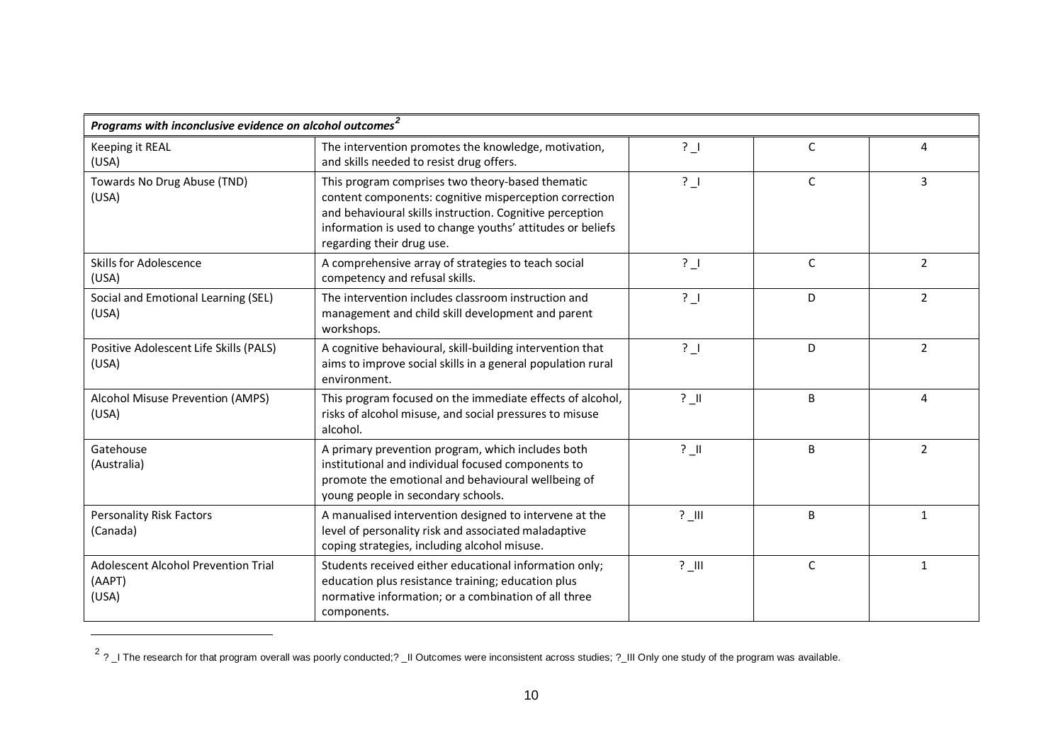| *Programs with inconclusive evidence on alcohol outcomes*[2] | | | | |
|---|---|---|---|---|
| Keeping it REAL (USA) | The intervention promotes the knowledge, motivation, and skills needed to resist drug offers. | ? _I | C | 4 |
| Towards No Drug Abuse (TND) (USA) | This program comprises two theory-based thematic content components: cognitive misperception correction and behavioural skills instruction. Cognitive perception information is used to change youths' attitudes or beliefs regarding their drug use. | ? _I | C | 3 |
| Skills for Adolescence (USA) | A comprehensive array of strategies to teach social competency and refusal skills. | ? _I | C | 2 |
| Social and Emotional Learning (SEL) (USA) | The intervention includes classroom instruction and management and child skill development and parent workshops. | ? _I | D | 2 |
| Positive Adolescent Life Skills (PALS) (USA) | A cognitive behavioural, skill-building intervention that aims to improve social skills in a general population rural environment. | ? _I | D | 2 |
| Alcohol Misuse Prevention (AMPS) (USA) | This program focused on the immediate effects of alcohol, risks of alcohol misuse, and social pressures to misuse alcohol. | ? _II | B | 4 |
| Gatehouse (Australia) | A primary prevention program, which includes both institutional and individual focused components to promote the emotional and behavioural wellbeing of young people in secondary schools. | ? _II | B | 2 |
| Personality Risk Factors (Canada) | A manualised intervention designed to intervene at the level of personality risk and associated maladaptive coping strategies, including alcohol misuse. | ? _III | B | 1 |
| Adolescent Alcohol Prevention Trial (AAPT) (USA) | Students received either educational information only; education plus resistance training; education plus normative information; or a combination of all three components. | ? _III | C | 1 |

[2] ? _I The research for that program overall was poorly conducted;? _II Outcomes were inconsistent across studies; ?_III Only one study of the program was available.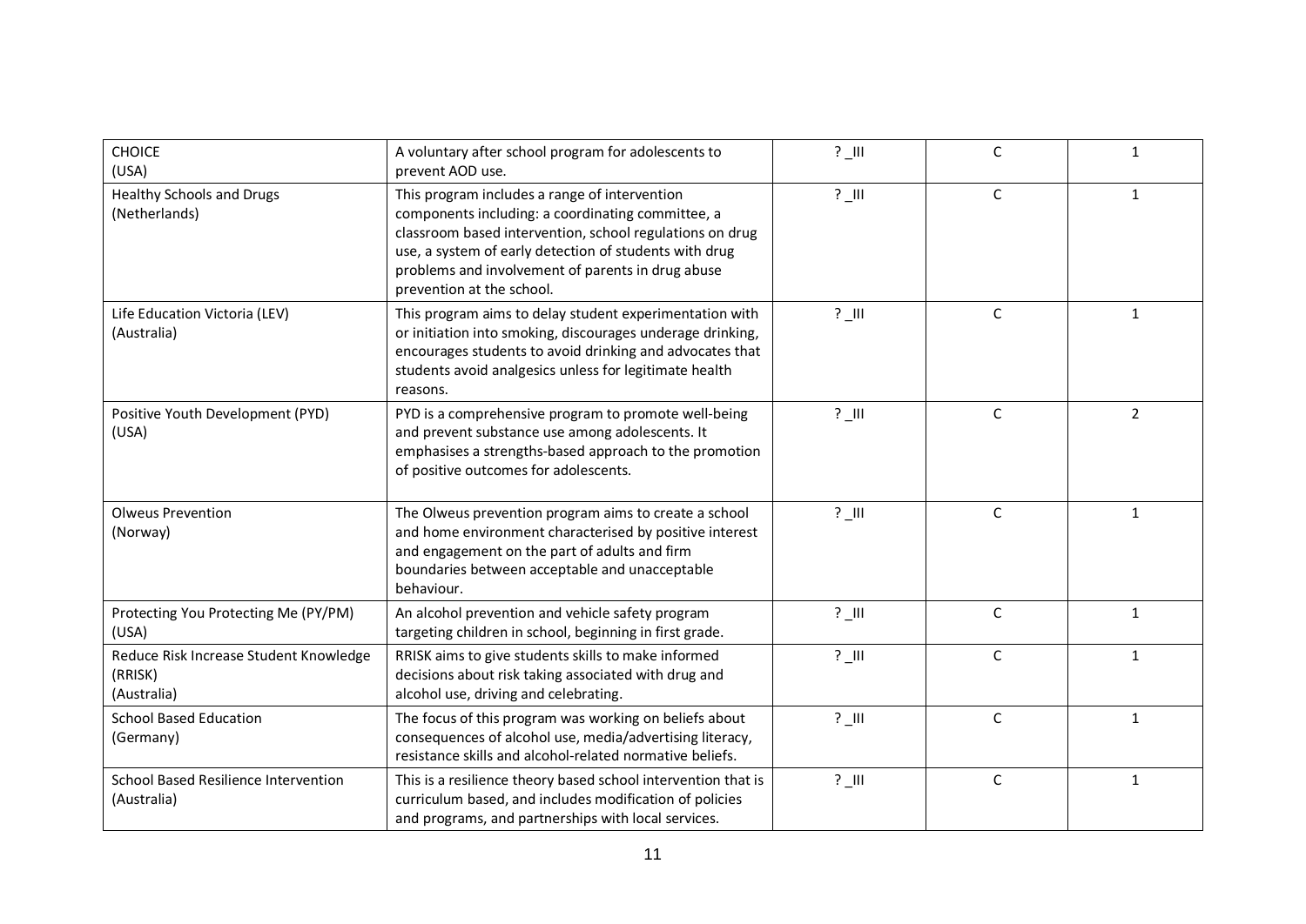| | | | | |
|---|---|---|---|---|
| CHOICE (USA) | A voluntary after school program for adolescents to prevent AOD use. | ? _III | C | 1 |
| Healthy Schools and Drugs (Netherlands) | This program includes a range of intervention components including: a coordinating committee, a classroom based intervention, school regulations on drug use, a system of early detection of students with drug problems and involvement of parents in drug abuse prevention at the school. | ? _III | C | 1 |
| Life Education Victoria (LEV) (Australia) | This program aims to delay student experimentation with or initiation into smoking, discourages underage drinking, encourages students to avoid drinking and advocates that students avoid analgesics unless for legitimate health reasons. | ? _III | C | 1 |
| Positive Youth Development (PYD) (USA) | PYD is a comprehensive program to promote well-being and prevent substance use among adolescents. It emphasises a strengths-based approach to the promotion of positive outcomes for adolescents. | ? _III | C | 2 |
| Olweus Prevention (Norway) | The Olweus prevention program aims to create a school and home environment characterised by positive interest and engagement on the part of adults and firm boundaries between acceptable and unacceptable behaviour. | ? _III | C | 1 |
| Protecting You Protecting Me (PY/PM) (USA) | An alcohol prevention and vehicle safety program targeting children in school, beginning in first grade. | ? _III | C | 1 |
| Reduce Risk Increase Student Knowledge (RRISK) (Australia) | RRISK aims to give students skills to make informed decisions about risk taking associated with drug and alcohol use, driving and celebrating. | ? _III | C | 1 |
| School Based Education (Germany) | The focus of this program was working on beliefs about consequences of alcohol use, media/advertising literacy, resistance skills and alcohol-related normative beliefs. | ? _III | C | 1 |
| School Based Resilience Intervention (Australia) | This is a resilience theory based school intervention that is curriculum based, and includes modification of policies and programs, and partnerships with local services. | ? _III | C | 1 |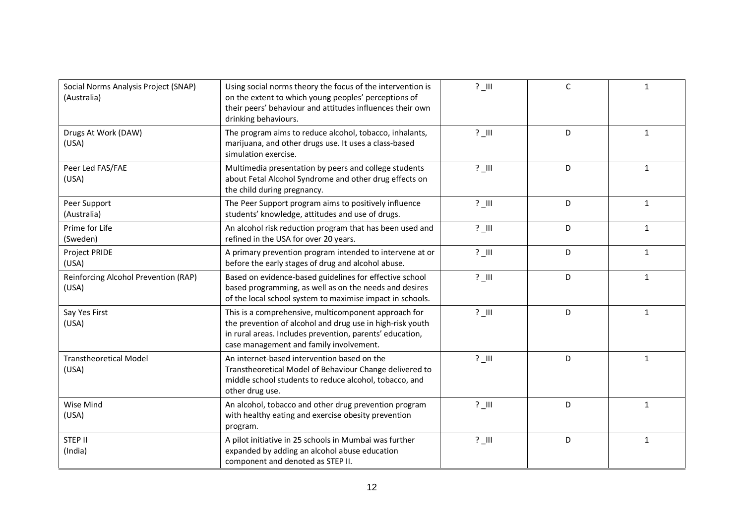| | | | | |
|---|---|---|---|---|
| Social Norms Analysis Project (SNAP) (Australia) | Using social norms theory the focus of the intervention is on the extent to which young peoples' perceptions of their peers' behaviour and attitudes influences their own drinking behaviours. | ? _III | C | 1 |
| Drugs At Work (DAW) (USA) | The program aims to reduce alcohol, tobacco, inhalants, marijuana, and other drugs use. It uses a class-based simulation exercise. | ? _III | D | 1 |
| Peer Led FAS/FAE (USA) | Multimedia presentation by peers and college students about Fetal Alcohol Syndrome and other drug effects on the child during pregnancy. | ? _III | D | 1 |
| Peer Support (Australia) | The Peer Support program aims to positively influence students' knowledge, attitudes and use of drugs. | ? _III | D | 1 |
| Prime for Life (Sweden) | An alcohol risk reduction program that has been used and refined in the USA for over 20 years. | ? _III | D | 1 |
| Project PRIDE (USA) | A primary prevention program intended to intervene at or before the early stages of drug and alcohol abuse. | ? _III | D | 1 |
| Reinforcing Alcohol Prevention (RAP) (USA) | Based on evidence-based guidelines for effective school based programming, as well as on the needs and desires of the local school system to maximise impact in schools. | ? _III | D | 1 |
| Say Yes First (USA) | This is a comprehensive, multicomponent approach for the prevention of alcohol and drug use in high-risk youth in rural areas. Includes prevention, parents' education, case management and family involvement. | ? _III | D | 1 |
| Transtheoretical Model (USA) | An internet-based intervention based on the Transtheoretical Model of Behaviour Change delivered to middle school students to reduce alcohol, tobacco, and other drug use. | ? _III | D | 1 |
| Wise Mind (USA) | An alcohol, tobacco and other drug prevention program with healthy eating and exercise obesity prevention program. | ? _III | D | 1 |
| STEP II (India) | A pilot initiative in 25 schools in Mumbai was further expanded by adding an alcohol abuse education component and denoted as STEP II. | ? _III | D | 1 |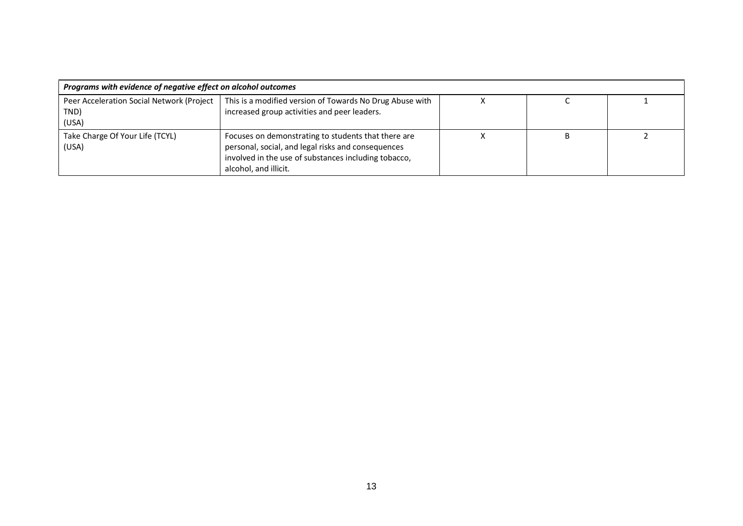| Programs with evidence of negative effect on alcohol outcomes | | | | |
|---|---|---|---|---|
| Peer Acceleration Social Network (Project TND) (USA) | This is a modified version of Towards No Drug Abuse with increased group activities and peer leaders. | X | C | 1 |
| Take Charge Of Your Life (TCYL) (USA) | Focuses on demonstrating to students that there are personal, social, and legal risks and consequences involved in the use of substances including tobacco, alcohol, and illicit. | X | B | 2 |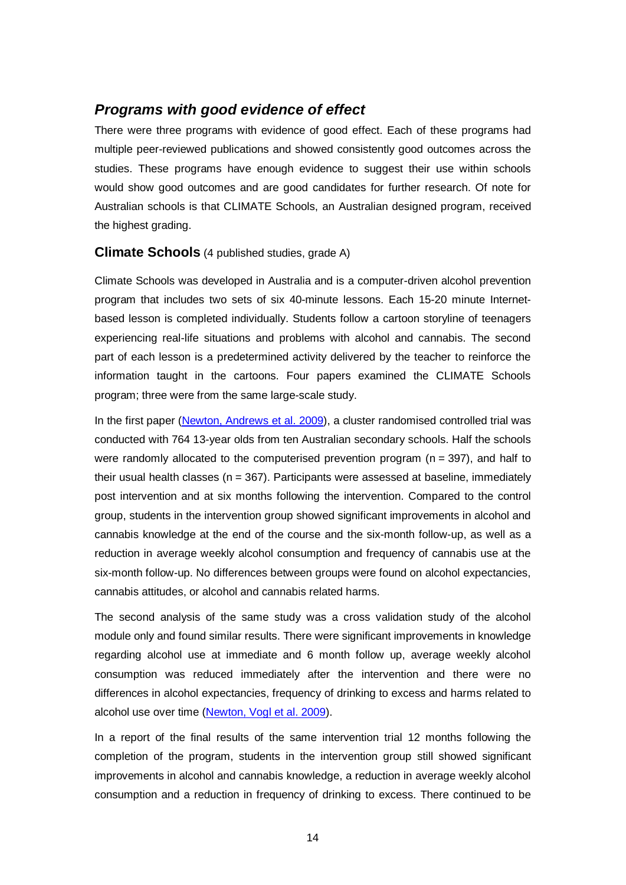### *Programs with good evidence of effect*

There were three programs with evidence of good effect. Each of these programs had multiple peer-reviewed publications and showed consistently good outcomes across the studies. These programs have enough evidence to suggest their use within schools would show good outcomes and are good candidates for further research. Of note for Australian schools is that CLIMATE Schools, an Australian designed program, received the highest grading.

**Climate Schools** (4 published studies, grade A)

Climate Schools was developed in Australia and is a computer-driven alcohol prevention program that includes two sets of six 40-minute lessons. Each 15-20 minute Internet-based lesson is completed individually. Students follow a cartoon storyline of teenagers experiencing real-life situations and problems with alcohol and cannabis. The second part of each lesson is a predetermined activity delivered by the teacher to reinforce the information taught in the cartoons. Four papers examined the CLIMATE Schools program; three were from the same large-scale study.

In the first paper (Newton, Andrews et al. 2009), a cluster randomised controlled trial was conducted with 764 13-year olds from ten Australian secondary schools. Half the schools were randomly allocated to the computerised prevention program (n = 397), and half to their usual health classes (n = 367). Participants were assessed at baseline, immediately post intervention and at six months following the intervention. Compared to the control group, students in the intervention group showed significant improvements in alcohol and cannabis knowledge at the end of the course and the six-month follow-up, as well as a reduction in average weekly alcohol consumption and frequency of cannabis use at the six-month follow-up. No differences between groups were found on alcohol expectancies, cannabis attitudes, or alcohol and cannabis related harms.

The second analysis of the same study was a cross validation study of the alcohol module only and found similar results. There were significant improvements in knowledge regarding alcohol use at immediate and 6 month follow up, average weekly alcohol consumption was reduced immediately after the intervention and there were no differences in alcohol expectancies, frequency of drinking to excess and harms related to alcohol use over time (Newton, Vogl et al. 2009).

In a report of the final results of the same intervention trial 12 months following the completion of the program, students in the intervention group still showed significant improvements in alcohol and cannabis knowledge, a reduction in average weekly alcohol consumption and a reduction in frequency of drinking to excess. There continued to be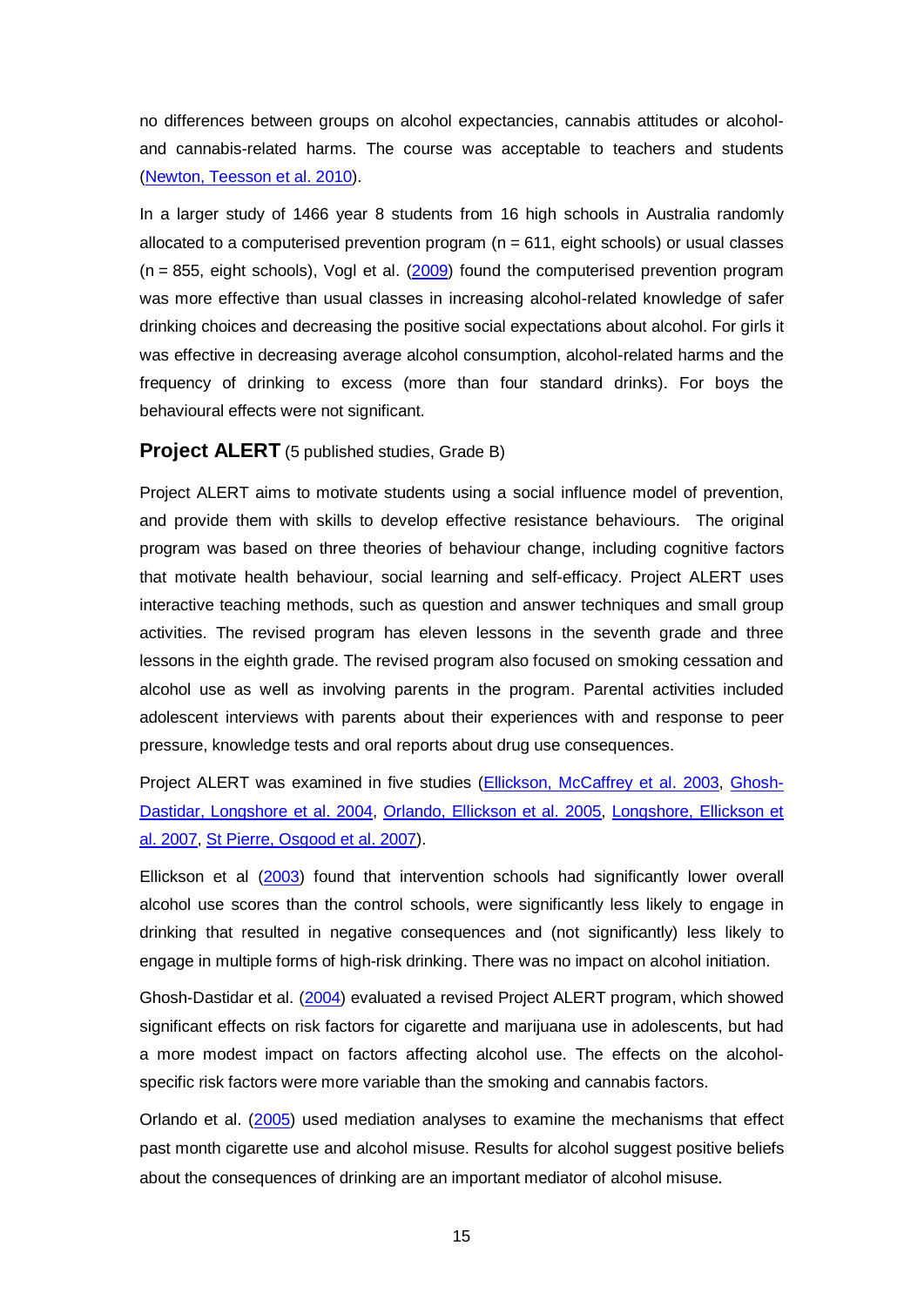no differences between groups on alcohol expectancies, cannabis attitudes or alcohol- and cannabis-related harms. The course was acceptable to teachers and students (Newton, Teesson et al. 2010).

In a larger study of 1466 year 8 students from 16 high schools in Australia randomly allocated to a computerised prevention program (n = 611, eight schools) or usual classes (n = 855, eight schools), Vogl et al. (2009) found the computerised prevention program was more effective than usual classes in increasing alcohol-related knowledge of safer drinking choices and decreasing the positive social expectations about alcohol. For girls it was effective in decreasing average alcohol consumption, alcohol-related harms and the frequency of drinking to excess (more than four standard drinks). For boys the behavioural effects were not significant.

### **Project ALERT** (5 published studies, Grade B)

Project ALERT aims to motivate students using a social influence model of prevention, and provide them with skills to develop effective resistance behaviours. The original program was based on three theories of behaviour change, including cognitive factors that motivate health behaviour, social learning and self-efficacy. Project ALERT uses interactive teaching methods, such as question and answer techniques and small group activities. The revised program has eleven lessons in the seventh grade and three lessons in the eighth grade. The revised program also focused on smoking cessation and alcohol use as well as involving parents in the program. Parental activities included adolescent interviews with parents about their experiences with and response to peer pressure, knowledge tests and oral reports about drug use consequences.

Project ALERT was examined in five studies (Ellickson, McCaffrey et al. 2003, Ghosh-Dastidar, Longshore et al. 2004, Orlando, Ellickson et al. 2005, Longshore, Ellickson et al. 2007, St Pierre, Osgood et al. 2007).

Ellickson et al (2003) found that intervention schools had significantly lower overall alcohol use scores than the control schools, were significantly less likely to engage in drinking that resulted in negative consequences and (not significantly) less likely to engage in multiple forms of high-risk drinking. There was no impact on alcohol initiation.

Ghosh-Dastidar et al. (2004) evaluated a revised Project ALERT program, which showed significant effects on risk factors for cigarette and marijuana use in adolescents, but had a more modest impact on factors affecting alcohol use. The effects on the alcohol-specific risk factors were more variable than the smoking and cannabis factors.

Orlando et al. (2005) used mediation analyses to examine the mechanisms that effect past month cigarette use and alcohol misuse. Results for alcohol suggest positive beliefs about the consequences of drinking are an important mediator of alcohol misuse.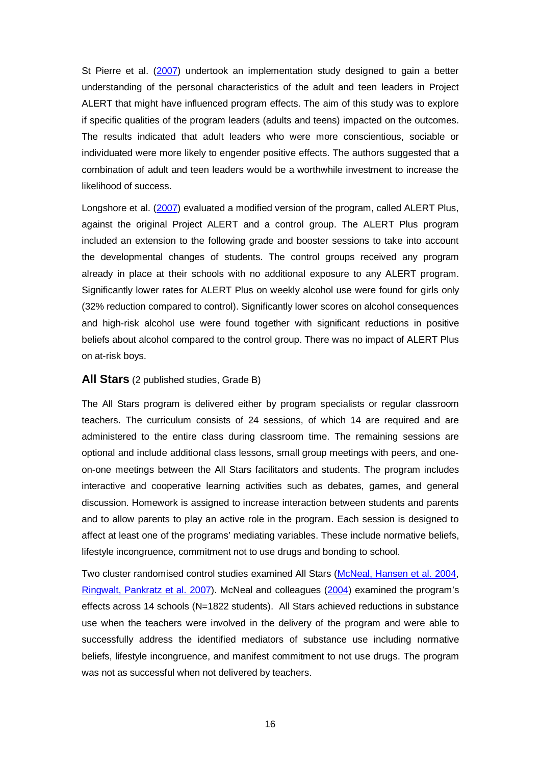St Pierre et al. (2007) undertook an implementation study designed to gain a better understanding of the personal characteristics of the adult and teen leaders in Project ALERT that might have influenced program effects. The aim of this study was to explore if specific qualities of the program leaders (adults and teens) impacted on the outcomes. The results indicated that adult leaders who were more conscientious, sociable or individuated were more likely to engender positive effects. The authors suggested that a combination of adult and teen leaders would be a worthwhile investment to increase the likelihood of success.

Longshore et al. (2007) evaluated a modified version of the program, called ALERT Plus, against the original Project ALERT and a control group. The ALERT Plus program included an extension to the following grade and booster sessions to take into account the developmental changes of students. The control groups received any program already in place at their schools with no additional exposure to any ALERT program. Significantly lower rates for ALERT Plus on weekly alcohol use were found for girls only (32% reduction compared to control). Significantly lower scores on alcohol consequences and high-risk alcohol use were found together with significant reductions in positive beliefs about alcohol compared to the control group. There was no impact of ALERT Plus on at-risk boys.

### All Stars (2 published studies, Grade B)

The All Stars program is delivered either by program specialists or regular classroom teachers. The curriculum consists of 24 sessions, of which 14 are required and are administered to the entire class during classroom time. The remaining sessions are optional and include additional class lessons, small group meetings with peers, and one-on-one meetings between the All Stars facilitators and students. The program includes interactive and cooperative learning activities such as debates, games, and general discussion. Homework is assigned to increase interaction between students and parents and to allow parents to play an active role in the program. Each session is designed to affect at least one of the programs' mediating variables. These include normative beliefs, lifestyle incongruence, commitment not to use drugs and bonding to school.

Two cluster randomised control studies examined All Stars (McNeal, Hansen et al. 2004, Ringwalt, Pankratz et al. 2007). McNeal and colleagues (2004) examined the program's effects across 14 schools (N=1822 students). All Stars achieved reductions in substance use when the teachers were involved in the delivery of the program and were able to successfully address the identified mediators of substance use including normative beliefs, lifestyle incongruence, and manifest commitment to not use drugs. The program was not as successful when not delivered by teachers.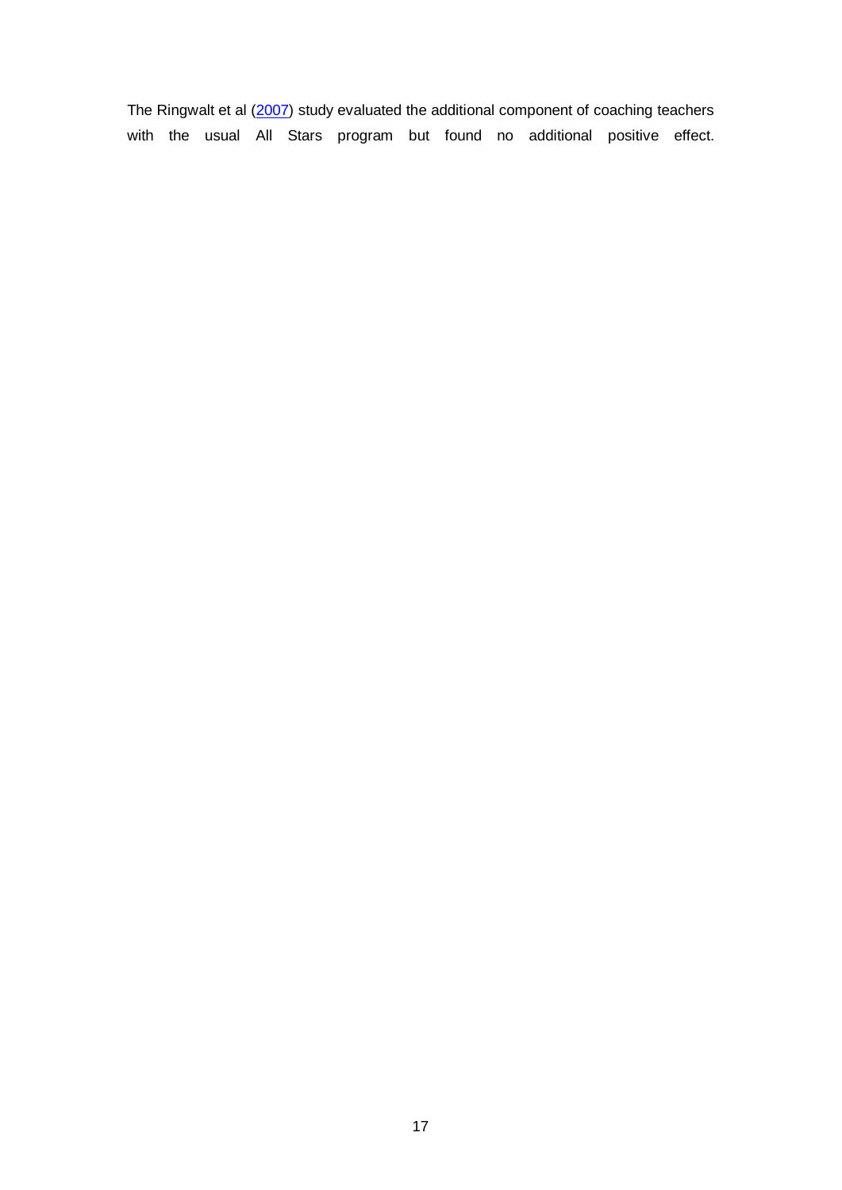The Ringwalt et al (2007) study evaluated the additional component of coaching teachers with the usual All Stars program but found no additional positive effect.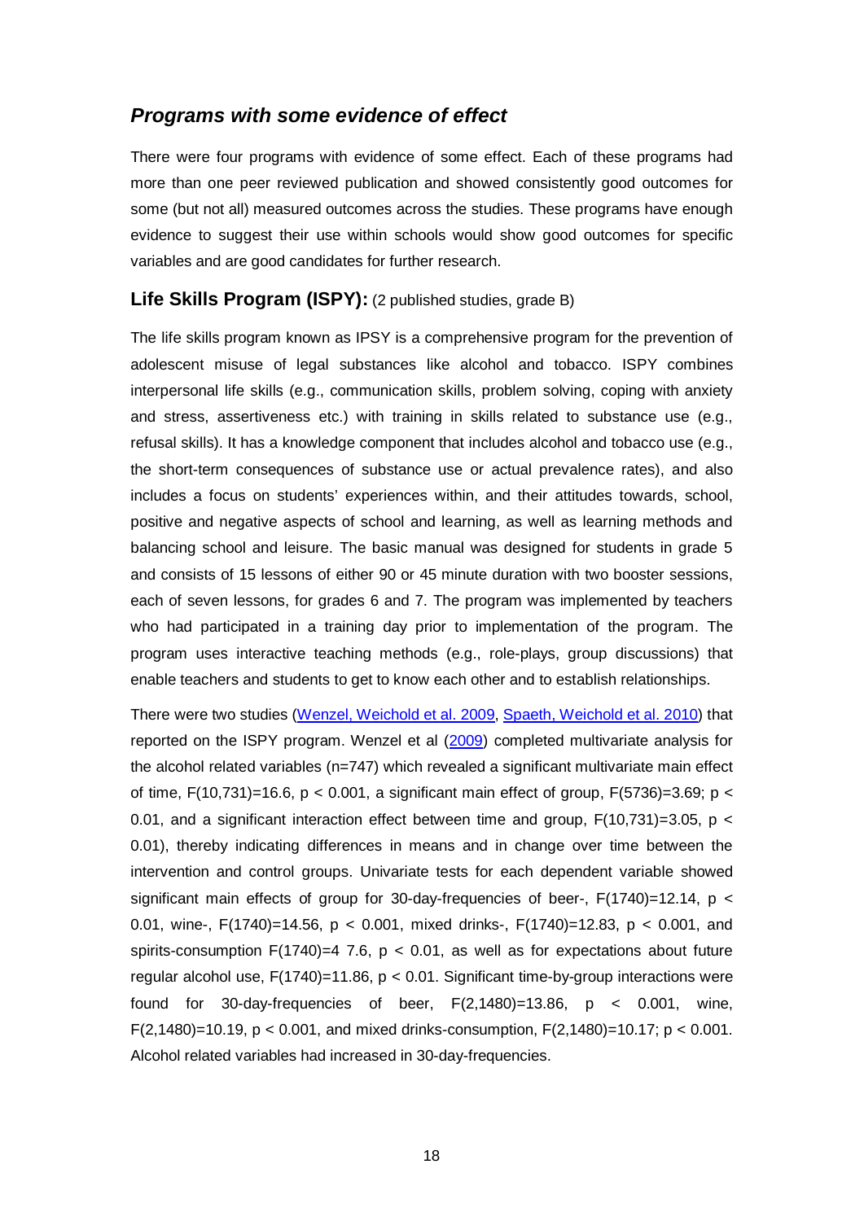## *Programs with some evidence of effect*

There were four programs with evidence of some effect. Each of these programs had more than one peer reviewed publication and showed consistently good outcomes for some (but not all) measured outcomes across the studies. These programs have enough evidence to suggest their use within schools would show good outcomes for specific variables and are good candidates for further research.

### **Life Skills Program (ISPY):** (2 published studies, grade B)

The life skills program known as IPSY is a comprehensive program for the prevention of adolescent misuse of legal substances like alcohol and tobacco. ISPY combines interpersonal life skills (e.g., communication skills, problem solving, coping with anxiety and stress, assertiveness etc.) with training in skills related to substance use (e.g., refusal skills). It has a knowledge component that includes alcohol and tobacco use (e.g., the short-term consequences of substance use or actual prevalence rates), and also includes a focus on students' experiences within, and their attitudes towards, school, positive and negative aspects of school and learning, as well as learning methods and balancing school and leisure. The basic manual was designed for students in grade 5 and consists of 15 lessons of either 90 or 45 minute duration with two booster sessions, each of seven lessons, for grades 6 and 7. The program was implemented by teachers who had participated in a training day prior to implementation of the program. The program uses interactive teaching methods (e.g., role-plays, group discussions) that enable teachers and students to get to know each other and to establish relationships.

There were two studies (Wenzel, Weichold et al. 2009, Spaeth, Weichold et al. 2010) that reported on the ISPY program. Wenzel et al (2009) completed multivariate analysis for the alcohol related variables (n=747) which revealed a significant multivariate main effect of time, $F(10,731)=16.6$, $p < 0.001$, a significant main effect of group, $F(5736)=3.69$; $p < 0.01$, and a significant interaction effect between time and group, $F(10,731)=3.05$, $p < 0.01$), thereby indicating differences in means and in change over time between the intervention and control groups. Univariate tests for each dependent variable showed significant main effects of group for 30-day-frequencies of beer-, $F(1740)=12.14$, $p < 0.01$, wine-, $F(1740)=14.56$, $p < 0.001$, mixed drinks-, $F(1740)=12.83$, $p < 0.001$, and spirits-consumption $F(1740)=4\ 7.6$, $p < 0.01$, as well as for expectations about future regular alcohol use, $F(1740)=11.86$, $p < 0.01$. Significant time-by-group interactions were found for 30-day-frequencies of beer, $F(2,1480)=13.86$, $p < 0.001$, wine, $F(2,1480)=10.19$, $p < 0.001$, and mixed drinks-consumption, $F(2,1480)=10.17$; $p < 0.001$. Alcohol related variables had increased in 30-day-frequencies.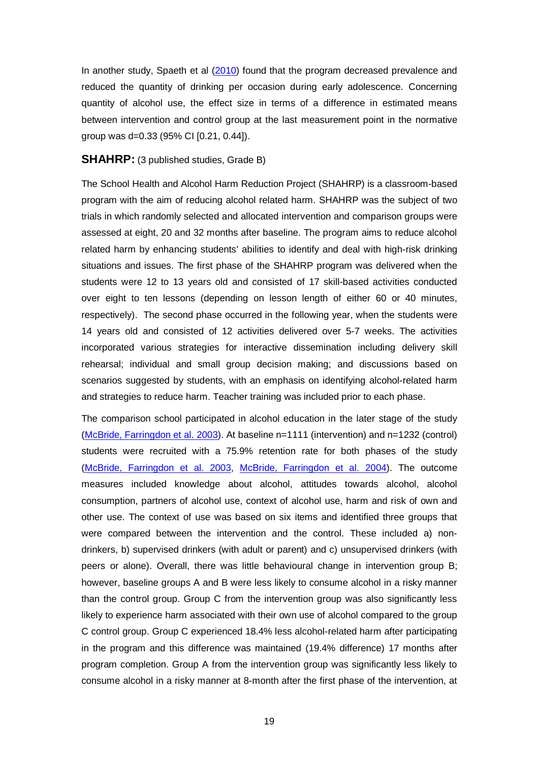In another study, Spaeth et al (2010) found that the program decreased prevalence and reduced the quantity of drinking per occasion during early adolescence. Concerning quantity of alcohol use, the effect size in terms of a difference in estimated means between intervention and control group at the last measurement point in the normative group was d=0.33 (95% CI [0.21, 0.44]).

**SHAHRP:** (3 published studies, Grade B)

The School Health and Alcohol Harm Reduction Project (SHAHRP) is a classroom-based program with the aim of reducing alcohol related harm. SHAHRP was the subject of two trials in which randomly selected and allocated intervention and comparison groups were assessed at eight, 20 and 32 months after baseline. The program aims to reduce alcohol related harm by enhancing students' abilities to identify and deal with high-risk drinking situations and issues. The first phase of the SHAHRP program was delivered when the students were 12 to 13 years old and consisted of 17 skill-based activities conducted over eight to ten lessons (depending on lesson length of either 60 or 40 minutes, respectively). The second phase occurred in the following year, when the students were 14 years old and consisted of 12 activities delivered over 5-7 weeks. The activities incorporated various strategies for interactive dissemination including delivery skill rehearsal; individual and small group decision making; and discussions based on scenarios suggested by students, with an emphasis on identifying alcohol-related harm and strategies to reduce harm. Teacher training was included prior to each phase.

The comparison school participated in alcohol education in the later stage of the study (McBride, Farringdon et al. 2003). At baseline n=1111 (intervention) and n=1232 (control) students were recruited with a 75.9% retention rate for both phases of the study (McBride, Farringdon et al. 2003, McBride, Farringdon et al. 2004). The outcome measures included knowledge about alcohol, attitudes towards alcohol, alcohol consumption, partners of alcohol use, context of alcohol use, harm and risk of own and other use. The context of use was based on six items and identified three groups that were compared between the intervention and the control. These included a) non-drinkers, b) supervised drinkers (with adult or parent) and c) unsupervised drinkers (with peers or alone). Overall, there was little behavioural change in intervention group B; however, baseline groups A and B were less likely to consume alcohol in a risky manner than the control group. Group C from the intervention group was also significantly less likely to experience harm associated with their own use of alcohol compared to the group C control group. Group C experienced 18.4% less alcohol-related harm after participating in the program and this difference was maintained (19.4% difference) 17 months after program completion. Group A from the intervention group was significantly less likely to consume alcohol in a risky manner at 8-month after the first phase of the intervention, at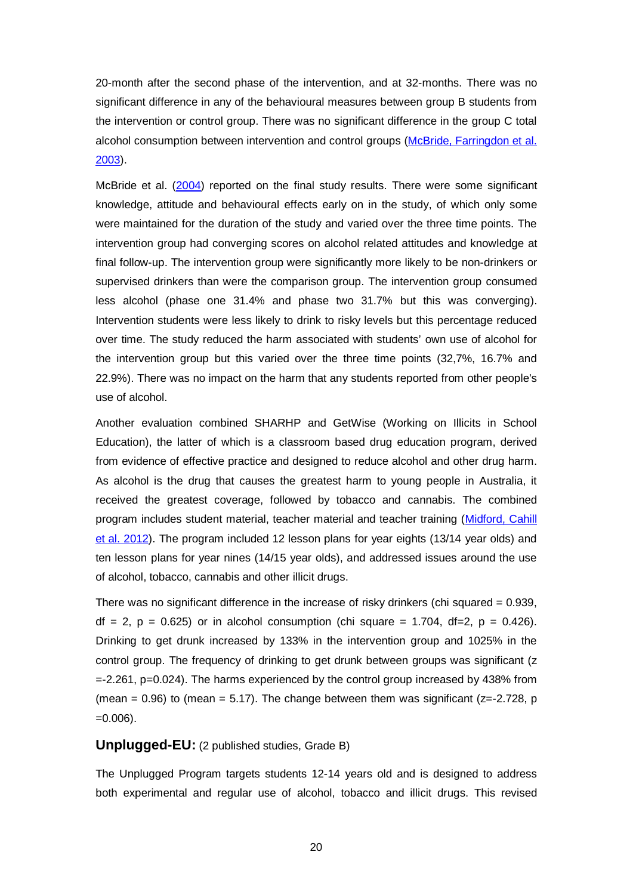20-month after the second phase of the intervention, and at 32-months. There was no significant difference in any of the behavioural measures between group B students from the intervention or control group. There was no significant difference in the group C total alcohol consumption between intervention and control groups (McBride, Farringdon et al. 2003).

McBride et al. (2004) reported on the final study results. There were some significant knowledge, attitude and behavioural effects early on in the study, of which only some were maintained for the duration of the study and varied over the three time points. The intervention group had converging scores on alcohol related attitudes and knowledge at final follow-up. The intervention group were significantly more likely to be non-drinkers or supervised drinkers than were the comparison group. The intervention group consumed less alcohol (phase one 31.4% and phase two 31.7% but this was converging). Intervention students were less likely to drink to risky levels but this percentage reduced over time. The study reduced the harm associated with students' own use of alcohol for the intervention group but this varied over the three time points (32,7%, 16.7% and 22.9%). There was no impact on the harm that any students reported from other people's use of alcohol.

Another evaluation combined SHARHP and GetWise (Working on Illicits in School Education), the latter of which is a classroom based drug education program, derived from evidence of effective practice and designed to reduce alcohol and other drug harm. As alcohol is the drug that causes the greatest harm to young people in Australia, it received the greatest coverage, followed by tobacco and cannabis. The combined program includes student material, teacher material and teacher training (Midford, Cahill et al. 2012). The program included 12 lesson plans for year eights (13/14 year olds) and ten lesson plans for year nines (14/15 year olds), and addressed issues around the use of alcohol, tobacco, cannabis and other illicit drugs.

There was no significant difference in the increase of risky drinkers (chi squared = 0.939, df = 2, $p = 0.625$) or in alcohol consumption (chi square = 1.704, df=2, $p = 0.426$). Drinking to get drunk increased by 133% in the intervention group and 1025% in the control group. The frequency of drinking to get drunk between groups was significant ($z = -2.261$, $p=0.024$). The harms experienced by the control group increased by 438% from (mean = 0.96) to (mean = 5.17). The change between them was significant ($z=-2.728$, $p = 0.006$).

### **Unplugged-EU:** (2 published studies, Grade B)

The Unplugged Program targets students 12-14 years old and is designed to address both experimental and regular use of alcohol, tobacco and illicit drugs. This revised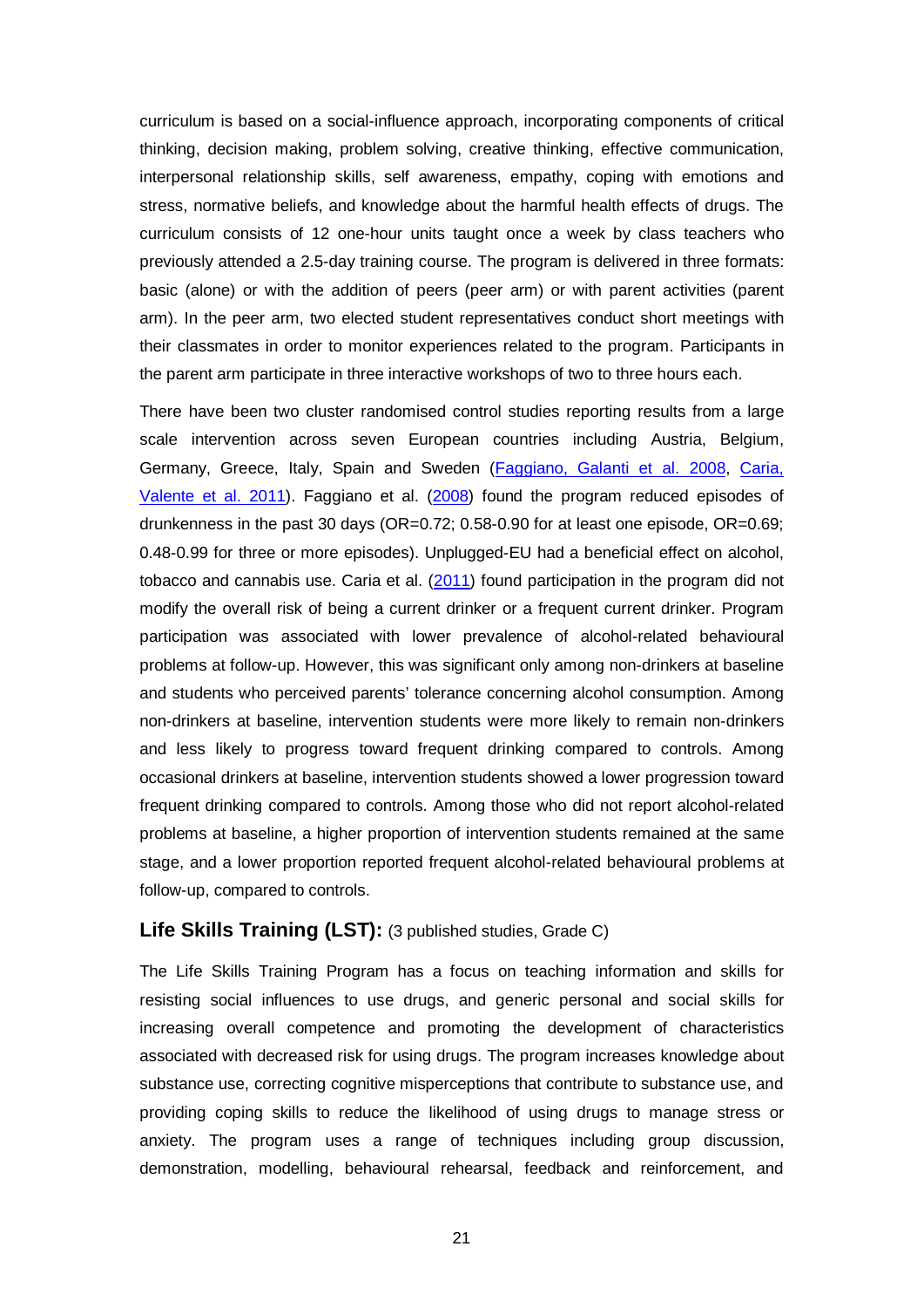curriculum is based on a social-influence approach, incorporating components of critical thinking, decision making, problem solving, creative thinking, effective communication, interpersonal relationship skills, self awareness, empathy, coping with emotions and stress, normative beliefs, and knowledge about the harmful health effects of drugs. The curriculum consists of 12 one-hour units taught once a week by class teachers who previously attended a 2.5-day training course. The program is delivered in three formats: basic (alone) or with the addition of peers (peer arm) or with parent activities (parent arm). In the peer arm, two elected student representatives conduct short meetings with their classmates in order to monitor experiences related to the program. Participants in the parent arm participate in three interactive workshops of two to three hours each.

There have been two cluster randomised control studies reporting results from a large scale intervention across seven European countries including Austria, Belgium, Germany, Greece, Italy, Spain and Sweden (Faggiano, Galanti et al. 2008, Caria, Valente et al. 2011). Faggiano et al. (2008) found the program reduced episodes of drunkenness in the past 30 days (OR=0.72; 0.58-0.90 for at least one episode, OR=0.69; 0.48-0.99 for three or more episodes). Unplugged-EU had a beneficial effect on alcohol, tobacco and cannabis use. Caria et al. (2011) found participation in the program did not modify the overall risk of being a current drinker or a frequent current drinker. Program participation was associated with lower prevalence of alcohol-related behavioural problems at follow-up. However, this was significant only among non-drinkers at baseline and students who perceived parents' tolerance concerning alcohol consumption. Among non-drinkers at baseline, intervention students were more likely to remain non-drinkers and less likely to progress toward frequent drinking compared to controls. Among occasional drinkers at baseline, intervention students showed a lower progression toward frequent drinking compared to controls. Among those who did not report alcohol-related problems at baseline, a higher proportion of intervention students remained at the same stage, and a lower proportion reported frequent alcohol-related behavioural problems at follow-up, compared to controls.

### Life Skills Training (LST): (3 published studies, Grade C)

The Life Skills Training Program has a focus on teaching information and skills for resisting social influences to use drugs, and generic personal and social skills for increasing overall competence and promoting the development of characteristics associated with decreased risk for using drugs. The program increases knowledge about substance use, correcting cognitive misperceptions that contribute to substance use, and providing coping skills to reduce the likelihood of using drugs to manage stress or anxiety. The program uses a range of techniques including group discussion, demonstration, modelling, behavioural rehearsal, feedback and reinforcement, and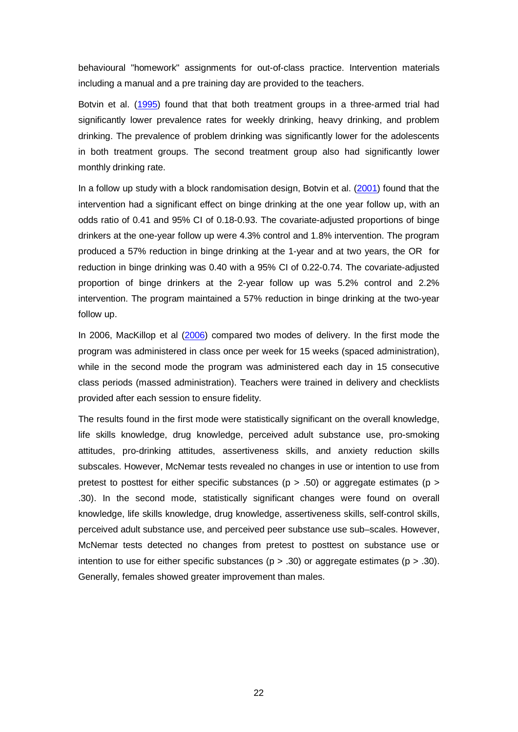behavioural "homework" assignments for out-of-class practice. Intervention materials including a manual and a pre training day are provided to the teachers.

Botvin et al. (1995) found that that both treatment groups in a three-armed trial had significantly lower prevalence rates for weekly drinking, heavy drinking, and problem drinking. The prevalence of problem drinking was significantly lower for the adolescents in both treatment groups. The second treatment group also had significantly lower monthly drinking rate.

In a follow up study with a block randomisation design, Botvin et al. (2001) found that the intervention had a significant effect on binge drinking at the one year follow up, with an odds ratio of 0.41 and 95% CI of 0.18-0.93. The covariate-adjusted proportions of binge drinkers at the one-year follow up were 4.3% control and 1.8% intervention. The program produced a 57% reduction in binge drinking at the 1-year and at two years, the OR for reduction in binge drinking was 0.40 with a 95% CI of 0.22-0.74. The covariate-adjusted proportion of binge drinkers at the 2-year follow up was 5.2% control and 2.2% intervention. The program maintained a 57% reduction in binge drinking at the two-year follow up.

In 2006, MacKillop et al (2006) compared two modes of delivery. In the first mode the program was administered in class once per week for 15 weeks (spaced administration), while in the second mode the program was administered each day in 15 consecutive class periods (massed administration). Teachers were trained in delivery and checklists provided after each session to ensure fidelity.

The results found in the first mode were statistically significant on the overall knowledge, life skills knowledge, drug knowledge, perceived adult substance use, pro-smoking attitudes, pro-drinking attitudes, assertiveness skills, and anxiety reduction skills subscales. However, McNemar tests revealed no changes in use or intention to use from pretest to posttest for either specific substances ($p > .50$) or aggregate estimates ($p > .30$). In the second mode, statistically significant changes were found on overall knowledge, life skills knowledge, drug knowledge, assertiveness skills, self-control skills, perceived adult substance use, and perceived peer substance use sub–scales. However, McNemar tests detected no changes from pretest to posttest on substance use or intention to use for either specific substances ($p > .30$) or aggregate estimates ($p > .30$). Generally, females showed greater improvement than males.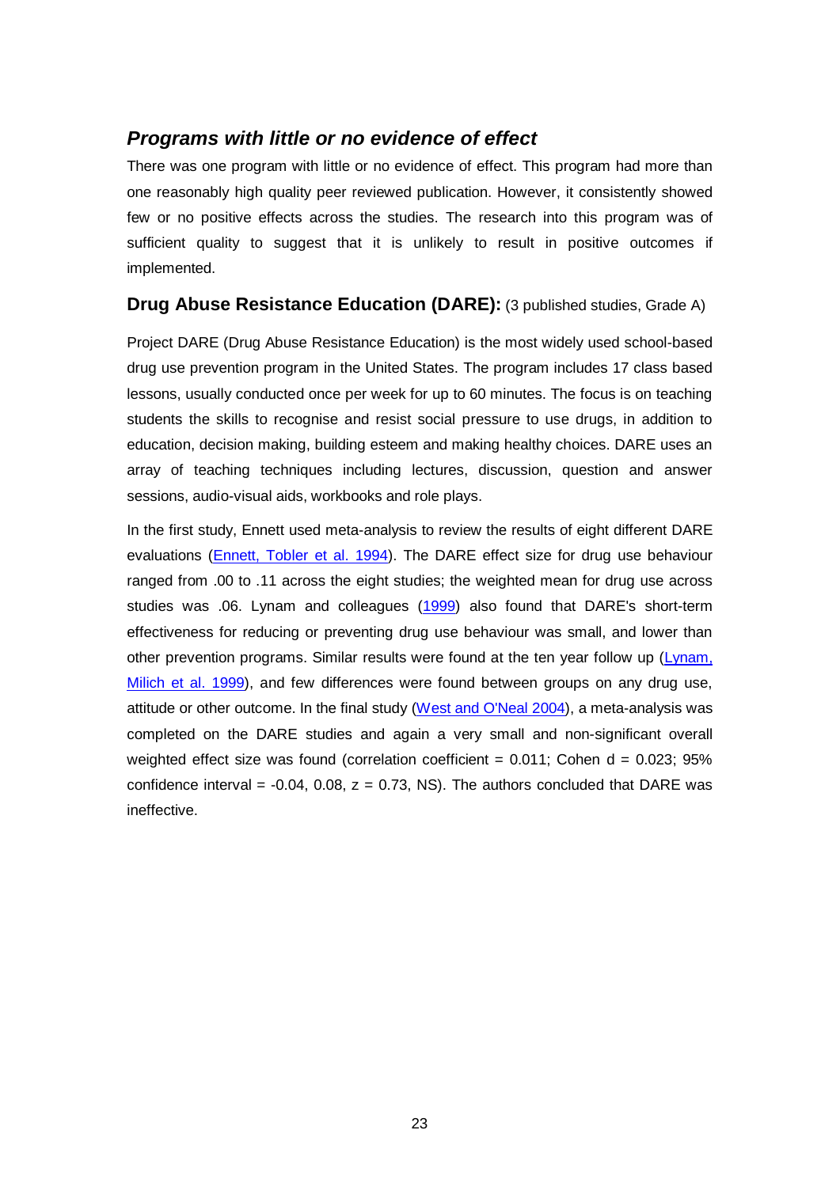### *Programs with little or no evidence of effect*

There was one program with little or no evidence of effect. This program had more than one reasonably high quality peer reviewed publication. However, it consistently showed few or no positive effects across the studies. The research into this program was of sufficient quality to suggest that it is unlikely to result in positive outcomes if implemented.

**Drug Abuse Resistance Education (DARE):** (3 published studies, Grade A)

Project DARE (Drug Abuse Resistance Education) is the most widely used school-based drug use prevention program in the United States. The program includes 17 class based lessons, usually conducted once per week for up to 60 minutes. The focus is on teaching students the skills to recognise and resist social pressure to use drugs, in addition to education, decision making, building esteem and making healthy choices. DARE uses an array of teaching techniques including lectures, discussion, question and answer sessions, audio-visual aids, workbooks and role plays.

In the first study, Ennett used meta-analysis to review the results of eight different DARE evaluations (Ennett, Tobler et al. 1994). The DARE effect size for drug use behaviour ranged from .00 to .11 across the eight studies; the weighted mean for drug use across studies was .06. Lynam and colleagues (1999) also found that DARE's short-term effectiveness for reducing or preventing drug use behaviour was small, and lower than other prevention programs. Similar results were found at the ten year follow up (Lynam, Milich et al. 1999), and few differences were found between groups on any drug use, attitude or other outcome. In the final study (West and O'Neal 2004), a meta-analysis was completed on the DARE studies and again a very small and non-significant overall weighted effect size was found (correlation coefficient = 0.011; Cohen d = 0.023; 95% confidence interval = -0.04, 0.08, z = 0.73, NS). The authors concluded that DARE was ineffective.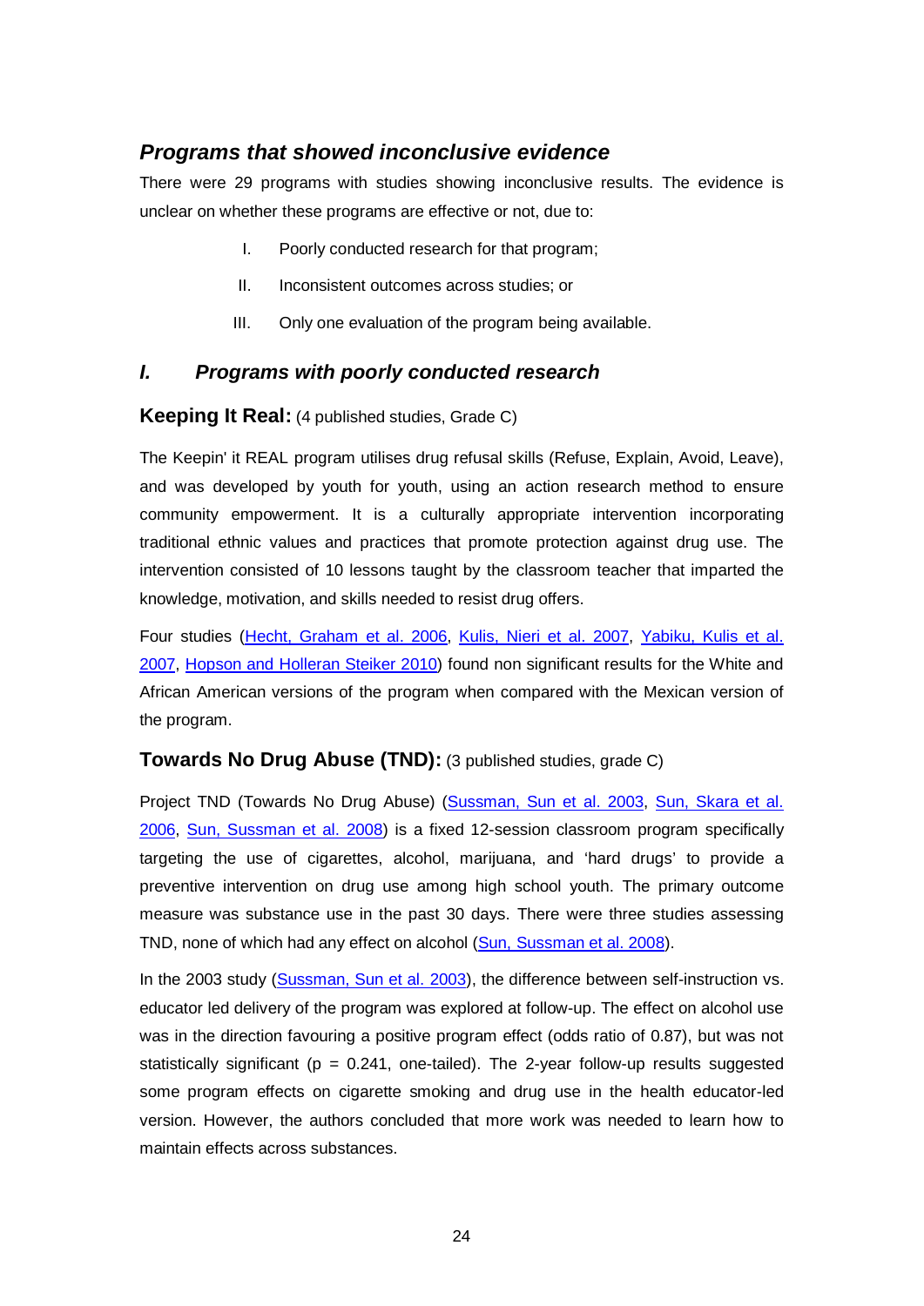### *Programs that showed inconclusive evidence*

There were 29 programs with studies showing inconclusive results. The evidence is unclear on whether these programs are effective or not, due to:

I. Poorly conducted research for that program;

II. Inconsistent outcomes across studies; or

III. Only one evaluation of the program being available.

### *I. Programs with poorly conducted research*

**Keeping It Real:** (4 published studies, Grade C)

The Keepin' it REAL program utilises drug refusal skills (Refuse, Explain, Avoid, Leave), and was developed by youth for youth, using an action research method to ensure community empowerment. It is a culturally appropriate intervention incorporating traditional ethnic values and practices that promote protection against drug use. The intervention consisted of 10 lessons taught by the classroom teacher that imparted the knowledge, motivation, and skills needed to resist drug offers.

Four studies (Hecht, Graham et al. 2006, Kulis, Nieri et al. 2007, Yabiku, Kulis et al. 2007, Hopson and Holleran Steiker 2010) found non significant results for the White and African American versions of the program when compared with the Mexican version of the program.

**Towards No Drug Abuse (TND):** (3 published studies, grade C)

Project TND (Towards No Drug Abuse) (Sussman, Sun et al. 2003, Sun, Skara et al. 2006, Sun, Sussman et al. 2008) is a fixed 12-session classroom program specifically targeting the use of cigarettes, alcohol, marijuana, and 'hard drugs' to provide a preventive intervention on drug use among high school youth. The primary outcome measure was substance use in the past 30 days. There were three studies assessing TND, none of which had any effect on alcohol (Sun, Sussman et al. 2008).

In the 2003 study (Sussman, Sun et al. 2003), the difference between self-instruction vs. educator led delivery of the program was explored at follow-up. The effect on alcohol use was in the direction favouring a positive program effect (odds ratio of 0.87), but was not statistically significant ($p = 0.241$, one-tailed). The 2-year follow-up results suggested some program effects on cigarette smoking and drug use in the health educator-led version. However, the authors concluded that more work was needed to learn how to maintain effects across substances.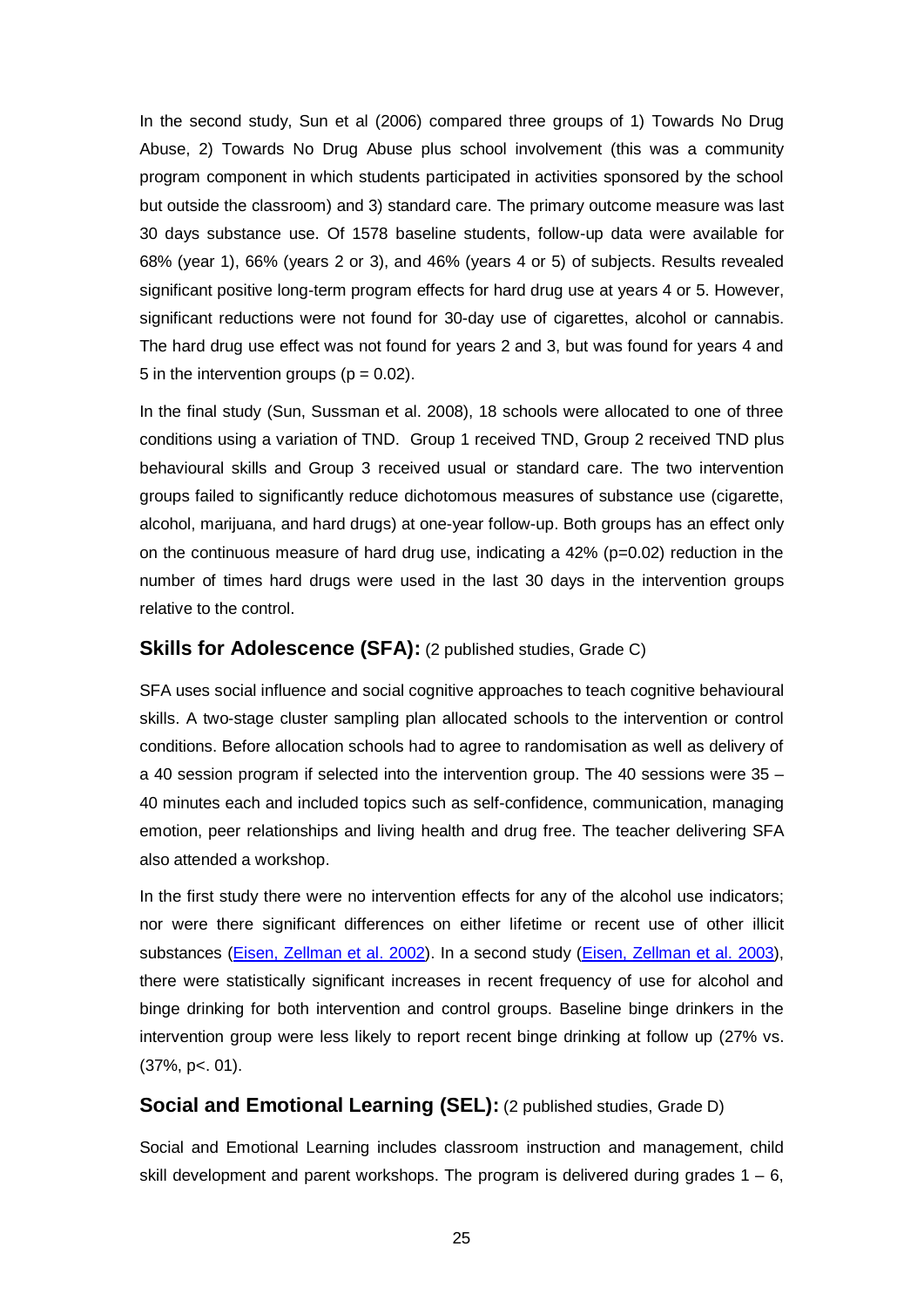In the second study, Sun et al (2006) compared three groups of 1) Towards No Drug Abuse, 2) Towards No Drug Abuse plus school involvement (this was a community program component in which students participated in activities sponsored by the school but outside the classroom) and 3) standard care. The primary outcome measure was last 30 days substance use. Of 1578 baseline students, follow-up data were available for 68% (year 1), 66% (years 2 or 3), and 46% (years 4 or 5) of subjects. Results revealed significant positive long-term program effects for hard drug use at years 4 or 5. However, significant reductions were not found for 30-day use of cigarettes, alcohol or cannabis. The hard drug use effect was not found for years 2 and 3, but was found for years 4 and 5 in the intervention groups ($p = 0.02$).

In the final study (Sun, Sussman et al. 2008), 18 schools were allocated to one of three conditions using a variation of TND. Group 1 received TND, Group 2 received TND plus behavioural skills and Group 3 received usual or standard care. The two intervention groups failed to significantly reduce dichotomous measures of substance use (cigarette, alcohol, marijuana, and hard drugs) at one-year follow-up. Both groups has an effect only on the continuous measure of hard drug use, indicating a 42% ($p=0.02$) reduction in the number of times hard drugs were used in the last 30 days in the intervention groups relative to the control.

### **Skills for Adolescence (SFA):** (2 published studies, Grade C)

SFA uses social influence and social cognitive approaches to teach cognitive behavioural skills. A two-stage cluster sampling plan allocated schools to the intervention or control conditions. Before allocation schools had to agree to randomisation as well as delivery of a 40 session program if selected into the intervention group. The 40 sessions were 35 – 40 minutes each and included topics such as self-confidence, communication, managing emotion, peer relationships and living health and drug free. The teacher delivering SFA also attended a workshop.

In the first study there were no intervention effects for any of the alcohol use indicators; nor were there significant differences on either lifetime or recent use of other illicit substances (Eisen, Zellman et al. 2002). In a second study (Eisen, Zellman et al. 2003), there were statistically significant increases in recent frequency of use for alcohol and binge drinking for both intervention and control groups. Baseline binge drinkers in the intervention group were less likely to report recent binge drinking at follow up (27% vs. (37%, $p<.01$).

### **Social and Emotional Learning (SEL):** (2 published studies, Grade D)

Social and Emotional Learning includes classroom instruction and management, child skill development and parent workshops. The program is delivered during grades 1 – 6,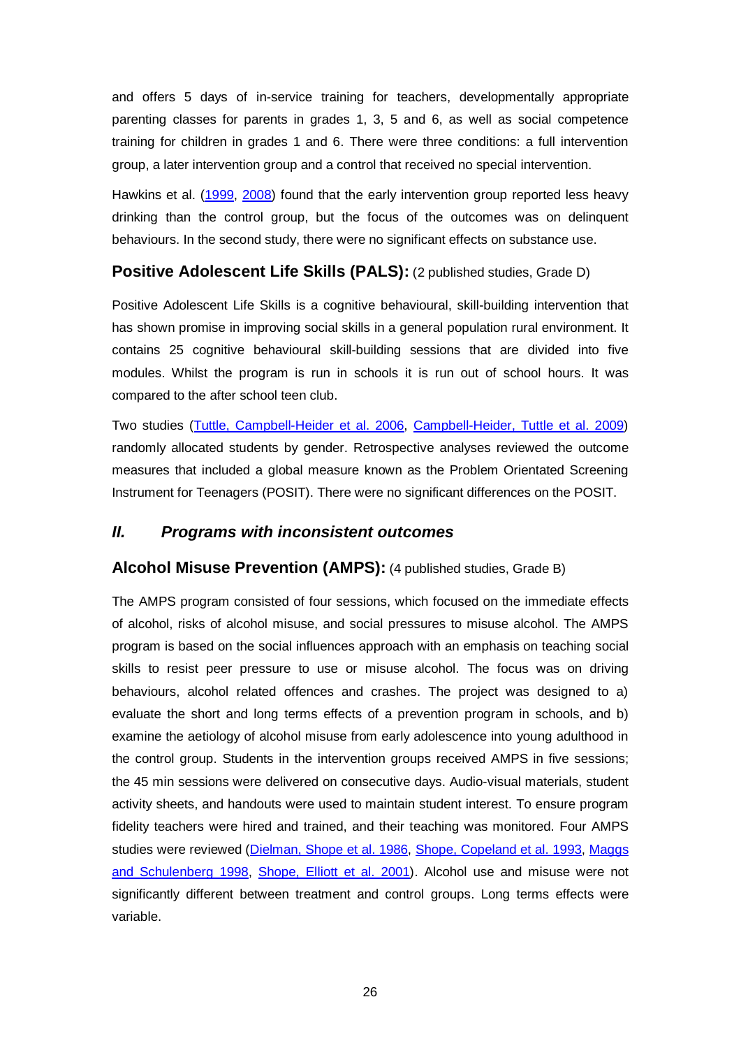and offers 5 days of in-service training for teachers, developmentally appropriate parenting classes for parents in grades 1, 3, 5 and 6, as well as social competence training for children in grades 1 and 6. There were three conditions: a full intervention group, a later intervention group and a control that received no special intervention.

Hawkins et al. (1999, 2008) found that the early intervention group reported less heavy drinking than the control group, but the focus of the outcomes was on delinquent behaviours. In the second study, there were no significant effects on substance use.

### **Positive Adolescent Life Skills (PALS):** (2 published studies, Grade D)

Positive Adolescent Life Skills is a cognitive behavioural, skill-building intervention that has shown promise in improving social skills in a general population rural environment. It contains 25 cognitive behavioural skill-building sessions that are divided into five modules. Whilst the program is run in schools it is run out of school hours. It was compared to the after school teen club.

Two studies (Tuttle, Campbell-Heider et al. 2006, Campbell-Heider, Tuttle et al. 2009) randomly allocated students by gender. Retrospective analyses reviewed the outcome measures that included a global measure known as the Problem Orientated Screening Instrument for Teenagers (POSIT). There were no significant differences on the POSIT.

## *II. Programs with inconsistent outcomes*

### **Alcohol Misuse Prevention (AMPS):** (4 published studies, Grade B)

The AMPS program consisted of four sessions, which focused on the immediate effects of alcohol, risks of alcohol misuse, and social pressures to misuse alcohol. The AMPS program is based on the social influences approach with an emphasis on teaching social skills to resist peer pressure to use or misuse alcohol. The focus was on driving behaviours, alcohol related offences and crashes. The project was designed to a) evaluate the short and long terms effects of a prevention program in schools, and b) examine the aetiology of alcohol misuse from early adolescence into young adulthood in the control group. Students in the intervention groups received AMPS in five sessions; the 45 min sessions were delivered on consecutive days. Audio-visual materials, student activity sheets, and handouts were used to maintain student interest. To ensure program fidelity teachers were hired and trained, and their teaching was monitored. Four AMPS studies were reviewed (Dielman, Shope et al. 1986, Shope, Copeland et al. 1993, Maggs and Schulenberg 1998, Shope, Elliott et al. 2001). Alcohol use and misuse were not significantly different between treatment and control groups. Long terms effects were variable.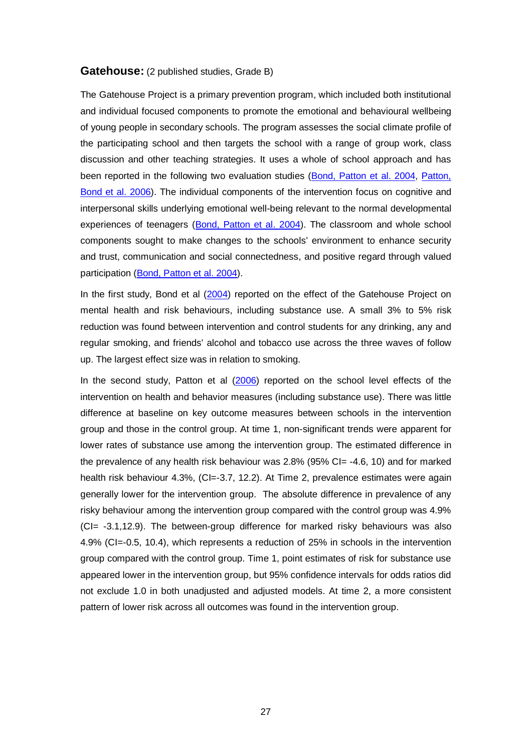**Gatehouse:** (2 published studies, Grade B)

The Gatehouse Project is a primary prevention program, which included both institutional and individual focused components to promote the emotional and behavioural wellbeing of young people in secondary schools. The program assesses the social climate profile of the participating school and then targets the school with a range of group work, class discussion and other teaching strategies. It uses a whole of school approach and has been reported in the following two evaluation studies (Bond, Patton et al. 2004, Patton, Bond et al. 2006). The individual components of the intervention focus on cognitive and interpersonal skills underlying emotional well-being relevant to the normal developmental experiences of teenagers (Bond, Patton et al. 2004). The classroom and whole school components sought to make changes to the schools' environment to enhance security and trust, communication and social connectedness, and positive regard through valued participation (Bond, Patton et al. 2004).

In the first study, Bond et al (2004) reported on the effect of the Gatehouse Project on mental health and risk behaviours, including substance use. A small 3% to 5% risk reduction was found between intervention and control students for any drinking, any and regular smoking, and friends' alcohol and tobacco use across the three waves of follow up. The largest effect size was in relation to smoking.

In the second study, Patton et al (2006) reported on the school level effects of the intervention on health and behavior measures (including substance use). There was little difference at baseline on key outcome measures between schools in the intervention group and those in the control group. At time 1, non-significant trends were apparent for lower rates of substance use among the intervention group. The estimated difference in the prevalence of any health risk behaviour was 2.8% (95% CI= -4.6, 10) and for marked health risk behaviour 4.3%, (CI=-3.7, 12.2). At Time 2, prevalence estimates were again generally lower for the intervention group. The absolute difference in prevalence of any risky behaviour among the intervention group compared with the control group was 4.9% (CI= -3.1,12.9). The between-group difference for marked risky behaviours was also 4.9% (CI=-0.5, 10.4), which represents a reduction of 25% in schools in the intervention group compared with the control group. Time 1, point estimates of risk for substance use appeared lower in the intervention group, but 95% confidence intervals for odds ratios did not exclude 1.0 in both unadjusted and adjusted models. At time 2, a more consistent pattern of lower risk across all outcomes was found in the intervention group.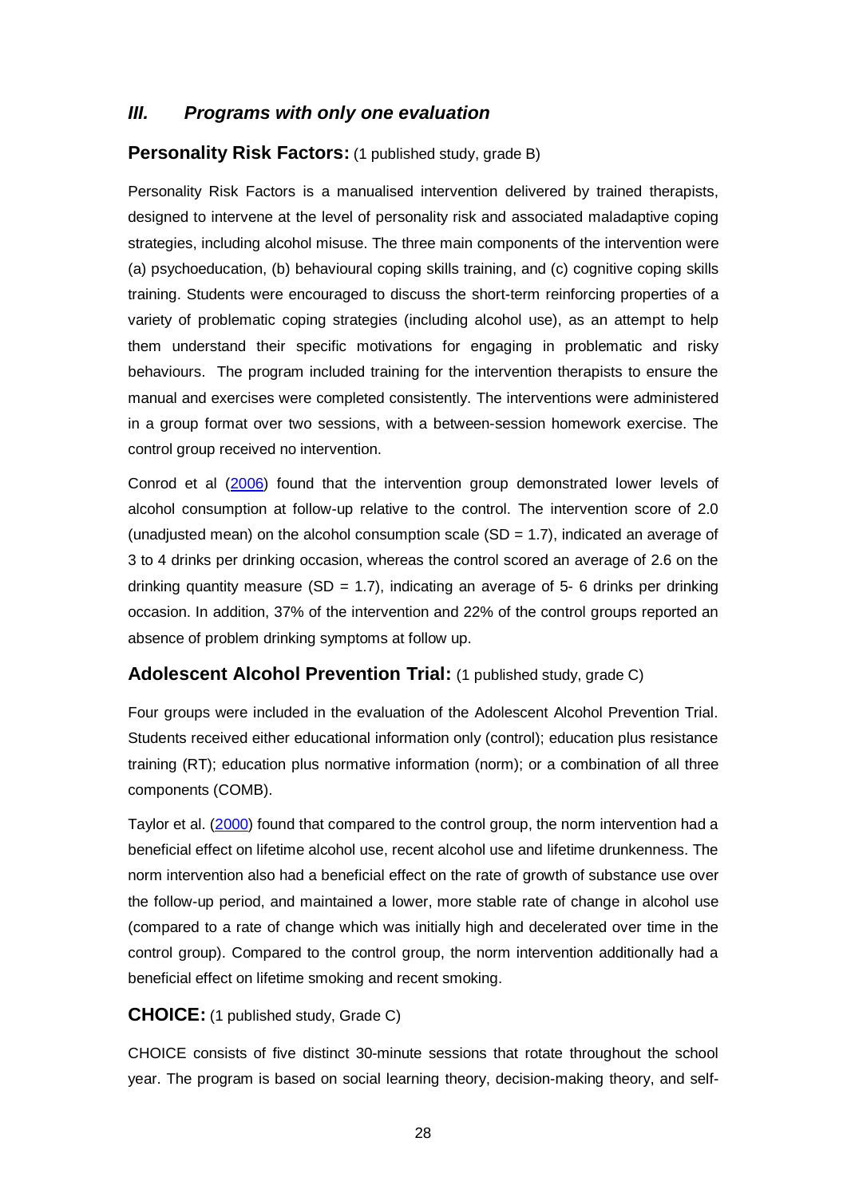## *III. Programs with only one evaluation*

### **Personality Risk Factors:** (1 published study, grade B)

Personality Risk Factors is a manualised intervention delivered by trained therapists, designed to intervene at the level of personality risk and associated maladaptive coping strategies, including alcohol misuse. The three main components of the intervention were (a) psychoeducation, (b) behavioural coping skills training, and (c) cognitive coping skills training. Students were encouraged to discuss the short-term reinforcing properties of a variety of problematic coping strategies (including alcohol use), as an attempt to help them understand their specific motivations for engaging in problematic and risky behaviours. The program included training for the intervention therapists to ensure the manual and exercises were completed consistently. The interventions were administered in a group format over two sessions, with a between-session homework exercise. The control group received no intervention.

Conrod et al (2006) found that the intervention group demonstrated lower levels of alcohol consumption at follow-up relative to the control. The intervention score of 2.0 (unadjusted mean) on the alcohol consumption scale (SD = 1.7), indicated an average of 3 to 4 drinks per drinking occasion, whereas the control scored an average of 2.6 on the drinking quantity measure (SD = 1.7), indicating an average of 5- 6 drinks per drinking occasion. In addition, 37% of the intervention and 22% of the control groups reported an absence of problem drinking symptoms at follow up.

### **Adolescent Alcohol Prevention Trial:** (1 published study, grade C)

Four groups were included in the evaluation of the Adolescent Alcohol Prevention Trial. Students received either educational information only (control); education plus resistance training (RT); education plus normative information (norm); or a combination of all three components (COMB).

Taylor et al. (2000) found that compared to the control group, the norm intervention had a beneficial effect on lifetime alcohol use, recent alcohol use and lifetime drunkenness. The norm intervention also had a beneficial effect on the rate of growth of substance use over the follow-up period, and maintained a lower, more stable rate of change in alcohol use (compared to a rate of change which was initially high and decelerated over time in the control group). Compared to the control group, the norm intervention additionally had a beneficial effect on lifetime smoking and recent smoking.

### **CHOICE:** (1 published study, Grade C)

CHOICE consists of five distinct 30-minute sessions that rotate throughout the school year. The program is based on social learning theory, decision-making theory, and self-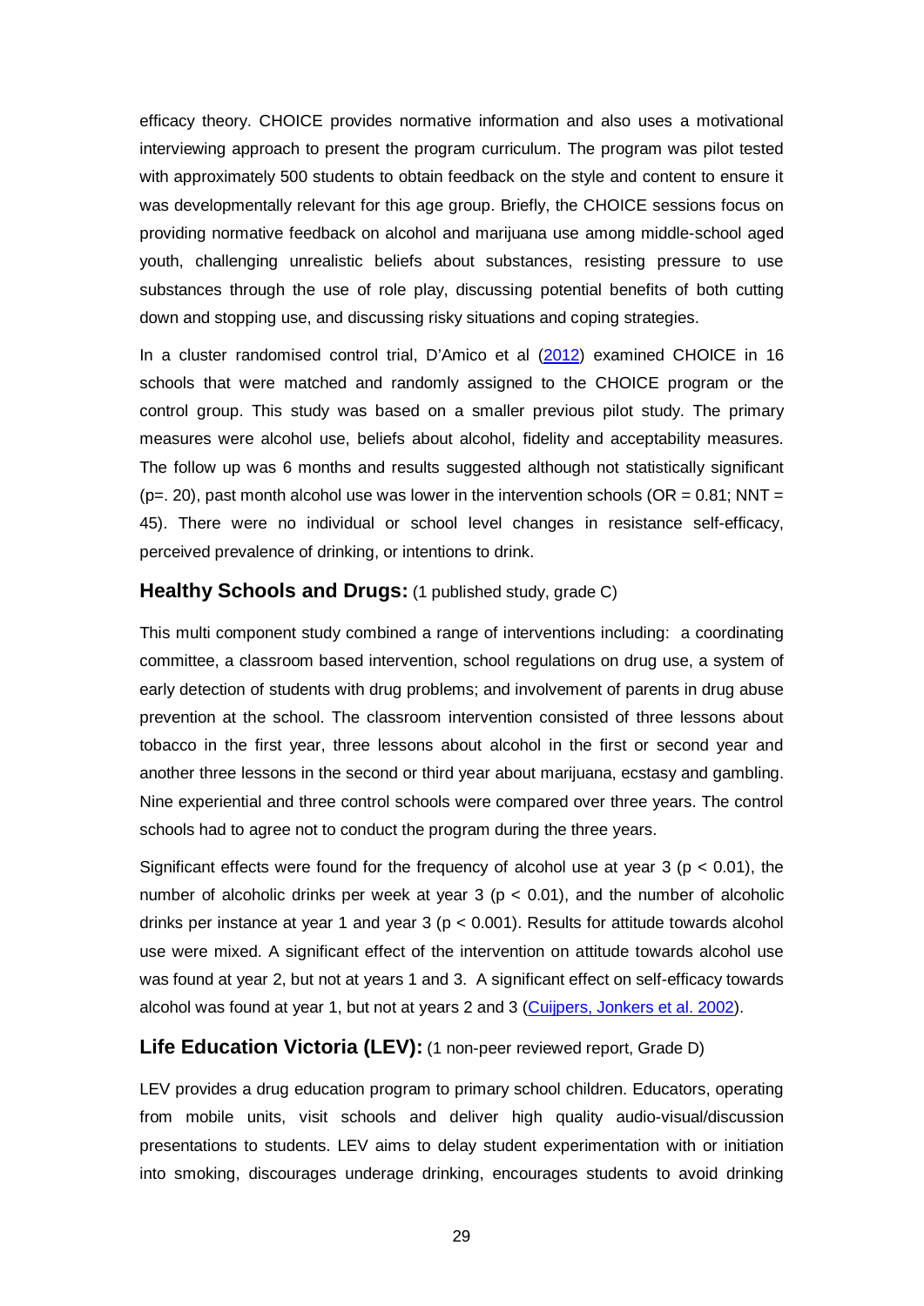efficacy theory. CHOICE provides normative information and also uses a motivational interviewing approach to present the program curriculum. The program was pilot tested with approximately 500 students to obtain feedback on the style and content to ensure it was developmentally relevant for this age group. Briefly, the CHOICE sessions focus on providing normative feedback on alcohol and marijuana use among middle-school aged youth, challenging unrealistic beliefs about substances, resisting pressure to use substances through the use of role play, discussing potential benefits of both cutting down and stopping use, and discussing risky situations and coping strategies.

In a cluster randomised control trial, D'Amico et al (2012) examined CHOICE in 16 schools that were matched and randomly assigned to the CHOICE program or the control group. This study was based on a smaller previous pilot study. The primary measures were alcohol use, beliefs about alcohol, fidelity and acceptability measures. The follow up was 6 months and results suggested although not statistically significant (p=. 20), past month alcohol use was lower in the intervention schools (OR = 0.81; NNT = 45). There were no individual or school level changes in resistance self-efficacy, perceived prevalence of drinking, or intentions to drink.

### **Healthy Schools and Drugs:** (1 published study, grade C)

This multi component study combined a range of interventions including: a coordinating committee, a classroom based intervention, school regulations on drug use, a system of early detection of students with drug problems; and involvement of parents in drug abuse prevention at the school. The classroom intervention consisted of three lessons about tobacco in the first year, three lessons about alcohol in the first or second year and another three lessons in the second or third year about marijuana, ecstasy and gambling. Nine experiential and three control schools were compared over three years. The control schools had to agree not to conduct the program during the three years.

Significant effects were found for the frequency of alcohol use at year 3 ($p < 0.01$), the number of alcoholic drinks per week at year 3 ($p < 0.01$), and the number of alcoholic drinks per instance at year 1 and year 3 ($p < 0.001$). Results for attitude towards alcohol use were mixed. A significant effect of the intervention on attitude towards alcohol use was found at year 2, but not at years 1 and 3. A significant effect on self-efficacy towards alcohol was found at year 1, but not at years 2 and 3 (Cuijpers, Jonkers et al. 2002).

### **Life Education Victoria (LEV):** (1 non-peer reviewed report, Grade D)

LEV provides a drug education program to primary school children. Educators, operating from mobile units, visit schools and deliver high quality audio-visual/discussion presentations to students. LEV aims to delay student experimentation with or initiation into smoking, discourages underage drinking, encourages students to avoid drinking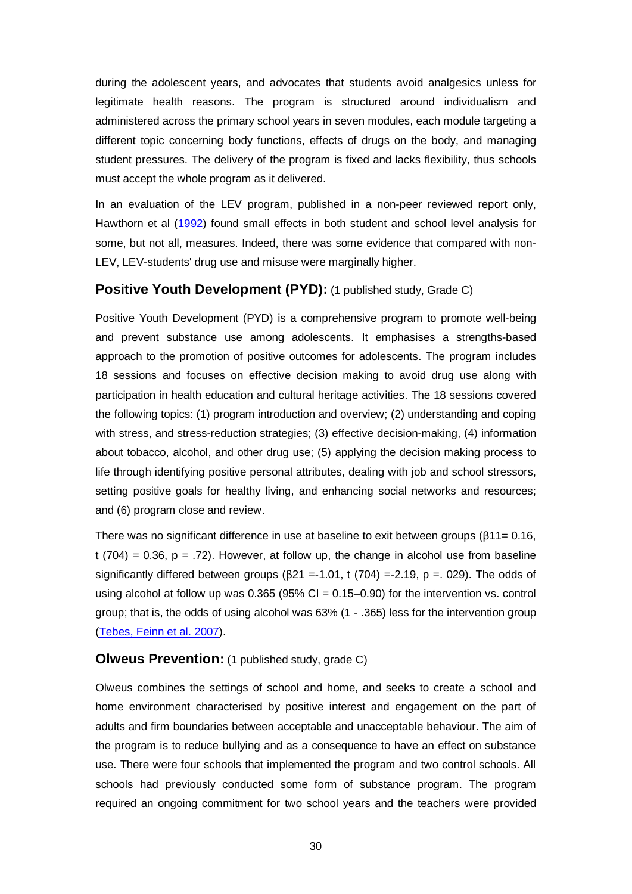during the adolescent years, and advocates that students avoid analgesics unless for legitimate health reasons. The program is structured around individualism and administered across the primary school years in seven modules, each module targeting a different topic concerning body functions, effects of drugs on the body, and managing student pressures. The delivery of the program is fixed and lacks flexibility, thus schools must accept the whole program as it delivered.

In an evaluation of the LEV program, published in a non-peer reviewed report only, Hawthorn et al (1992) found small effects in both student and school level analysis for some, but not all, measures. Indeed, there was some evidence that compared with non-LEV, LEV-students' drug use and misuse were marginally higher.

### **Positive Youth Development (PYD):** (1 published study, Grade C)

Positive Youth Development (PYD) is a comprehensive program to promote well-being and prevent substance use among adolescents. It emphasises a strengths-based approach to the promotion of positive outcomes for adolescents. The program includes 18 sessions and focuses on effective decision making to avoid drug use along with participation in health education and cultural heritage activities. The 18 sessions covered the following topics: (1) program introduction and overview; (2) understanding and coping with stress, and stress-reduction strategies; (3) effective decision-making, (4) information about tobacco, alcohol, and other drug use; (5) applying the decision making process to life through identifying positive personal attributes, dealing with job and school stressors, setting positive goals for healthy living, and enhancing social networks and resources; and (6) program close and review.

There was no significant difference in use at baseline to exit between groups ($\beta_{11}$= 0.16, t (704) = 0.36, p = .72). However, at follow up, the change in alcohol use from baseline significantly differed between groups ($\beta_{21}$ =-1.01, t (704) =-2.19, p =. 029). The odds of using alcohol at follow up was 0.365 (95% CI = 0.15–0.90) for the intervention vs. control group; that is, the odds of using alcohol was 63% (1 - .365) less for the intervention group (Tebes, Feinn et al. 2007).

### **Olweus Prevention:** (1 published study, grade C)

Olweus combines the settings of school and home, and seeks to create a school and home environment characterised by positive interest and engagement on the part of adults and firm boundaries between acceptable and unacceptable behaviour. The aim of the program is to reduce bullying and as a consequence to have an effect on substance use. There were four schools that implemented the program and two control schools. All schools had previously conducted some form of substance program. The program required an ongoing commitment for two school years and the teachers were provided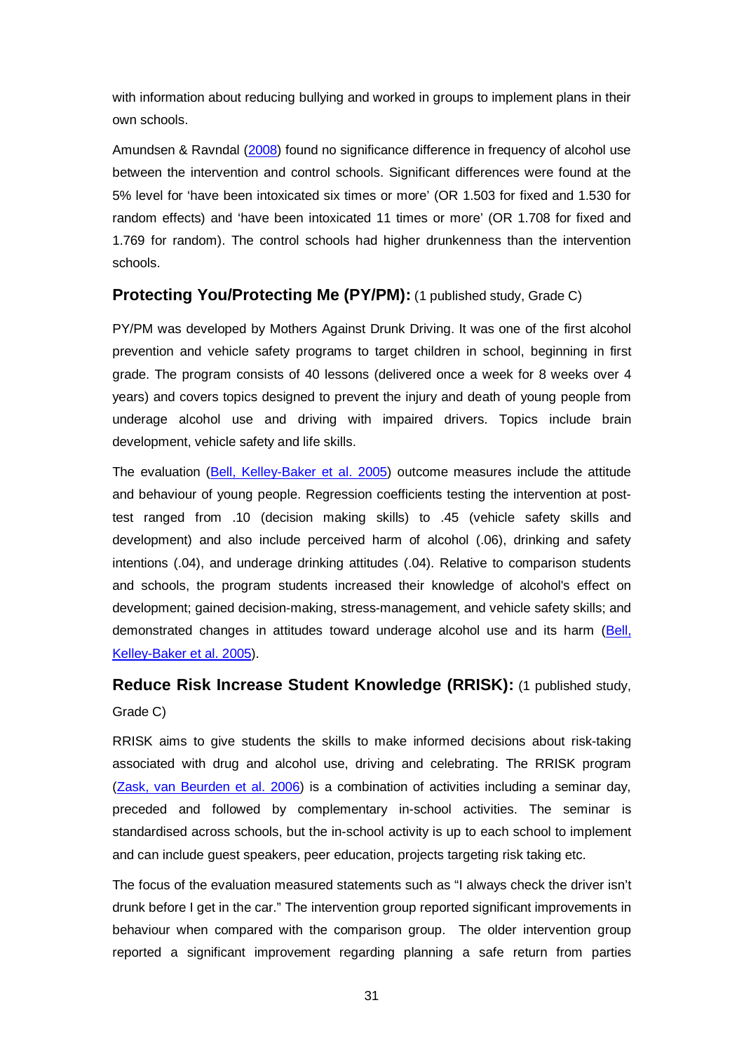with information about reducing bullying and worked in groups to implement plans in their own schools.

Amundsen & Ravndal (2008) found no significance difference in frequency of alcohol use between the intervention and control schools. Significant differences were found at the 5% level for 'have been intoxicated six times or more' (OR 1.503 for fixed and 1.530 for random effects) and 'have been intoxicated 11 times or more' (OR 1.708 for fixed and 1.769 for random). The control schools had higher drunkenness than the intervention schools.

### **Protecting You/Protecting Me (PY/PM):** (1 published study, Grade C)

PY/PM was developed by Mothers Against Drunk Driving. It was one of the first alcohol prevention and vehicle safety programs to target children in school, beginning in first grade. The program consists of 40 lessons (delivered once a week for 8 weeks over 4 years) and covers topics designed to prevent the injury and death of young people from underage alcohol use and driving with impaired drivers. Topics include brain development, vehicle safety and life skills.

The evaluation (Bell, Kelley-Baker et al. 2005) outcome measures include the attitude and behaviour of young people. Regression coefficients testing the intervention at post-test ranged from .10 (decision making skills) to .45 (vehicle safety skills and development) and also include perceived harm of alcohol (.06), drinking and safety intentions (.04), and underage drinking attitudes (.04). Relative to comparison students and schools, the program students increased their knowledge of alcohol's effect on development; gained decision-making, stress-management, and vehicle safety skills; and demonstrated changes in attitudes toward underage alcohol use and its harm (Bell, Kelley-Baker et al. 2005).

### **Reduce Risk Increase Student Knowledge (RRISK):** (1 published study, Grade C)

RRISK aims to give students the skills to make informed decisions about risk-taking associated with drug and alcohol use, driving and celebrating. The RRISK program (Zask, van Beurden et al. 2006) is a combination of activities including a seminar day, preceded and followed by complementary in-school activities. The seminar is standardised across schools, but the in-school activity is up to each school to implement and can include guest speakers, peer education, projects targeting risk taking etc.

The focus of the evaluation measured statements such as "I always check the driver isn't drunk before I get in the car." The intervention group reported significant improvements in behaviour when compared with the comparison group. The older intervention group reported a significant improvement regarding planning a safe return from parties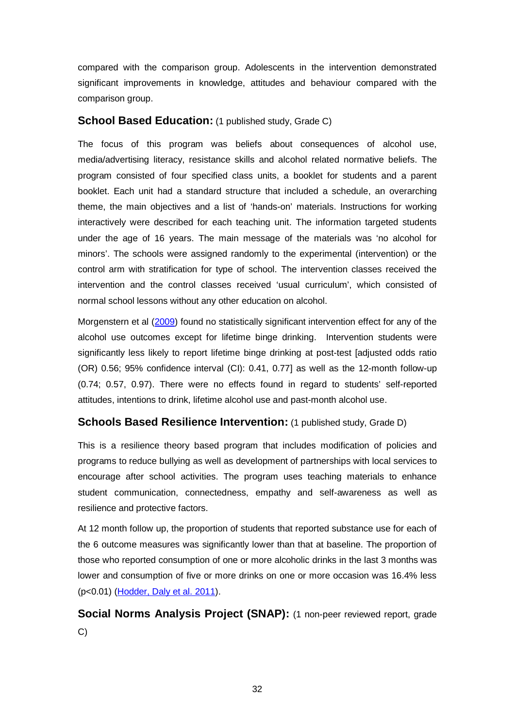compared with the comparison group. Adolescents in the intervention demonstrated significant improvements in knowledge, attitudes and behaviour compared with the comparison group.

### School Based Education: (1 published study, Grade C)

The focus of this program was beliefs about consequences of alcohol use, media/advertising literacy, resistance skills and alcohol related normative beliefs. The program consisted of four specified class units, a booklet for students and a parent booklet. Each unit had a standard structure that included a schedule, an overarching theme, the main objectives and a list of 'hands-on' materials. Instructions for working interactively were described for each teaching unit. The information targeted students under the age of 16 years. The main message of the materials was 'no alcohol for minors'. The schools were assigned randomly to the experimental (intervention) or the control arm with stratification for type of school. The intervention classes received the intervention and the control classes received 'usual curriculum', which consisted of normal school lessons without any other education on alcohol.

Morgenstern et al (2009) found no statistically significant intervention effect for any of the alcohol use outcomes except for lifetime binge drinking. Intervention students were significantly less likely to report lifetime binge drinking at post-test [adjusted odds ratio (OR) 0.56; 95% confidence interval (CI): 0.41, 0.77] as well as the 12-month follow-up (0.74; 0.57, 0.97). There were no effects found in regard to students' self-reported attitudes, intentions to drink, lifetime alcohol use and past-month alcohol use.

### Schools Based Resilience Intervention: (1 published study, Grade D)

This is a resilience theory based program that includes modification of policies and programs to reduce bullying as well as development of partnerships with local services to encourage after school activities. The program uses teaching materials to enhance student communication, connectedness, empathy and self-awareness as well as resilience and protective factors.

At 12 month follow up, the proportion of students that reported substance use for each of the 6 outcome measures was significantly lower than that at baseline. The proportion of those who reported consumption of one or more alcoholic drinks in the last 3 months was lower and consumption of five or more drinks on one or more occasion was 16.4% less ($p<0.01$) (Hodder, Daly et al. 2011).

### Social Norms Analysis Project (SNAP): (1 non-peer reviewed report, grade C)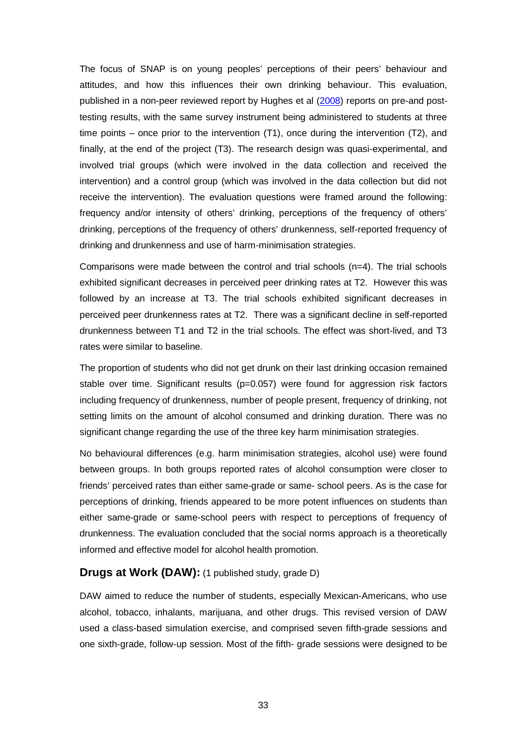The focus of SNAP is on young peoples' perceptions of their peers' behaviour and attitudes, and how this influences their own drinking behaviour. This evaluation, published in a non-peer reviewed report by Hughes et al (2008) reports on pre-and post-testing results, with the same survey instrument being administered to students at three time points – once prior to the intervention (T1), once during the intervention (T2), and finally, at the end of the project (T3). The research design was quasi-experimental, and involved trial groups (which were involved in the data collection and received the intervention) and a control group (which was involved in the data collection but did not receive the intervention). The evaluation questions were framed around the following: frequency and/or intensity of others' drinking, perceptions of the frequency of others' drinking, perceptions of the frequency of others' drunkenness, self-reported frequency of drinking and drunkenness and use of harm-minimisation strategies.

Comparisons were made between the control and trial schools (n=4). The trial schools exhibited significant decreases in perceived peer drinking rates at T2. However this was followed by an increase at T3. The trial schools exhibited significant decreases in perceived peer drunkenness rates at T2. There was a significant decline in self-reported drunkenness between T1 and T2 in the trial schools. The effect was short-lived, and T3 rates were similar to baseline.

The proportion of students who did not get drunk on their last drinking occasion remained stable over time. Significant results (p=0.057) were found for aggression risk factors including frequency of drunkenness, number of people present, frequency of drinking, not setting limits on the amount of alcohol consumed and drinking duration. There was no significant change regarding the use of the three key harm minimisation strategies.

No behavioural differences (e.g. harm minimisation strategies, alcohol use) were found between groups. In both groups reported rates of alcohol consumption were closer to friends' perceived rates than either same-grade or same- school peers. As is the case for perceptions of drinking, friends appeared to be more potent influences on students than either same-grade or same-school peers with respect to perceptions of frequency of drunkenness. The evaluation concluded that the social norms approach is a theoretically informed and effective model for alcohol health promotion.

### **Drugs at Work (DAW):** (1 published study, grade D)

DAW aimed to reduce the number of students, especially Mexican-Americans, who use alcohol, tobacco, inhalants, marijuana, and other drugs. This revised version of DAW used a class-based simulation exercise, and comprised seven fifth-grade sessions and one sixth-grade, follow-up session. Most of the fifth- grade sessions were designed to be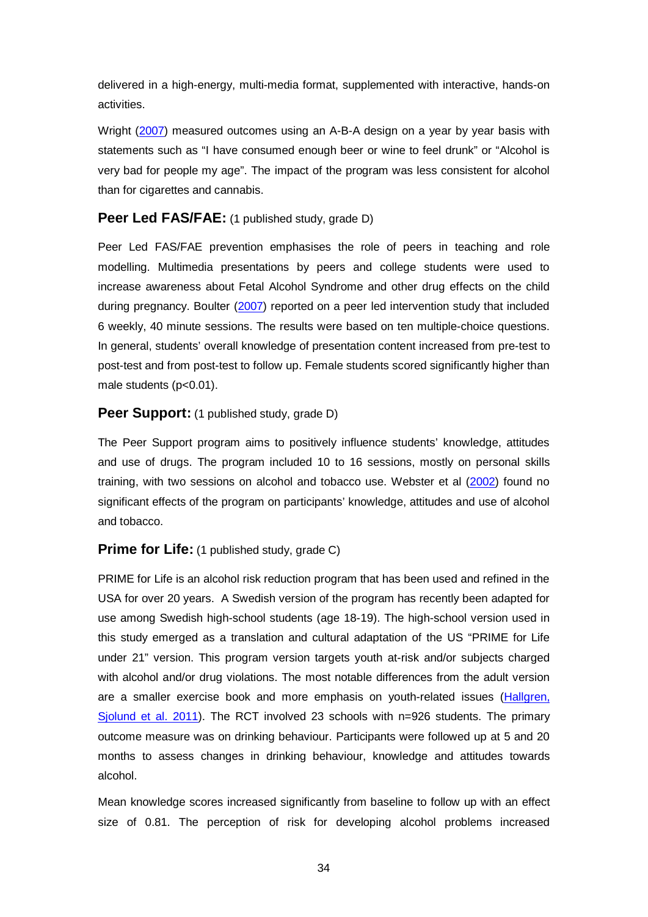delivered in a high-energy, multi-media format, supplemented with interactive, hands-on activities.

Wright (2007) measured outcomes using an A-B-A design on a year by year basis with statements such as “I have consumed enough beer or wine to feel drunk” or “Alcohol is very bad for people my age”. The impact of the program was less consistent for alcohol than for cigarettes and cannabis.

### **Peer Led FAS/FAE:** (1 published study, grade D)

Peer Led FAS/FAE prevention emphasises the role of peers in teaching and role modelling. Multimedia presentations by peers and college students were used to increase awareness about Fetal Alcohol Syndrome and other drug effects on the child during pregnancy. Boulter (2007) reported on a peer led intervention study that included 6 weekly, 40 minute sessions. The results were based on ten multiple-choice questions. In general, students’ overall knowledge of presentation content increased from pre-test to post-test and from post-test to follow up. Female students scored significantly higher than male students ($p<0.01$).

### **Peer Support:** (1 published study, grade D)

The Peer Support program aims to positively influence students’ knowledge, attitudes and use of drugs. The program included 10 to 16 sessions, mostly on personal skills training, with two sessions on alcohol and tobacco use. Webster et al (2002) found no significant effects of the program on participants’ knowledge, attitudes and use of alcohol and tobacco.

### **Prime for Life:** (1 published study, grade C)

PRIME for Life is an alcohol risk reduction program that has been used and refined in the USA for over 20 years. A Swedish version of the program has recently been adapted for use among Swedish high-school students (age 18-19). The high-school version used in this study emerged as a translation and cultural adaptation of the US “PRIME for Life under 21” version. This program version targets youth at-risk and/or subjects charged with alcohol and/or drug violations. The most notable differences from the adult version are a smaller exercise book and more emphasis on youth-related issues (Hallgren, Sjolund et al. 2011). The RCT involved 23 schools with n=926 students. The primary outcome measure was on drinking behaviour. Participants were followed up at 5 and 20 months to assess changes in drinking behaviour, knowledge and attitudes towards alcohol.

Mean knowledge scores increased significantly from baseline to follow up with an effect size of 0.81. The perception of risk for developing alcohol problems increased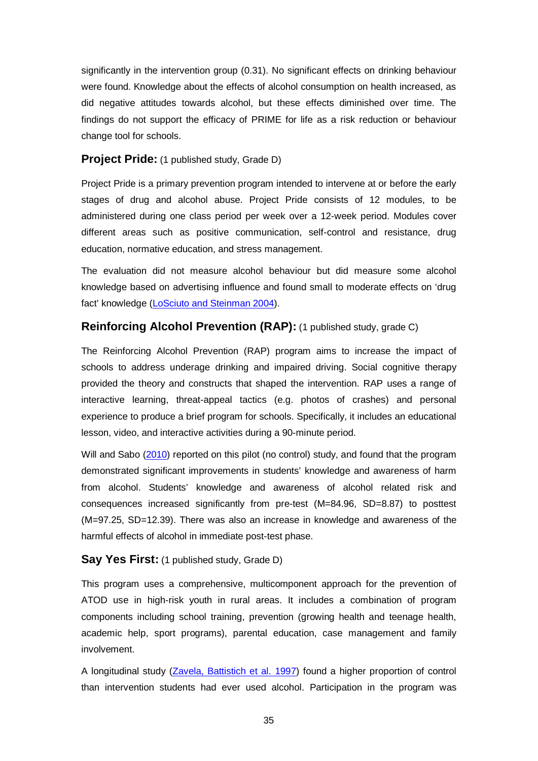significantly in the intervention group (0.31). No significant effects on drinking behaviour were found. Knowledge about the effects of alcohol consumption on health increased, as did negative attitudes towards alcohol, but these effects diminished over time. The findings do not support the efficacy of PRIME for life as a risk reduction or behaviour change tool for schools.

### **Project Pride:** (1 published study, Grade D)

Project Pride is a primary prevention program intended to intervene at or before the early stages of drug and alcohol abuse. Project Pride consists of 12 modules, to be administered during one class period per week over a 12-week period. Modules cover different areas such as positive communication, self-control and resistance, drug education, normative education, and stress management.

The evaluation did not measure alcohol behaviour but did measure some alcohol knowledge based on advertising influence and found small to moderate effects on 'drug fact' knowledge (LoSciuto and Steinman 2004).

### **Reinforcing Alcohol Prevention (RAP):** (1 published study, grade C)

The Reinforcing Alcohol Prevention (RAP) program aims to increase the impact of schools to address underage drinking and impaired driving. Social cognitive therapy provided the theory and constructs that shaped the intervention. RAP uses a range of interactive learning, threat-appeal tactics (e.g. photos of crashes) and personal experience to produce a brief program for schools. Specifically, it includes an educational lesson, video, and interactive activities during a 90-minute period.

Will and Sabo (2010) reported on this pilot (no control) study, and found that the program demonstrated significant improvements in students' knowledge and awareness of harm from alcohol. Students' knowledge and awareness of alcohol related risk and consequences increased significantly from pre-test (M=84.96, SD=8.87) to posttest (M=97.25, SD=12.39). There was also an increase in knowledge and awareness of the harmful effects of alcohol in immediate post-test phase.

### **Say Yes First:** (1 published study, Grade D)

This program uses a comprehensive, multicomponent approach for the prevention of ATOD use in high-risk youth in rural areas. It includes a combination of program components including school training, prevention (growing health and teenage health, academic help, sport programs), parental education, case management and family involvement.

A longitudinal study (Zavela, Battistich et al. 1997) found a higher proportion of control than intervention students had ever used alcohol. Participation in the program was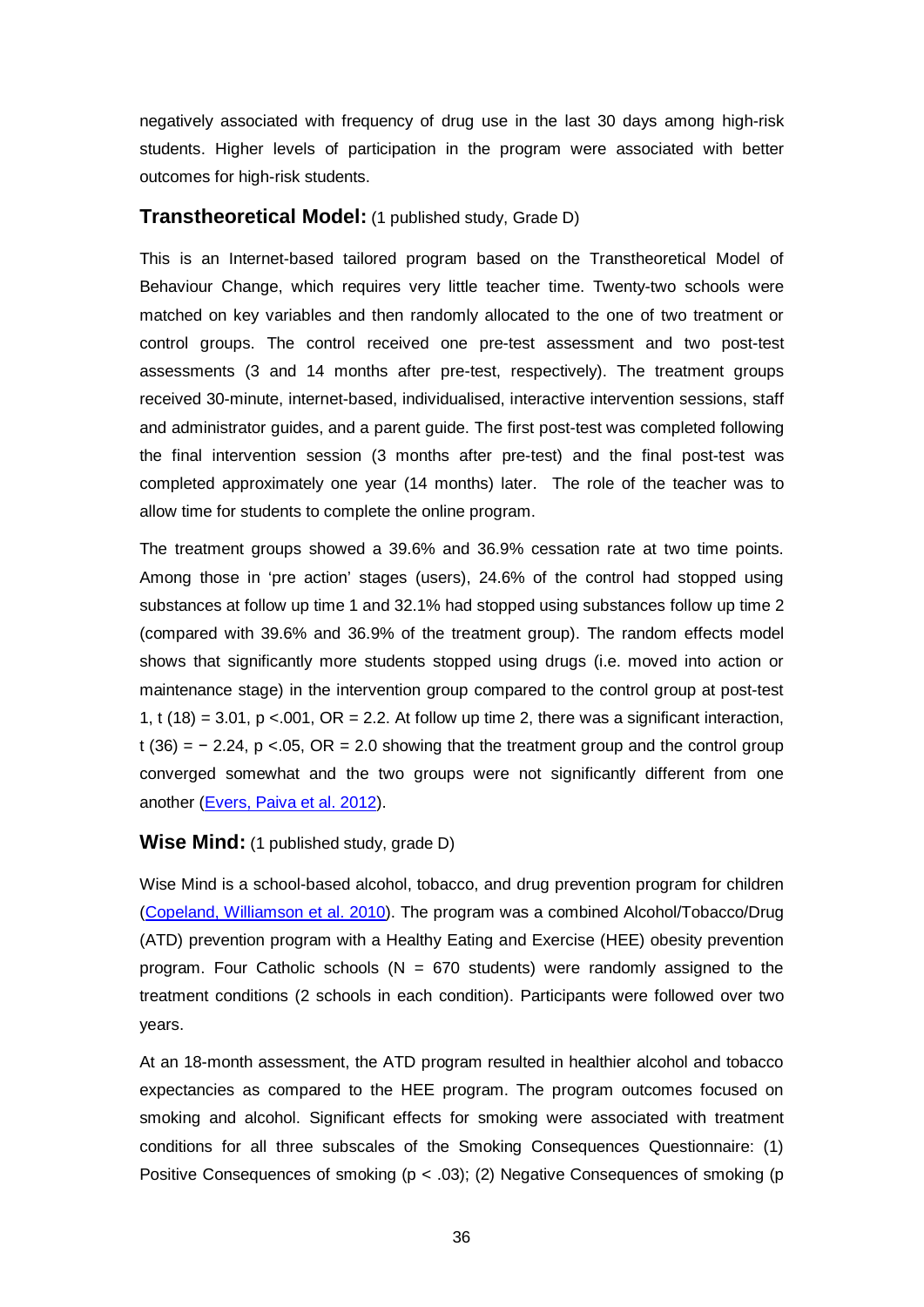negatively associated with frequency of drug use in the last 30 days among high-risk students. Higher levels of participation in the program were associated with better outcomes for high-risk students.

### **Transtheoretical Model:** (1 published study, Grade D)

This is an Internet-based tailored program based on the Transtheoretical Model of Behaviour Change, which requires very little teacher time. Twenty-two schools were matched on key variables and then randomly allocated to the one of two treatment or control groups. The control received one pre-test assessment and two post-test assessments (3 and 14 months after pre-test, respectively). The treatment groups received 30-minute, internet-based, individualised, interactive intervention sessions, staff and administrator guides, and a parent guide. The first post-test was completed following the final intervention session (3 months after pre-test) and the final post-test was completed approximately one year (14 months) later. The role of the teacher was to allow time for students to complete the online program.

The treatment groups showed a 39.6% and 36.9% cessation rate at two time points. Among those in 'pre action' stages (users), 24.6% of the control had stopped using substances at follow up time 1 and 32.1% had stopped using substances follow up time 2 (compared with 39.6% and 36.9% of the treatment group). The random effects model shows that significantly more students stopped using drugs (i.e. moved into action or maintenance stage) in the intervention group compared to the control group at post-test 1, $t(18) = 3.01$, $p < .001$, OR = 2.2. At follow up time 2, there was a significant interaction, $t(36) = -2.24$, $p < .05$, OR = 2.0 showing that the treatment group and the control group converged somewhat and the two groups were not significantly different from one another (Evers, Paiva et al. 2012).

### **Wise Mind:** (1 published study, grade D)

Wise Mind is a school-based alcohol, tobacco, and drug prevention program for children (Copeland, Williamson et al. 2010). The program was a combined Alcohol/Tobacco/Drug (ATD) prevention program with a Healthy Eating and Exercise (HEE) obesity prevention program. Four Catholic schools (N = 670 students) were randomly assigned to the treatment conditions (2 schools in each condition). Participants were followed over two years.

At an 18-month assessment, the ATD program resulted in healthier alcohol and tobacco expectancies as compared to the HEE program. The program outcomes focused on smoking and alcohol. Significant effects for smoking were associated with treatment conditions for all three subscales of the Smoking Consequences Questionnaire: (1) Positive Consequences of smoking ($p < .03$); (2) Negative Consequences of smoking (p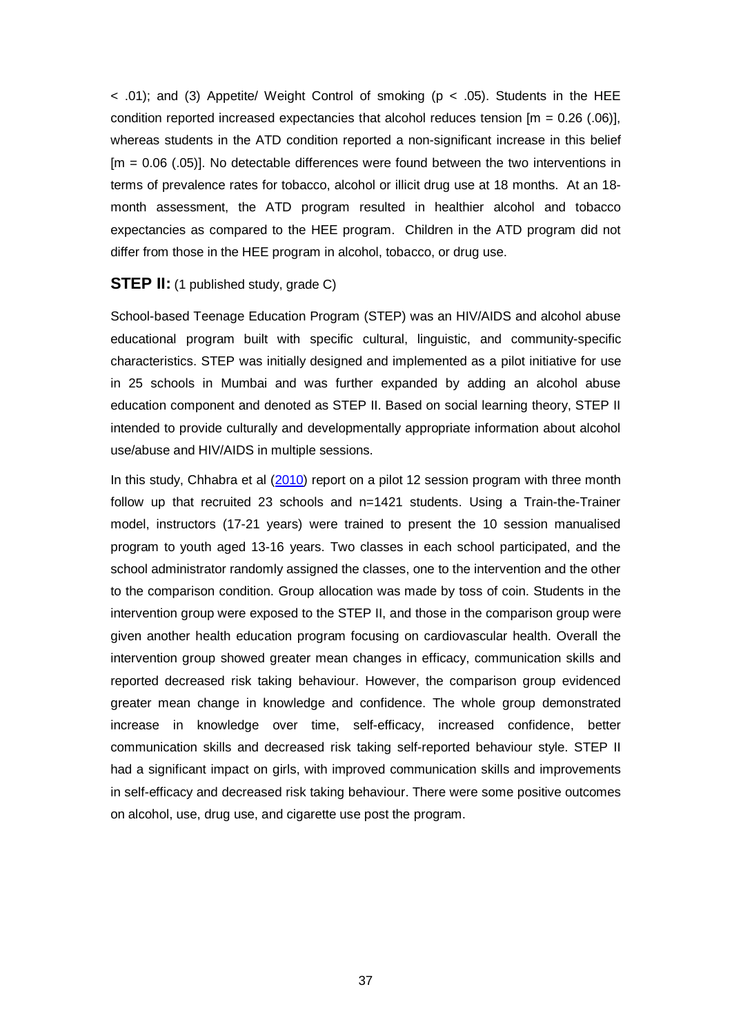< .01); and (3) Appetite/ Weight Control of smoking ($p < .05$). Students in the HEE condition reported increased expectancies that alcohol reduces tension [m = 0.26 (.06)], whereas students in the ATD condition reported a non-significant increase in this belief [m = 0.06 (.05)]. No detectable differences were found between the two interventions in terms of prevalence rates for tobacco, alcohol or illicit drug use at 18 months. At an 18-month assessment, the ATD program resulted in healthier alcohol and tobacco expectancies as compared to the HEE program. Children in the ATD program did not differ from those in the HEE program in alcohol, tobacco, or drug use.

### **STEP II:** (1 published study, grade C)

School-based Teenage Education Program (STEP) was an HIV/AIDS and alcohol abuse educational program built with specific cultural, linguistic, and community-specific characteristics. STEP was initially designed and implemented as a pilot initiative for use in 25 schools in Mumbai and was further expanded by adding an alcohol abuse education component and denoted as STEP II. Based on social learning theory, STEP II intended to provide culturally and developmentally appropriate information about alcohol use/abuse and HIV/AIDS in multiple sessions.

In this study, Chhabra et al (2010) report on a pilot 12 session program with three month follow up that recruited 23 schools and n=1421 students. Using a Train-the-Trainer model, instructors (17-21 years) were trained to present the 10 session manualised program to youth aged 13-16 years. Two classes in each school participated, and the school administrator randomly assigned the classes, one to the intervention and the other to the comparison condition. Group allocation was made by toss of coin. Students in the intervention group were exposed to the STEP II, and those in the comparison group were given another health education program focusing on cardiovascular health. Overall the intervention group showed greater mean changes in efficacy, communication skills and reported decreased risk taking behaviour. However, the comparison group evidenced greater mean change in knowledge and confidence. The whole group demonstrated increase in knowledge over time, self-efficacy, increased confidence, better communication skills and decreased risk taking self-reported behaviour style. STEP II had a significant impact on girls, with improved communication skills and improvements in self-efficacy and decreased risk taking behaviour. There were some positive outcomes on alcohol, use, drug use, and cigarette use post the program.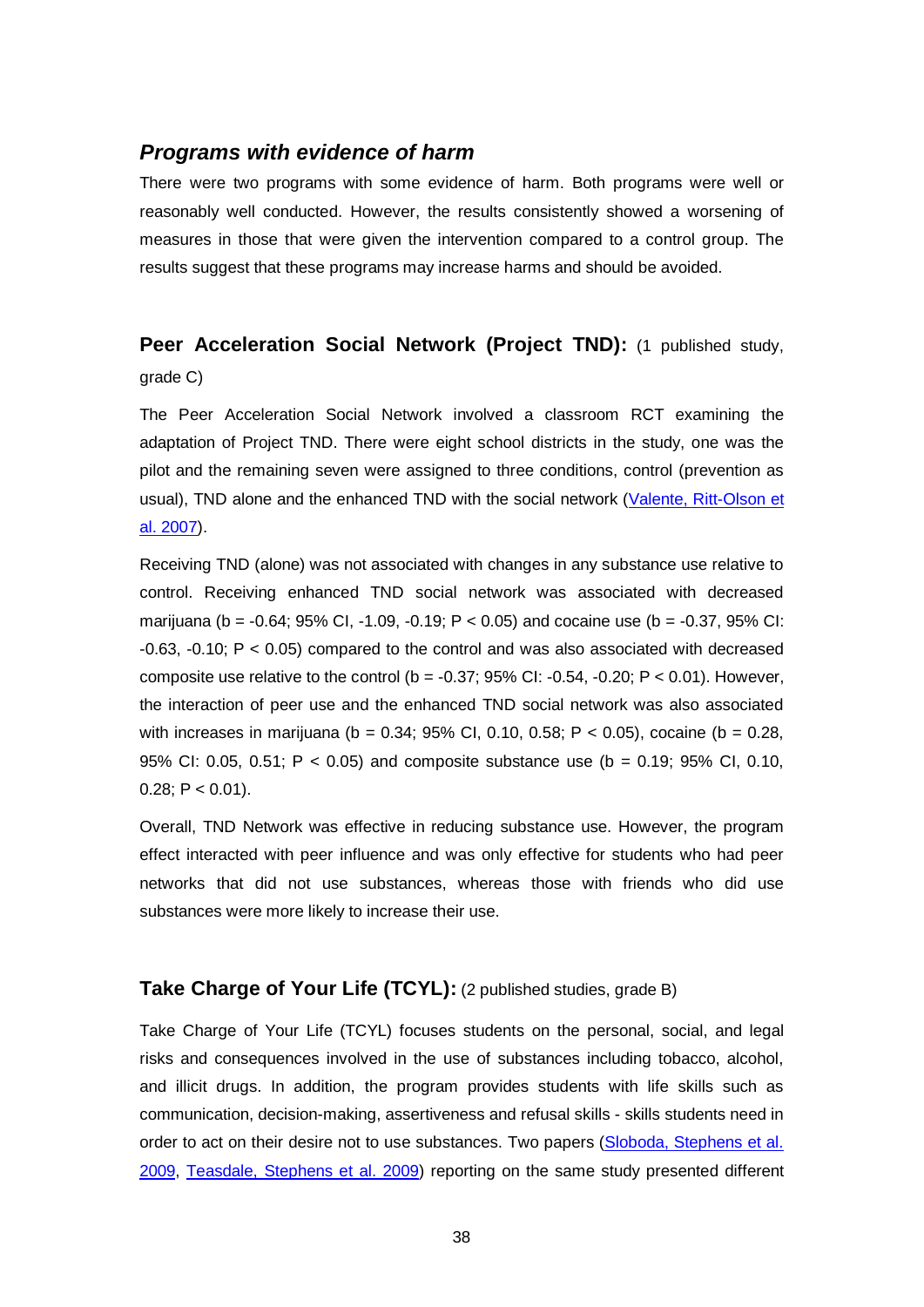### *Programs with evidence of harm*

There were two programs with some evidence of harm. Both programs were well or reasonably well conducted. However, the results consistently showed a worsening of measures in those that were given the intervention compared to a control group. The results suggest that these programs may increase harms and should be avoided.

**Peer Acceleration Social Network (Project TND):** (1 published study, grade C)

The Peer Acceleration Social Network involved a classroom RCT examining the adaptation of Project TND. There were eight school districts in the study, one was the pilot and the remaining seven were assigned to three conditions, control (prevention as usual), TND alone and the enhanced TND with the social network (Valente, Ritt-Olson et al. 2007).

Receiving TND (alone) was not associated with changes in any substance use relative to control. Receiving enhanced TND social network was associated with decreased marijuana (b = -0.64; 95% CI, -1.09, -0.19; $P < 0.05$) and cocaine use (b = -0.37, 95% CI: -0.63, -0.10; $P < 0.05$) compared to the control and was also associated with decreased composite use relative to the control (b = -0.37; 95% CI: -0.54, -0.20; $P < 0.01$). However, the interaction of peer use and the enhanced TND social network was also associated with increases in marijuana (b = 0.34; 95% CI, 0.10, 0.58; $P < 0.05$), cocaine (b = 0.28, 95% CI: 0.05, 0.51; $P < 0.05$) and composite substance use (b = 0.19; 95% CI, 0.10, 0.28; $P < 0.01$).

Overall, TND Network was effective in reducing substance use. However, the program effect interacted with peer influence and was only effective for students who had peer networks that did not use substances, whereas those with friends who did use substances were more likely to increase their use.

**Take Charge of Your Life (TCYL):** (2 published studies, grade B)

Take Charge of Your Life (TCYL) focuses students on the personal, social, and legal risks and consequences involved in the use of substances including tobacco, alcohol, and illicit drugs. In addition, the program provides students with life skills such as communication, decision-making, assertiveness and refusal skills - skills students need in order to act on their desire not to use substances. Two papers (Sloboda, Stephens et al. 2009, Teasdale, Stephens et al. 2009) reporting on the same study presented different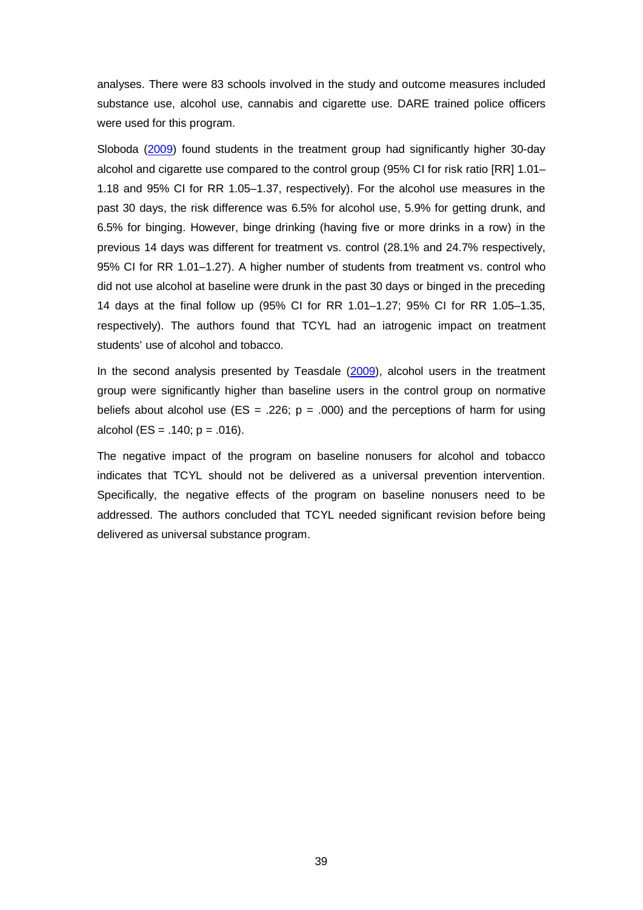analyses. There were 83 schools involved in the study and outcome measures included substance use, alcohol use, cannabis and cigarette use. DARE trained police officers were used for this program.

Sloboda (2009) found students in the treatment group had significantly higher 30-day alcohol and cigarette use compared to the control group (95% CI for risk ratio [RR] 1.01–1.18 and 95% CI for RR 1.05–1.37, respectively). For the alcohol use measures in the past 30 days, the risk difference was 6.5% for alcohol use, 5.9% for getting drunk, and 6.5% for binging. However, binge drinking (having five or more drinks in a row) in the previous 14 days was different for treatment vs. control (28.1% and 24.7% respectively, 95% CI for RR 1.01–1.27). A higher number of students from treatment vs. control who did not use alcohol at baseline were drunk in the past 30 days or binged in the preceding 14 days at the final follow up (95% CI for RR 1.01–1.27; 95% CI for RR 1.05–1.35, respectively). The authors found that TCYL had an iatrogenic impact on treatment students' use of alcohol and tobacco.

In the second analysis presented by Teasdale (2009), alcohol users in the treatment group were significantly higher than baseline users in the control group on normative beliefs about alcohol use (ES = .226; $p = .000$) and the perceptions of harm for using alcohol (ES = .140; $p = .016$).

The negative impact of the program on baseline nonusers for alcohol and tobacco indicates that TCYL should not be delivered as a universal prevention intervention. Specifically, the negative effects of the program on baseline nonusers need to be addressed. The authors concluded that TCYL needed significant revision before being delivered as universal substance program.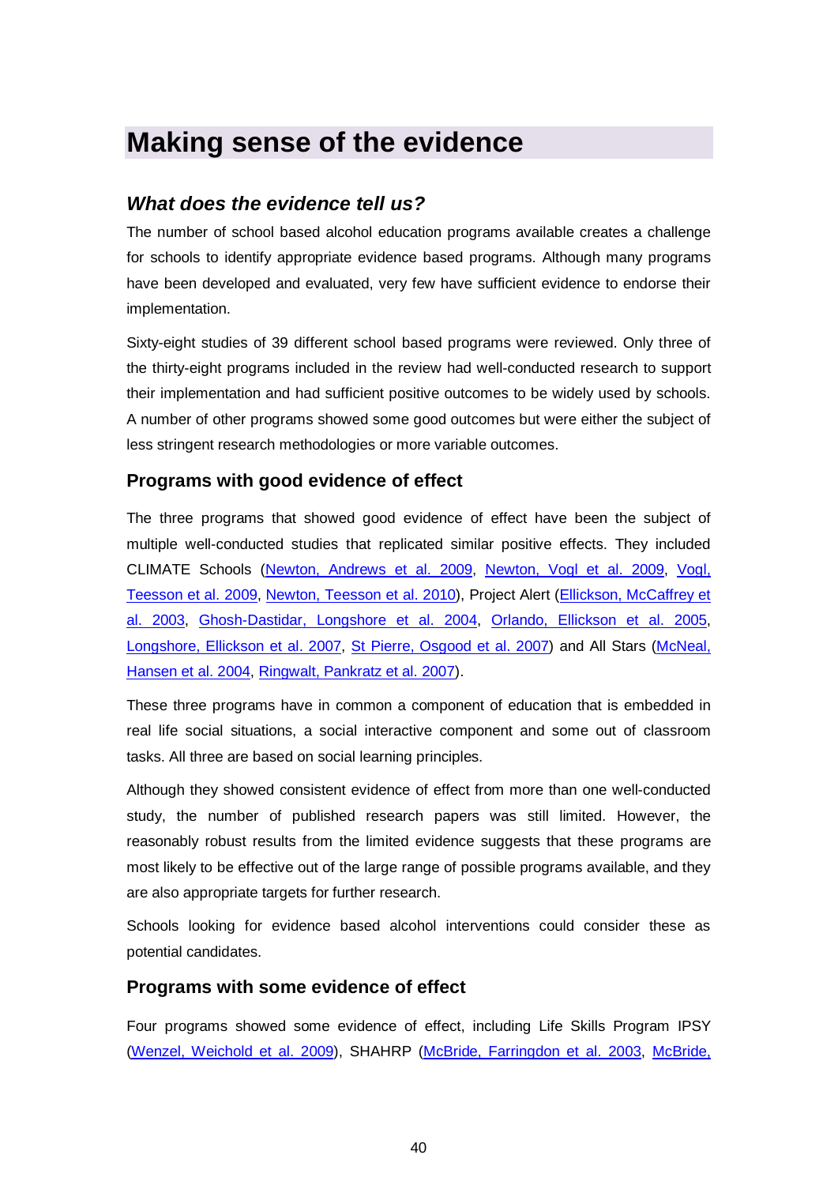# Making sense of the evidence

## *What does the evidence tell us?*

The number of school based alcohol education programs available creates a challenge for schools to identify appropriate evidence based programs. Although many programs have been developed and evaluated, very few have sufficient evidence to endorse their implementation.

Sixty-eight studies of 39 different school based programs were reviewed. Only three of the thirty-eight programs included in the review had well-conducted research to support their implementation and had sufficient positive outcomes to be widely used by schools. A number of other programs showed some good outcomes but were either the subject of less stringent research methodologies or more variable outcomes.

### Programs with good evidence of effect

The three programs that showed good evidence of effect have been the subject of multiple well-conducted studies that replicated similar positive effects. They included CLIMATE Schools (Newton, Andrews et al. 2009, Newton, Vogl et al. 2009, Vogl, Teesson et al. 2009, Newton, Teesson et al. 2010), Project Alert (Ellickson, McCaffrey et al. 2003, Ghosh-Dastidar, Longshore et al. 2004, Orlando, Ellickson et al. 2005, Longshore, Ellickson et al. 2007, St Pierre, Osgood et al. 2007) and All Stars (McNeal, Hansen et al. 2004, Ringwalt, Pankratz et al. 2007).

These three programs have in common a component of education that is embedded in real life social situations, a social interactive component and some out of classroom tasks. All three are based on social learning principles.

Although they showed consistent evidence of effect from more than one well-conducted study, the number of published research papers was still limited. However, the reasonably robust results from the limited evidence suggests that these programs are most likely to be effective out of the large range of possible programs available, and they are also appropriate targets for further research.

Schools looking for evidence based alcohol interventions could consider these as potential candidates.

### Programs with some evidence of effect

Four programs showed some evidence of effect, including Life Skills Program IPSY (Wenzel, Weichold et al. 2009), SHAHRP (McBride, Farringdon et al. 2003, McBride,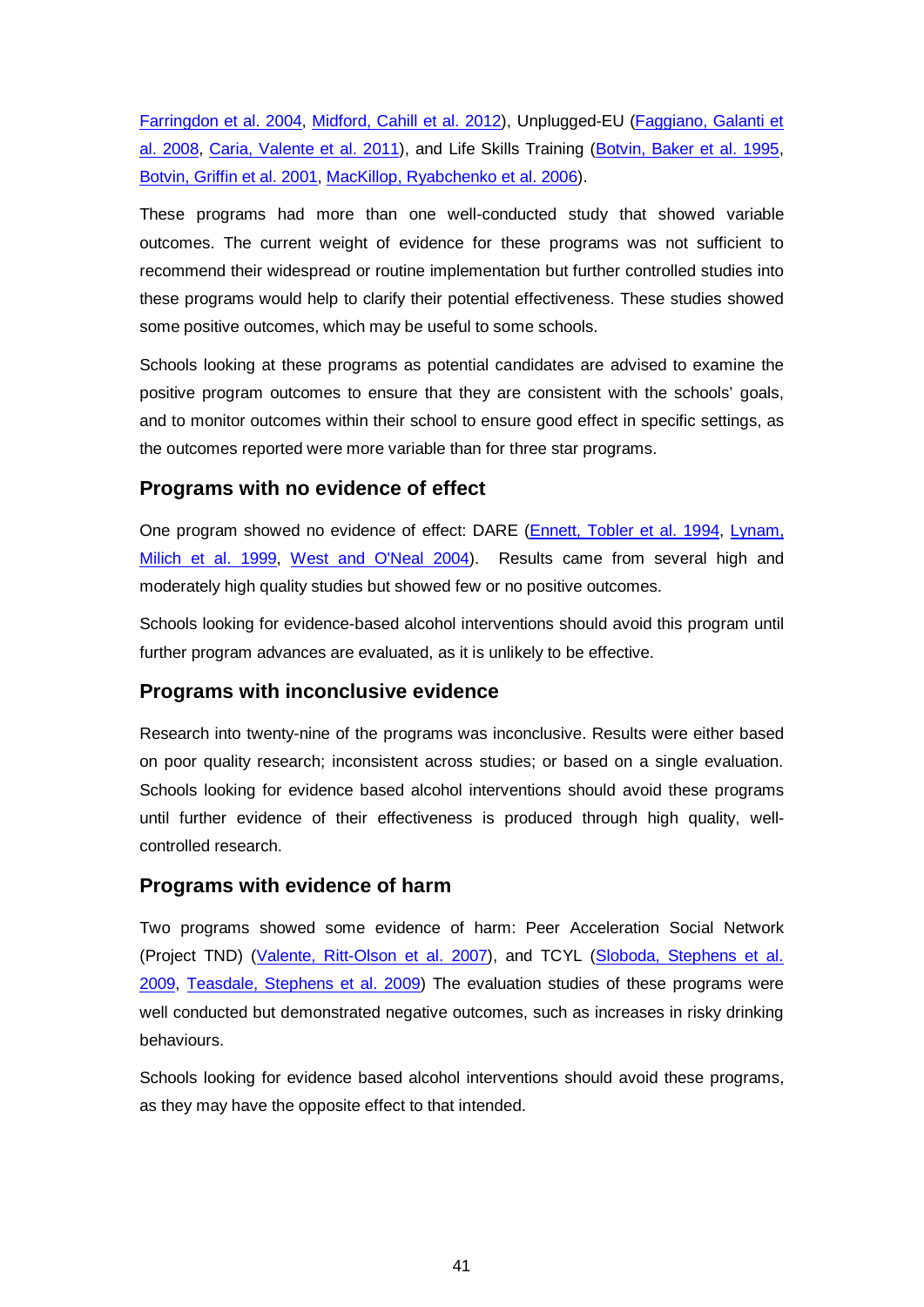Farringdon et al. 2004, Midford, Cahill et al. 2012), Unplugged-EU (Faggiano, Galanti et al. 2008, Caria, Valente et al. 2011), and Life Skills Training (Botvin, Baker et al. 1995, Botvin, Griffin et al. 2001, MacKillop, Ryabchenko et al. 2006).

These programs had more than one well-conducted study that showed variable outcomes. The current weight of evidence for these programs was not sufficient to recommend their widespread or routine implementation but further controlled studies into these programs would help to clarify their potential effectiveness. These studies showed some positive outcomes, which may be useful to some schools.

Schools looking at these programs as potential candidates are advised to examine the positive program outcomes to ensure that they are consistent with the schools' goals, and to monitor outcomes within their school to ensure good effect in specific settings, as the outcomes reported were more variable than for three star programs.

### Programs with no evidence of effect

One program showed no evidence of effect: DARE (Ennett, Tobler et al. 1994, Lynam, Milich et al. 1999, West and O'Neal 2004). Results came from several high and moderately high quality studies but showed few or no positive outcomes.

Schools looking for evidence-based alcohol interventions should avoid this program until further program advances are evaluated, as it is unlikely to be effective.

### Programs with inconclusive evidence

Research into twenty-nine of the programs was inconclusive. Results were either based on poor quality research; inconsistent across studies; or based on a single evaluation. Schools looking for evidence based alcohol interventions should avoid these programs until further evidence of their effectiveness is produced through high quality, well-controlled research.

### Programs with evidence of harm

Two programs showed some evidence of harm: Peer Acceleration Social Network (Project TND) (Valente, Ritt-Olson et al. 2007), and TCYL (Sloboda, Stephens et al. 2009, Teasdale, Stephens et al. 2009) The evaluation studies of these programs were well conducted but demonstrated negative outcomes, such as increases in risky drinking behaviours.

Schools looking for evidence based alcohol interventions should avoid these programs, as they may have the opposite effect to that intended.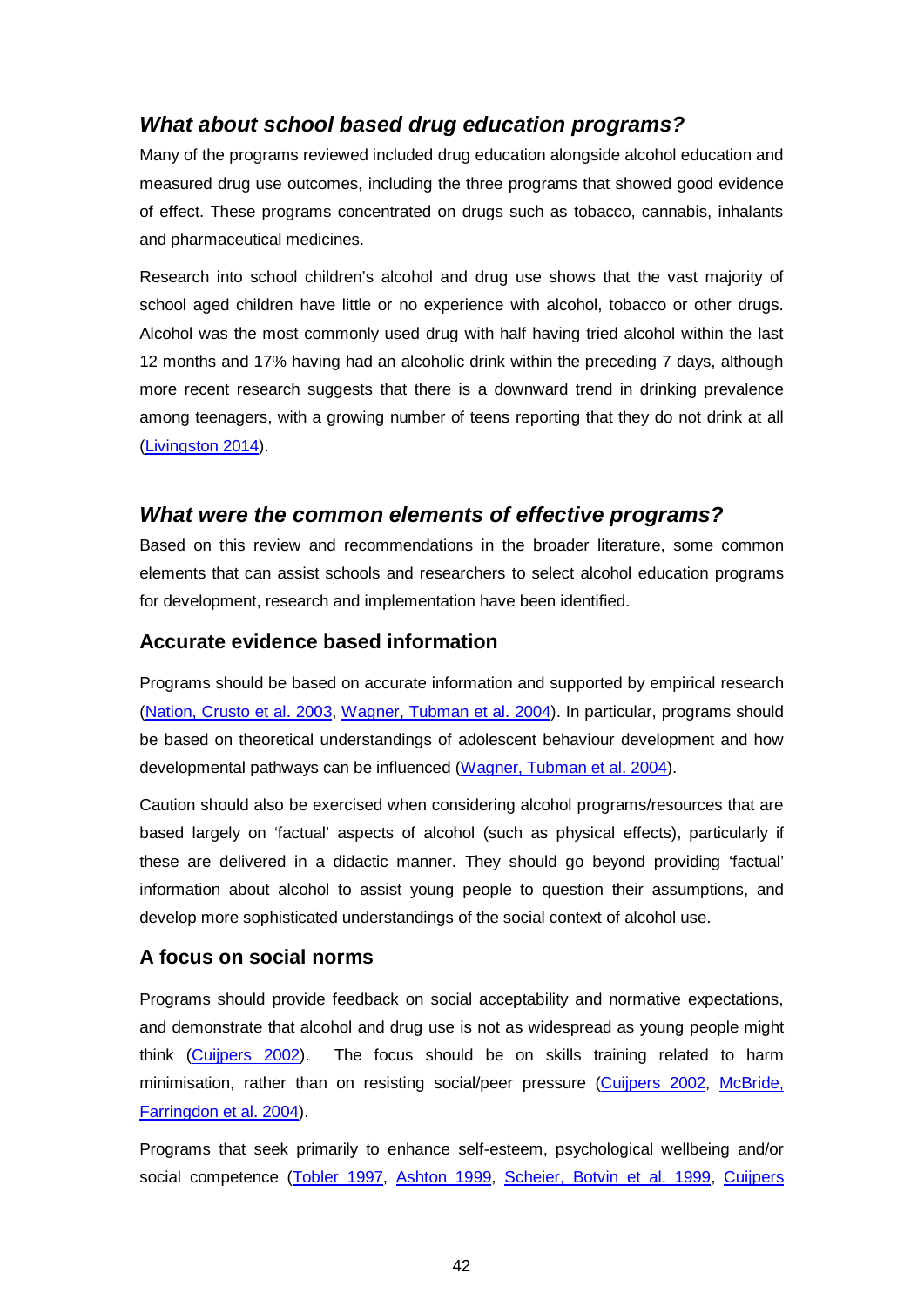## *What about school based drug education programs?*

Many of the programs reviewed included drug education alongside alcohol education and measured drug use outcomes, including the three programs that showed good evidence of effect. These programs concentrated on drugs such as tobacco, cannabis, inhalants and pharmaceutical medicines.

Research into school children's alcohol and drug use shows that the vast majority of school aged children have little or no experience with alcohol, tobacco or other drugs. Alcohol was the most commonly used drug with half having tried alcohol within the last 12 months and 17% having had an alcoholic drink within the preceding 7 days, although more recent research suggests that there is a downward trend in drinking prevalence among teenagers, with a growing number of teens reporting that they do not drink at all (Livingston 2014).

## *What were the common elements of effective programs?*

Based on this review and recommendations in the broader literature, some common elements that can assist schools and researchers to select alcohol education programs for development, research and implementation have been identified.

### Accurate evidence based information

Programs should be based on accurate information and supported by empirical research (Nation, Crusto et al. 2003, Wagner, Tubman et al. 2004). In particular, programs should be based on theoretical understandings of adolescent behaviour development and how developmental pathways can be influenced (Wagner, Tubman et al. 2004).

Caution should also be exercised when considering alcohol programs/resources that are based largely on 'factual' aspects of alcohol (such as physical effects), particularly if these are delivered in a didactic manner. They should go beyond providing 'factual' information about alcohol to assist young people to question their assumptions, and develop more sophisticated understandings of the social context of alcohol use.

### A focus on social norms

Programs should provide feedback on social acceptability and normative expectations, and demonstrate that alcohol and drug use is not as widespread as young people might think (Cuijpers 2002). The focus should be on skills training related to harm minimisation, rather than on resisting social/peer pressure (Cuijpers 2002, McBride, Farringdon et al. 2004).

Programs that seek primarily to enhance self-esteem, psychological wellbeing and/or social competence (Tobler 1997, Ashton 1999, Scheier, Botvin et al. 1999, Cuijpers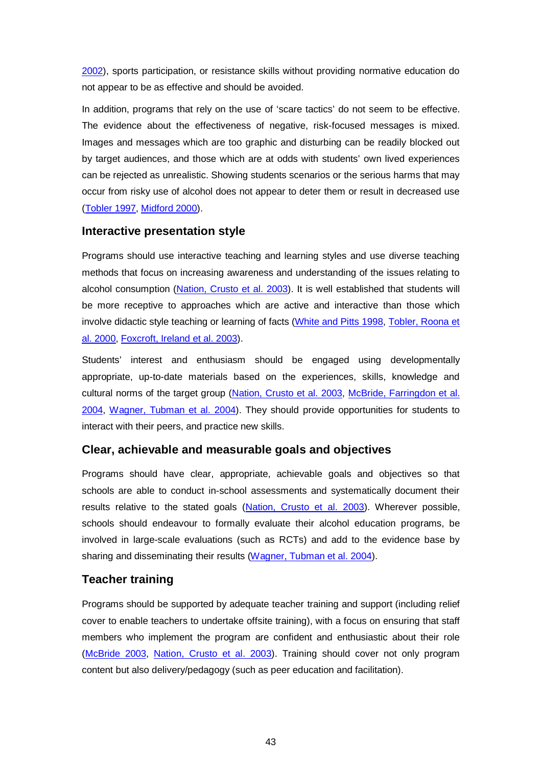2002), sports participation, or resistance skills without providing normative education do not appear to be as effective and should be avoided.

In addition, programs that rely on the use of 'scare tactics' do not seem to be effective. The evidence about the effectiveness of negative, risk-focused messages is mixed. Images and messages which are too graphic and disturbing can be readily blocked out by target audiences, and those which are at odds with students' own lived experiences can be rejected as unrealistic. Showing students scenarios or the serious harms that may occur from risky use of alcohol does not appear to deter them or result in decreased use (Tobler 1997, Midford 2000).

## Interactive presentation style

Programs should use interactive teaching and learning styles and use diverse teaching methods that focus on increasing awareness and understanding of the issues relating to alcohol consumption (Nation, Crusto et al. 2003). It is well established that students will be more receptive to approaches which are active and interactive than those which involve didactic style teaching or learning of facts (White and Pitts 1998, Tobler, Roona et al. 2000, Foxcroft, Ireland et al. 2003).

Students' interest and enthusiasm should be engaged using developmentally appropriate, up-to-date materials based on the experiences, skills, knowledge and cultural norms of the target group (Nation, Crusto et al. 2003, McBride, Farringdon et al. 2004, Wagner, Tubman et al. 2004). They should provide opportunities for students to interact with their peers, and practice new skills.

## Clear, achievable and measurable goals and objectives

Programs should have clear, appropriate, achievable goals and objectives so that schools are able to conduct in-school assessments and systematically document their results relative to the stated goals (Nation, Crusto et al. 2003). Wherever possible, schools should endeavour to formally evaluate their alcohol education programs, be involved in large-scale evaluations (such as RCTs) and add to the evidence base by sharing and disseminating their results (Wagner, Tubman et al. 2004).

## Teacher training

Programs should be supported by adequate teacher training and support (including relief cover to enable teachers to undertake offsite training), with a focus on ensuring that staff members who implement the program are confident and enthusiastic about their role (McBride 2003, Nation, Crusto et al. 2003). Training should cover not only program content but also delivery/pedagogy (such as peer education and facilitation).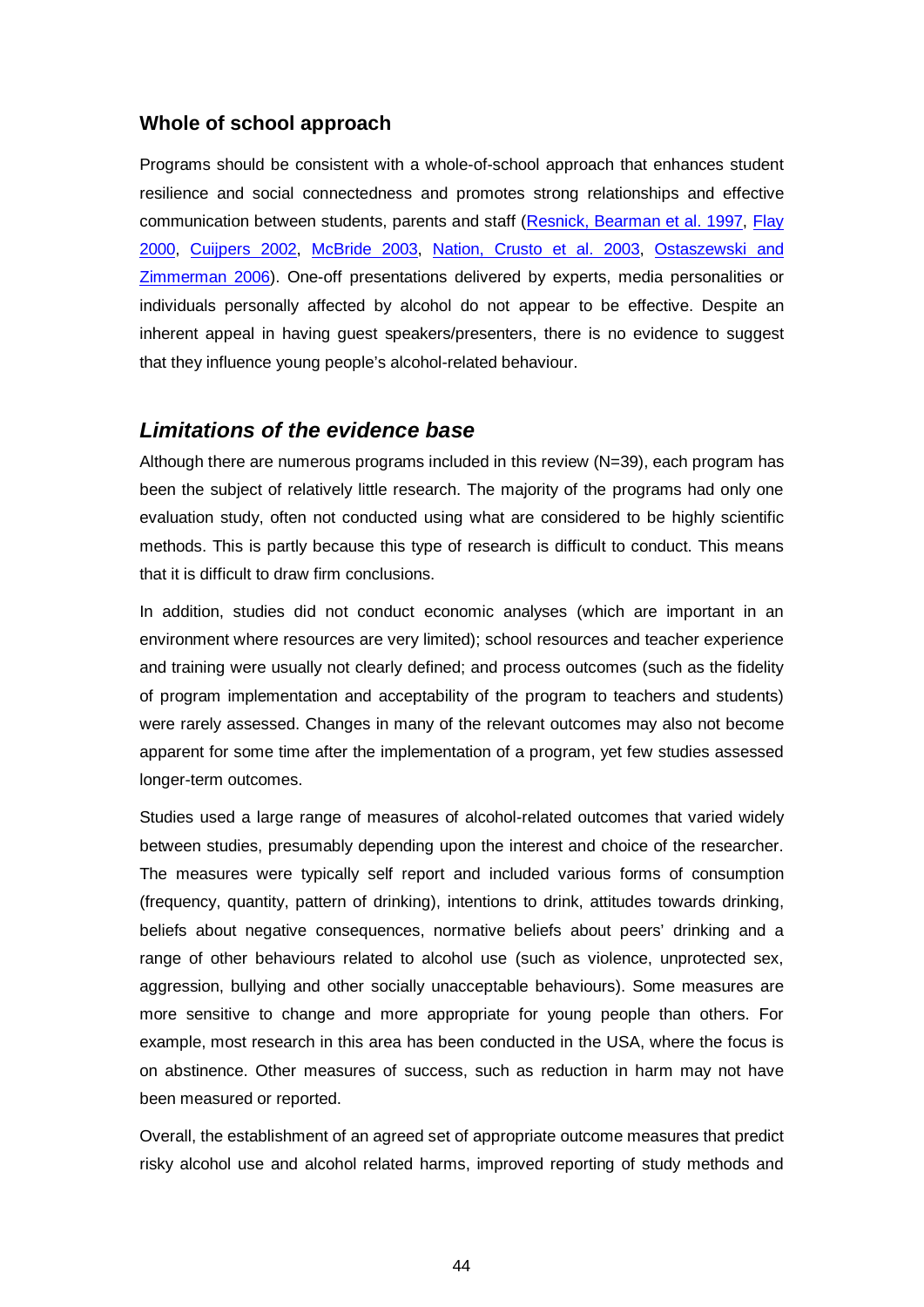### Whole of school approach

Programs should be consistent with a whole-of-school approach that enhances student resilience and social connectedness and promotes strong relationships and effective communication between students, parents and staff (Resnick, Bearman et al. 1997, Flay 2000, Cuijpers 2002, McBride 2003, Nation, Crusto et al. 2003, Ostaszewski and Zimmerman 2006). One-off presentations delivered by experts, media personalities or individuals personally affected by alcohol do not appear to be effective. Despite an inherent appeal in having guest speakers/presenters, there is no evidence to suggest that they influence young people's alcohol-related behaviour.

## *Limitations of the evidence base*

Although there are numerous programs included in this review (N=39), each program has been the subject of relatively little research. The majority of the programs had only one evaluation study, often not conducted using what are considered to be highly scientific methods. This is partly because this type of research is difficult to conduct. This means that it is difficult to draw firm conclusions.

In addition, studies did not conduct economic analyses (which are important in an environment where resources are very limited); school resources and teacher experience and training were usually not clearly defined; and process outcomes (such as the fidelity of program implementation and acceptability of the program to teachers and students) were rarely assessed. Changes in many of the relevant outcomes may also not become apparent for some time after the implementation of a program, yet few studies assessed longer-term outcomes.

Studies used a large range of measures of alcohol-related outcomes that varied widely between studies, presumably depending upon the interest and choice of the researcher. The measures were typically self report and included various forms of consumption (frequency, quantity, pattern of drinking), intentions to drink, attitudes towards drinking, beliefs about negative consequences, normative beliefs about peers' drinking and a range of other behaviours related to alcohol use (such as violence, unprotected sex, aggression, bullying and other socially unacceptable behaviours). Some measures are more sensitive to change and more appropriate for young people than others. For example, most research in this area has been conducted in the USA, where the focus is on abstinence. Other measures of success, such as reduction in harm may not have been measured or reported.

Overall, the establishment of an agreed set of appropriate outcome measures that predict risky alcohol use and alcohol related harms, improved reporting of study methods and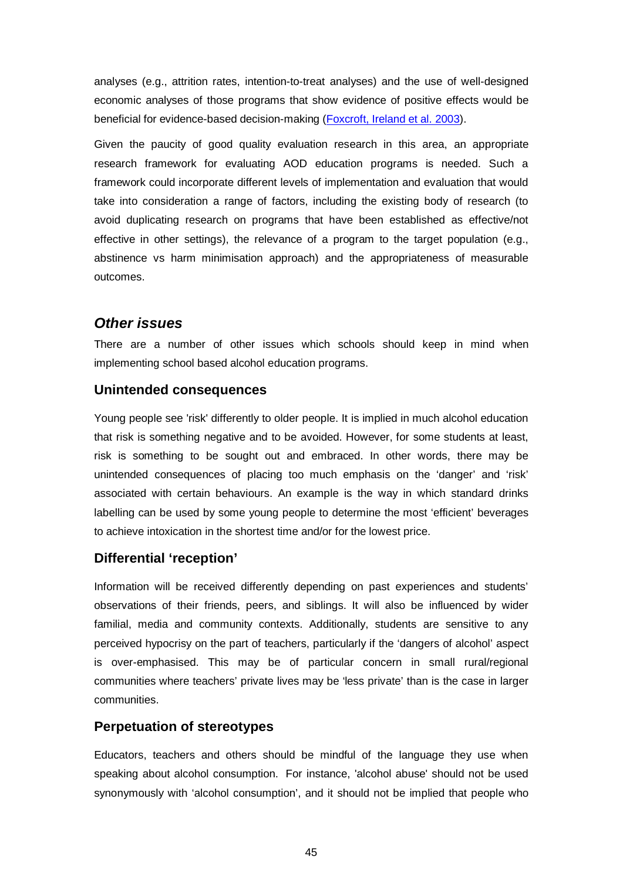analyses (e.g., attrition rates, intention-to-treat analyses) and the use of well-designed economic analyses of those programs that show evidence of positive effects would be beneficial for evidence-based decision-making (Foxcroft, Ireland et al. 2003).

Given the paucity of good quality evaluation research in this area, an appropriate research framework for evaluating AOD education programs is needed. Such a framework could incorporate different levels of implementation and evaluation that would take into consideration a range of factors, including the existing body of research (to avoid duplicating research on programs that have been established as effective/not effective in other settings), the relevance of a program to the target population (e.g., abstinence vs harm minimisation approach) and the appropriateness of measurable outcomes.

## *Other issues*

There are a number of other issues which schools should keep in mind when implementing school based alcohol education programs.

### Unintended consequences

Young people see 'risk' differently to older people. It is implied in much alcohol education that risk is something negative and to be avoided. However, for some students at least, risk is something to be sought out and embraced. In other words, there may be unintended consequences of placing too much emphasis on the 'danger' and 'risk' associated with certain behaviours. An example is the way in which standard drinks labelling can be used by some young people to determine the most 'efficient' beverages to achieve intoxication in the shortest time and/or for the lowest price.

### Differential 'reception'

Information will be received differently depending on past experiences and students' observations of their friends, peers, and siblings. It will also be influenced by wider familial, media and community contexts. Additionally, students are sensitive to any perceived hypocrisy on the part of teachers, particularly if the 'dangers of alcohol' aspect is over-emphasised. This may be of particular concern in small rural/regional communities where teachers' private lives may be 'less private' than is the case in larger communities.

### Perpetuation of stereotypes

Educators, teachers and others should be mindful of the language they use when speaking about alcohol consumption. For instance, 'alcohol abuse' should not be used synonymously with 'alcohol consumption', and it should not be implied that people who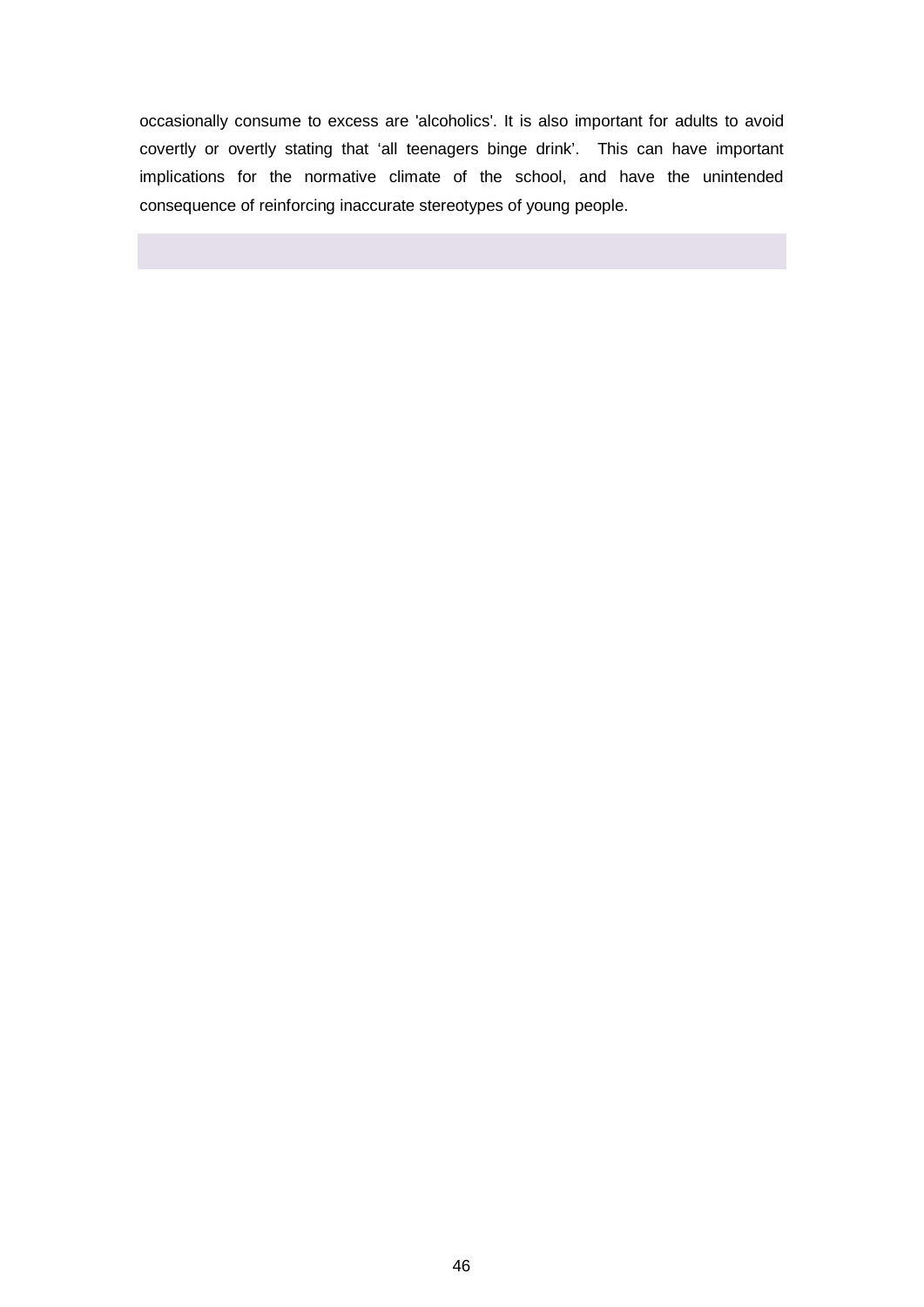occasionally consume to excess are 'alcoholics'. It is also important for adults to avoid covertly or overtly stating that ‘all teenagers binge drink’. This can have important implications for the normative climate of the school, and have the unintended consequence of reinforcing inaccurate stereotypes of young people.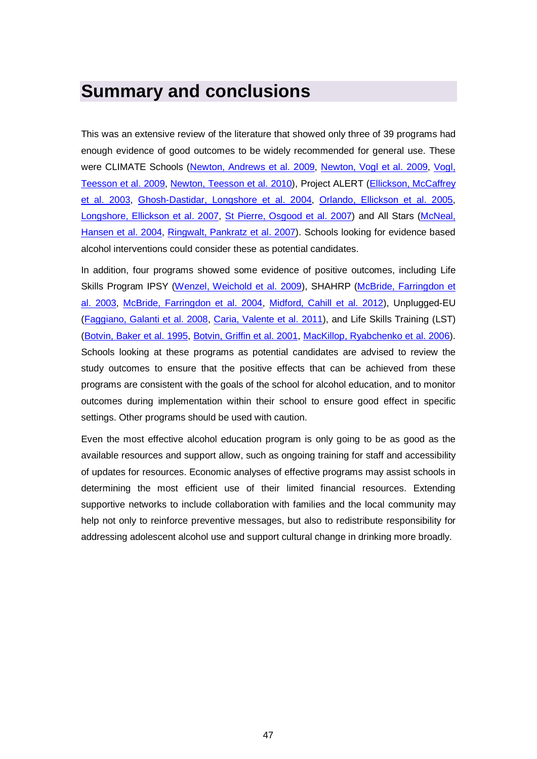# Summary and conclusions

This was an extensive review of the literature that showed only three of 39 programs had enough evidence of good outcomes to be widely recommended for general use. These were CLIMATE Schools (Newton, Andrews et al. 2009, Newton, Vogl et al. 2009, Vogl, Teesson et al. 2009, Newton, Teesson et al. 2010), Project ALERT (Ellickson, McCaffrey et al. 2003, Ghosh-Dastidar, Longshore et al. 2004, Orlando, Ellickson et al. 2005, Longshore, Ellickson et al. 2007, St Pierre, Osgood et al. 2007) and All Stars (McNeal, Hansen et al. 2004, Ringwalt, Pankratz et al. 2007). Schools looking for evidence based alcohol interventions could consider these as potential candidates.

In addition, four programs showed some evidence of positive outcomes, including Life Skills Program IPSY (Wenzel, Weichold et al. 2009), SHAHRP (McBride, Farringdon et al. 2003, McBride, Farringdon et al. 2004, Midford, Cahill et al. 2012), Unplugged-EU (Faggiano, Galanti et al. 2008, Caria, Valente et al. 2011), and Life Skills Training (LST) (Botvin, Baker et al. 1995, Botvin, Griffin et al. 2001, MacKillop, Ryabchenko et al. 2006). Schools looking at these programs as potential candidates are advised to review the study outcomes to ensure that the positive effects that can be achieved from these programs are consistent with the goals of the school for alcohol education, and to monitor outcomes during implementation within their school to ensure good effect in specific settings. Other programs should be used with caution.

Even the most effective alcohol education program is only going to be as good as the available resources and support allow, such as ongoing training for staff and accessibility of updates for resources. Economic analyses of effective programs may assist schools in determining the most efficient use of their limited financial resources. Extending supportive networks to include collaboration with families and the local community may help not only to reinforce preventive messages, but also to redistribute responsibility for addressing adolescent alcohol use and support cultural change in drinking more broadly.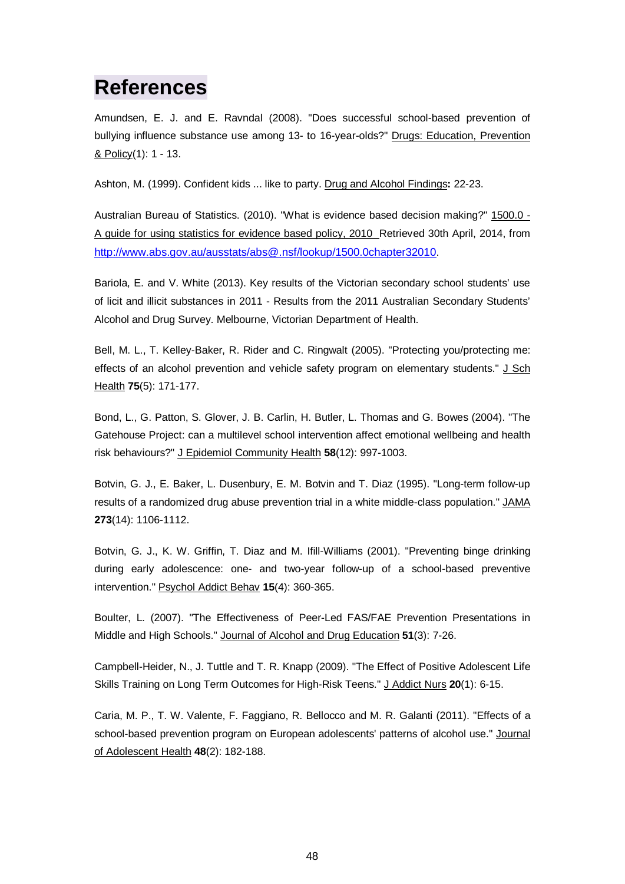# References

Amundsen, E. J. and E. Ravndal (2008). "Does successful school-based prevention of bullying influence substance use among 13- to 16-year-olds?" Drugs: Education, Prevention & Policy(1): 1 - 13.

Ashton, M. (1999). Confident kids ... like to party. Drug and Alcohol Findings**:** 22-23.

Australian Bureau of Statistics. (2010). "What is evidence based decision making?" 1500.0 - A guide for using statistics for evidence based policy, 2010 Retrieved 30th April, 2014, from http://www.abs.gov.au/ausstats/abs@.nsf/lookup/1500.0chapter32010.

Bariola, E. and V. White (2013). Key results of the Victorian secondary school students' use of licit and illicit substances in 2011 - Results from the 2011 Australian Secondary Students' Alcohol and Drug Survey. Melbourne, Victorian Department of Health.

Bell, M. L., T. Kelley-Baker, R. Rider and C. Ringwalt (2005). "Protecting you/protecting me: effects of an alcohol prevention and vehicle safety program on elementary students." J Sch Health **75**(5): 171-177.

Bond, L., G. Patton, S. Glover, J. B. Carlin, H. Butler, L. Thomas and G. Bowes (2004). "The Gatehouse Project: can a multilevel school intervention affect emotional wellbeing and health risk behaviours?" J Epidemiol Community Health **58**(12): 997-1003.

Botvin, G. J., E. Baker, L. Dusenbury, E. M. Botvin and T. Diaz (1995). "Long-term follow-up results of a randomized drug abuse prevention trial in a white middle-class population." JAMA **273**(14): 1106-1112.

Botvin, G. J., K. W. Griffin, T. Diaz and M. Ifill-Williams (2001). "Preventing binge drinking during early adolescence: one- and two-year follow-up of a school-based preventive intervention." Psychol Addict Behav **15**(4): 360-365.

Boulter, L. (2007). "The Effectiveness of Peer-Led FAS/FAE Prevention Presentations in Middle and High Schools." Journal of Alcohol and Drug Education **51**(3): 7-26.

Campbell-Heider, N., J. Tuttle and T. R. Knapp (2009). "The Effect of Positive Adolescent Life Skills Training on Long Term Outcomes for High-Risk Teens." J Addict Nurs **20**(1): 6-15.

Caria, M. P., T. W. Valente, F. Faggiano, R. Bellocco and M. R. Galanti (2011). "Effects of a school-based prevention program on European adolescents' patterns of alcohol use." Journal of Adolescent Health **48**(2): 182-188.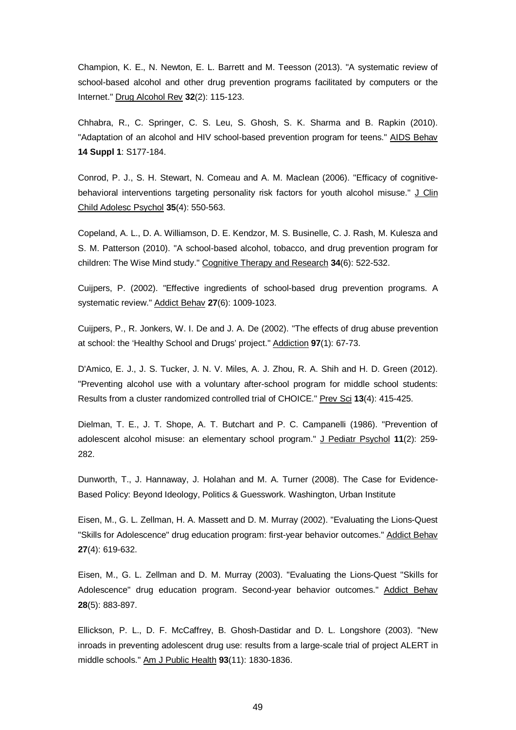Champion, K. E., N. Newton, E. L. Barrett and M. Teesson (2013). "A systematic review of school-based alcohol and other drug prevention programs facilitated by computers or the Internet." Drug Alcohol Rev **32**(2): 115-123.

Chhabra, R., C. Springer, C. S. Leu, S. Ghosh, S. K. Sharma and B. Rapkin (2010). "Adaptation of an alcohol and HIV school-based prevention program for teens." AIDS Behav **14 Suppl 1**: S177-184.

Conrod, P. J., S. H. Stewart, N. Comeau and A. M. Maclean (2006). "Efficacy of cognitive-behavioral interventions targeting personality risk factors for youth alcohol misuse." J Clin Child Adolesc Psychol **35**(4): 550-563.

Copeland, A. L., D. A. Williamson, D. E. Kendzor, M. S. Businelle, C. J. Rash, M. Kulesza and S. M. Patterson (2010). "A school-based alcohol, tobacco, and drug prevention program for children: The Wise Mind study." Cognitive Therapy and Research **34**(6): 522-532.

Cuijpers, P. (2002). "Effective ingredients of school-based drug prevention programs. A systematic review." Addict Behav **27**(6): 1009-1023.

Cuijpers, P., R. Jonkers, W. I. De and J. A. De (2002). "The effects of drug abuse prevention at school: the 'Healthy School and Drugs' project." Addiction **97**(1): 67-73.

D'Amico, E. J., J. S. Tucker, J. N. V. Miles, A. J. Zhou, R. A. Shih and H. D. Green (2012). "Preventing alcohol use with a voluntary after-school program for middle school students: Results from a cluster randomized controlled trial of CHOICE." Prev Sci **13**(4): 415-425.

Dielman, T. E., J. T. Shope, A. T. Butchart and P. C. Campanelli (1986). "Prevention of adolescent alcohol misuse: an elementary school program." J Pediatr Psychol **11**(2): 259-282.

Dunworth, T., J. Hannaway, J. Holahan and M. A. Turner (2008). The Case for Evidence-Based Policy: Beyond Ideology, Politics & Guesswork. Washington, Urban Institute

Eisen, M., G. L. Zellman, H. A. Massett and D. M. Murray (2002). "Evaluating the Lions-Quest "Skills for Adolescence" drug education program: first-year behavior outcomes." Addict Behav **27**(4): 619-632.

Eisen, M., G. L. Zellman and D. M. Murray (2003). "Evaluating the Lions-Quest "Skills for Adolescence" drug education program. Second-year behavior outcomes." Addict Behav **28**(5): 883-897.

Ellickson, P. L., D. F. McCaffrey, B. Ghosh-Dastidar and D. L. Longshore (2003). "New inroads in preventing adolescent drug use: results from a large-scale trial of project ALERT in middle schools." Am J Public Health **93**(11): 1830-1836.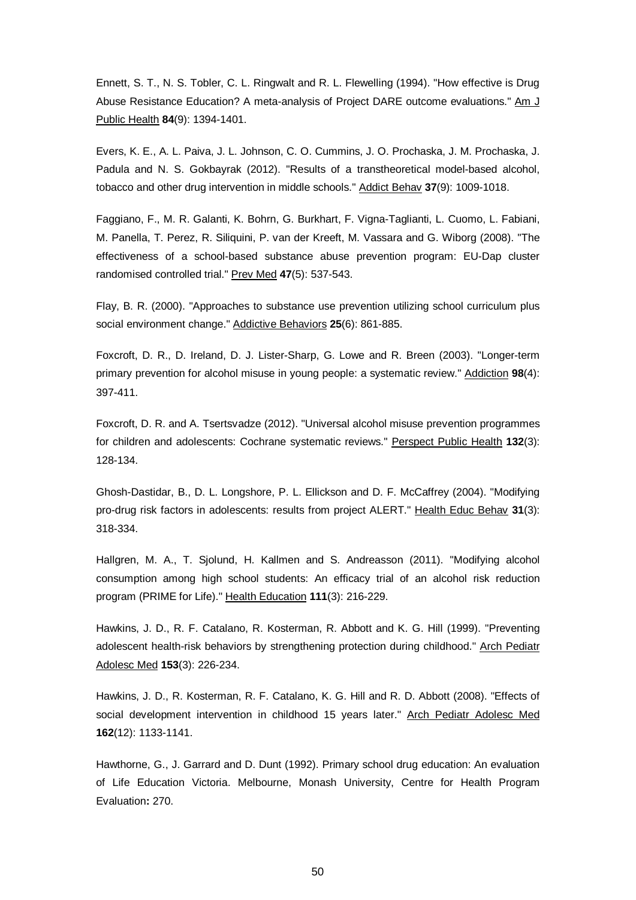Ennett, S. T., N. S. Tobler, C. L. Ringwalt and R. L. Flewelling (1994). "How effective is Drug Abuse Resistance Education? A meta-analysis of Project DARE outcome evaluations." Am J Public Health **84**(9): 1394-1401.

Evers, K. E., A. L. Paiva, J. L. Johnson, C. O. Cummins, J. O. Prochaska, J. M. Prochaska, J. Padula and N. S. Gokbayrak (2012). "Results of a transtheoretical model-based alcohol, tobacco and other drug intervention in middle schools." Addict Behav **37**(9): 1009-1018.

Faggiano, F., M. R. Galanti, K. Bohrn, G. Burkhart, F. Vigna-Taglianti, L. Cuomo, L. Fabiani, M. Panella, T. Perez, R. Siliquini, P. van der Kreeft, M. Vassara and G. Wiborg (2008). "The effectiveness of a school-based substance abuse prevention program: EU-Dap cluster randomised controlled trial." Prev Med **47**(5): 537-543.

Flay, B. R. (2000). "Approaches to substance use prevention utilizing school curriculum plus social environment change." Addictive Behaviors **25**(6): 861-885.

Foxcroft, D. R., D. Ireland, D. J. Lister-Sharp, G. Lowe and R. Breen (2003). "Longer-term primary prevention for alcohol misuse in young people: a systematic review." Addiction **98**(4): 397-411.

Foxcroft, D. R. and A. Tsertsvadze (2012). "Universal alcohol misuse prevention programmes for children and adolescents: Cochrane systematic reviews." Perspect Public Health **132**(3): 128-134.

Ghosh-Dastidar, B., D. L. Longshore, P. L. Ellickson and D. F. McCaffrey (2004). "Modifying pro-drug risk factors in adolescents: results from project ALERT." Health Educ Behav **31**(3): 318-334.

Hallgren, M. A., T. Sjolund, H. Kallmen and S. Andreasson (2011). "Modifying alcohol consumption among high school students: An efficacy trial of an alcohol risk reduction program (PRIME for Life)." Health Education **111**(3): 216-229.

Hawkins, J. D., R. F. Catalano, R. Kosterman, R. Abbott and K. G. Hill (1999). "Preventing adolescent health-risk behaviors by strengthening protection during childhood." Arch Pediatr Adolesc Med **153**(3): 226-234.

Hawkins, J. D., R. Kosterman, R. F. Catalano, K. G. Hill and R. D. Abbott (2008). "Effects of social development intervention in childhood 15 years later." Arch Pediatr Adolesc Med **162**(12): 1133-1141.

Hawthorne, G., J. Garrard and D. Dunt (1992). Primary school drug education: An evaluation of Life Education Victoria. Melbourne, Monash University, Centre for Health Program Evaluation**:** 270.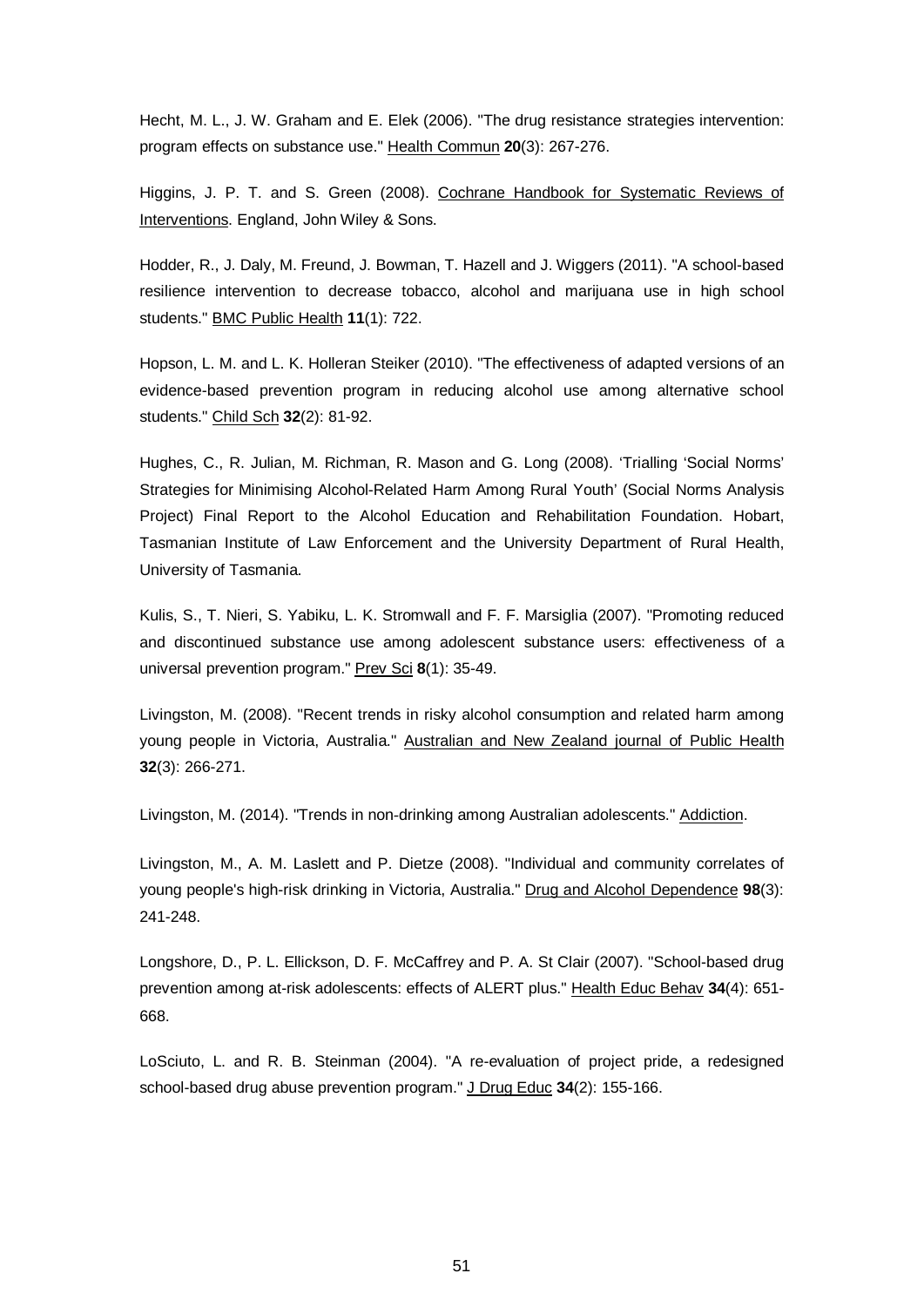Hecht, M. L., J. W. Graham and E. Elek (2006). "The drug resistance strategies intervention: program effects on substance use." Health Commun **20**(3): 267-276.

Higgins, J. P. T. and S. Green (2008). Cochrane Handbook for Systematic Reviews of Interventions. England, John Wiley & Sons.

Hodder, R., J. Daly, M. Freund, J. Bowman, T. Hazell and J. Wiggers (2011). "A school-based resilience intervention to decrease tobacco, alcohol and marijuana use in high school students." BMC Public Health **11**(1): 722.

Hopson, L. M. and L. K. Holleran Steiker (2010). "The effectiveness of adapted versions of an evidence-based prevention program in reducing alcohol use among alternative school students." Child Sch **32**(2): 81-92.

Hughes, C., R. Julian, M. Richman, R. Mason and G. Long (2008). 'Trialling 'Social Norms' Strategies for Minimising Alcohol-Related Harm Among Rural Youth' (Social Norms Analysis Project) Final Report to the Alcohol Education and Rehabilitation Foundation. Hobart, Tasmanian Institute of Law Enforcement and the University Department of Rural Health, University of Tasmania.

Kulis, S., T. Nieri, S. Yabiku, L. K. Stromwall and F. F. Marsiglia (2007). "Promoting reduced and discontinued substance use among adolescent substance users: effectiveness of a universal prevention program." Prev Sci **8**(1): 35-49.

Livingston, M. (2008). "Recent trends in risky alcohol consumption and related harm among young people in Victoria, Australia." Australian and New Zealand journal of Public Health **32**(3): 266-271.

Livingston, M. (2014). "Trends in non-drinking among Australian adolescents." Addiction.

Livingston, M., A. M. Laslett and P. Dietze (2008). "Individual and community correlates of young people's high-risk drinking in Victoria, Australia." Drug and Alcohol Dependence **98**(3): 241-248.

Longshore, D., P. L. Ellickson, D. F. McCaffrey and P. A. St Clair (2007). "School-based drug prevention among at-risk adolescents: effects of ALERT plus." Health Educ Behav **34**(4): 651-668.

LoSciuto, L. and R. B. Steinman (2004). "A re-evaluation of project pride, a redesigned school-based drug abuse prevention program." J Drug Educ **34**(2): 155-166.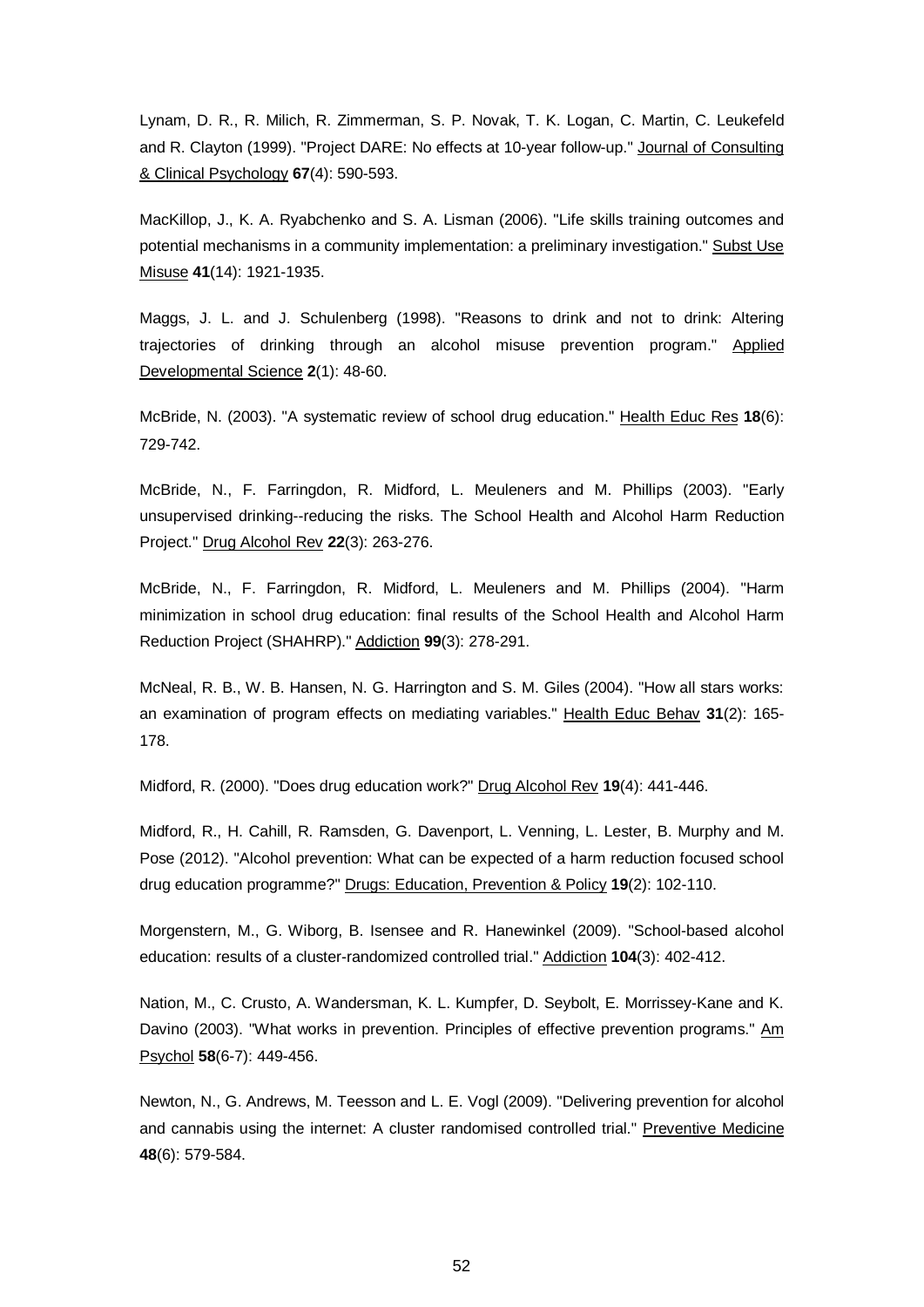Lynam, D. R., R. Milich, R. Zimmerman, S. P. Novak, T. K. Logan, C. Martin, C. Leukefeld and R. Clayton (1999). "Project DARE: No effects at 10-year follow-up." Journal of Consulting & Clinical Psychology **67**(4): 590-593.

MacKillop, J., K. A. Ryabchenko and S. A. Lisman (2006). "Life skills training outcomes and potential mechanisms in a community implementation: a preliminary investigation." Subst Use Misuse **41**(14): 1921-1935.

Maggs, J. L. and J. Schulenberg (1998). "Reasons to drink and not to drink: Altering trajectories of drinking through an alcohol misuse prevention program." Applied Developmental Science **2**(1): 48-60.

McBride, N. (2003). "A systematic review of school drug education." Health Educ Res **18**(6): 729-742.

McBride, N., F. Farringdon, R. Midford, L. Meuleners and M. Phillips (2003). "Early unsupervised drinking--reducing the risks. The School Health and Alcohol Harm Reduction Project." Drug Alcohol Rev **22**(3): 263-276.

McBride, N., F. Farringdon, R. Midford, L. Meuleners and M. Phillips (2004). "Harm minimization in school drug education: final results of the School Health and Alcohol Harm Reduction Project (SHAHRP)." Addiction **99**(3): 278-291.

McNeal, R. B., W. B. Hansen, N. G. Harrington and S. M. Giles (2004). "How all stars works: an examination of program effects on mediating variables." Health Educ Behav **31**(2): 165-178.

Midford, R. (2000). "Does drug education work?" Drug Alcohol Rev **19**(4): 441-446.

Midford, R., H. Cahill, R. Ramsden, G. Davenport, L. Venning, L. Lester, B. Murphy and M. Pose (2012). "Alcohol prevention: What can be expected of a harm reduction focused school drug education programme?" Drugs: Education, Prevention & Policy **19**(2): 102-110.

Morgenstern, M., G. Wiborg, B. Isensee and R. Hanewinkel (2009). "School-based alcohol education: results of a cluster-randomized controlled trial." Addiction **104**(3): 402-412.

Nation, M., C. Crusto, A. Wandersman, K. L. Kumpfer, D. Seybolt, E. Morrissey-Kane and K. Davino (2003). "What works in prevention. Principles of effective prevention programs." Am Psychol **58**(6-7): 449-456.

Newton, N., G. Andrews, M. Teesson and L. E. Vogl (2009). "Delivering prevention for alcohol and cannabis using the internet: A cluster randomised controlled trial." Preventive Medicine **48**(6): 579-584.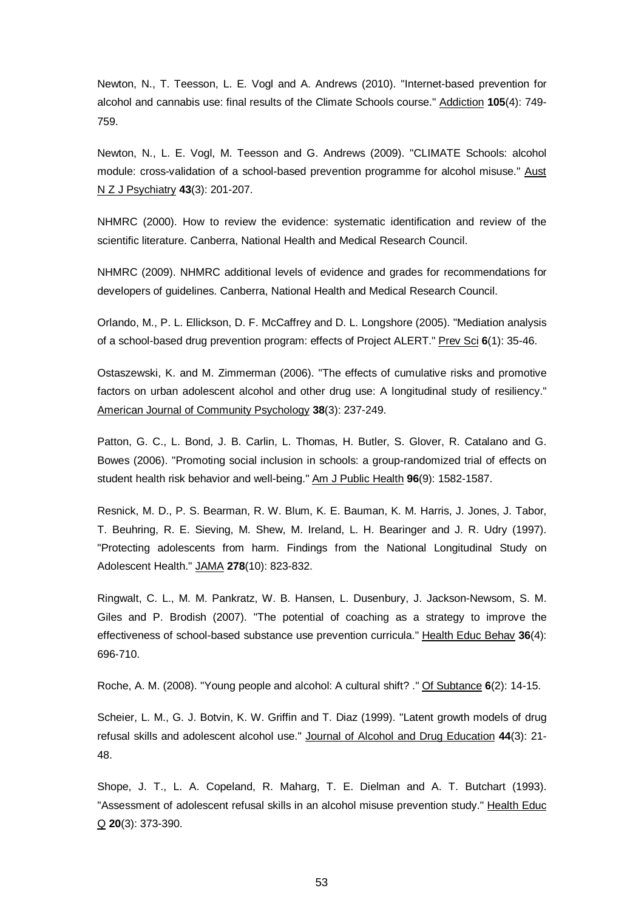Newton, N., T. Teesson, L. E. Vogl and A. Andrews (2010). "Internet-based prevention for alcohol and cannabis use: final results of the Climate Schools course." Addiction **105**(4): 749-759.

Newton, N., L. E. Vogl, M. Teesson and G. Andrews (2009). "CLIMATE Schools: alcohol module: cross-validation of a school-based prevention programme for alcohol misuse." Aust N Z J Psychiatry **43**(3): 201-207.

NHMRC (2000). How to review the evidence: systematic identification and review of the scientific literature. Canberra, National Health and Medical Research Council.

NHMRC (2009). NHMRC additional levels of evidence and grades for recommendations for developers of guidelines. Canberra, National Health and Medical Research Council.

Orlando, M., P. L. Ellickson, D. F. McCaffrey and D. L. Longshore (2005). "Mediation analysis of a school-based drug prevention program: effects of Project ALERT." Prev Sci **6**(1): 35-46.

Ostaszewski, K. and M. Zimmerman (2006). "The effects of cumulative risks and promotive factors on urban adolescent alcohol and other drug use: A longitudinal study of resiliency." American Journal of Community Psychology **38**(3): 237-249.

Patton, G. C., L. Bond, J. B. Carlin, L. Thomas, H. Butler, S. Glover, R. Catalano and G. Bowes (2006). "Promoting social inclusion in schools: a group-randomized trial of effects on student health risk behavior and well-being." Am J Public Health **96**(9): 1582-1587.

Resnick, M. D., P. S. Bearman, R. W. Blum, K. E. Bauman, K. M. Harris, J. Jones, J. Tabor, T. Beuhring, R. E. Sieving, M. Shew, M. Ireland, L. H. Bearinger and J. R. Udry (1997). "Protecting adolescents from harm. Findings from the National Longitudinal Study on Adolescent Health." JAMA **278**(10): 823-832.

Ringwalt, C. L., M. M. Pankratz, W. B. Hansen, L. Dusenbury, J. Jackson-Newsom, S. M. Giles and P. Brodish (2007). "The potential of coaching as a strategy to improve the effectiveness of school-based substance use prevention curricula." Health Educ Behav **36**(4): 696-710.

Roche, A. M. (2008). "Young people and alcohol: A cultural shift? ." Of Subtance **6**(2): 14-15.

Scheier, L. M., G. J. Botvin, K. W. Griffin and T. Diaz (1999). "Latent growth models of drug refusal skills and adolescent alcohol use." Journal of Alcohol and Drug Education **44**(3): 21-48.

Shope, J. T., L. A. Copeland, R. Maharg, T. E. Dielman and A. T. Butchart (1993). "Assessment of adolescent refusal skills in an alcohol misuse prevention study." Health Educ Q **20**(3): 373-390.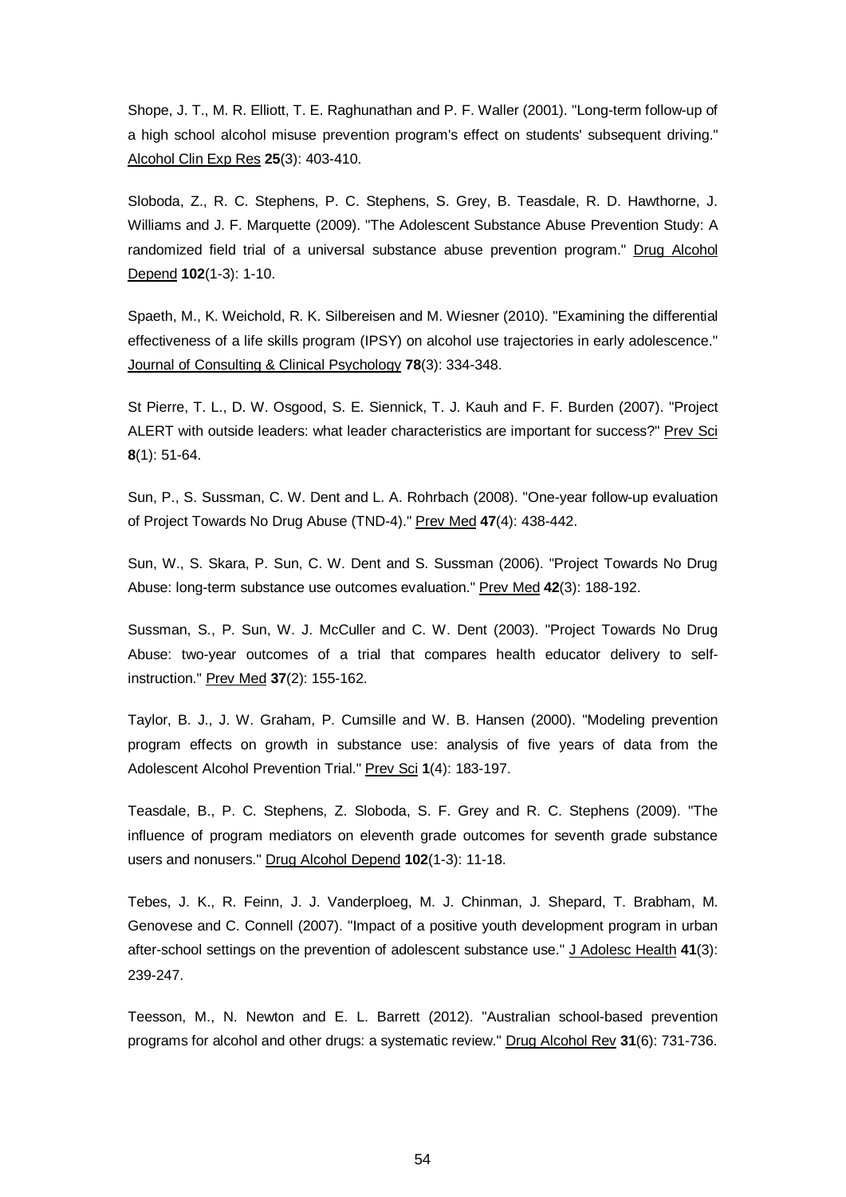Shope, J. T., M. R. Elliott, T. E. Raghunathan and P. F. Waller (2001). "Long-term follow-up of a high school alcohol misuse prevention program's effect on students' subsequent driving." Alcohol Clin Exp Res **25**(3): 403-410.

Sloboda, Z., R. C. Stephens, P. C. Stephens, S. Grey, B. Teasdale, R. D. Hawthorne, J. Williams and J. F. Marquette (2009). "The Adolescent Substance Abuse Prevention Study: A randomized field trial of a universal substance abuse prevention program." Drug Alcohol Depend **102**(1-3): 1-10.

Spaeth, M., K. Weichold, R. K. Silbereisen and M. Wiesner (2010). "Examining the differential effectiveness of a life skills program (IPSY) on alcohol use trajectories in early adolescence." Journal of Consulting & Clinical Psychology **78**(3): 334-348.

St Pierre, T. L., D. W. Osgood, S. E. Siennick, T. J. Kauh and F. F. Burden (2007). "Project ALERT with outside leaders: what leader characteristics are important for success?" Prev Sci **8**(1): 51-64.

Sun, P., S. Sussman, C. W. Dent and L. A. Rohrbach (2008). "One-year follow-up evaluation of Project Towards No Drug Abuse (TND-4)." Prev Med **47**(4): 438-442.

Sun, W., S. Skara, P. Sun, C. W. Dent and S. Sussman (2006). "Project Towards No Drug Abuse: long-term substance use outcomes evaluation." Prev Med **42**(3): 188-192.

Sussman, S., P. Sun, W. J. McCuller and C. W. Dent (2003). "Project Towards No Drug Abuse: two-year outcomes of a trial that compares health educator delivery to self-instruction." Prev Med **37**(2): 155-162.

Taylor, B. J., J. W. Graham, P. Cumsille and W. B. Hansen (2000). "Modeling prevention program effects on growth in substance use: analysis of five years of data from the Adolescent Alcohol Prevention Trial." Prev Sci **1**(4): 183-197.

Teasdale, B., P. C. Stephens, Z. Sloboda, S. F. Grey and R. C. Stephens (2009). "The influence of program mediators on eleventh grade outcomes for seventh grade substance users and nonusers." Drug Alcohol Depend **102**(1-3): 11-18.

Tebes, J. K., R. Feinn, J. J. Vanderploeg, M. J. Chinman, J. Shepard, T. Brabham, M. Genovese and C. Connell (2007). "Impact of a positive youth development program in urban after-school settings on the prevention of adolescent substance use." J Adolesc Health **41**(3): 239-247.

Teesson, M., N. Newton and E. L. Barrett (2012). "Australian school-based prevention programs for alcohol and other drugs: a systematic review." Drug Alcohol Rev **31**(6): 731-736.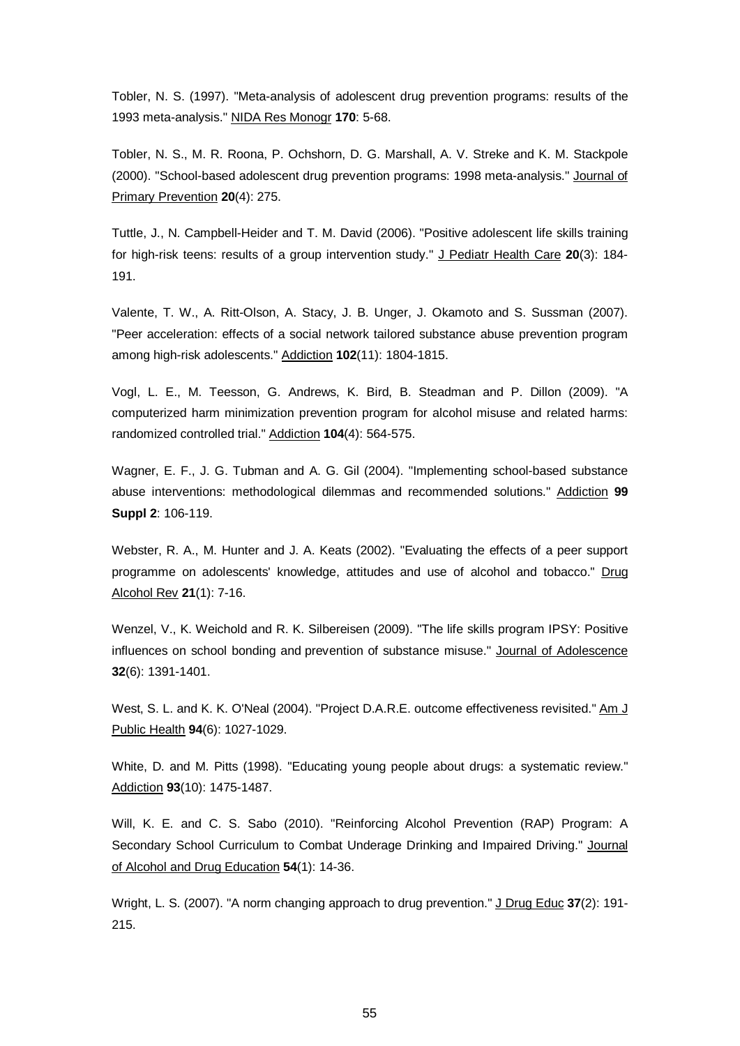Tobler, N. S. (1997). "Meta-analysis of adolescent drug prevention programs: results of the 1993 meta-analysis." NIDA Res Monogr **170**: 5-68.

Tobler, N. S., M. R. Roona, P. Ochshorn, D. G. Marshall, A. V. Streke and K. M. Stackpole (2000). "School-based adolescent drug prevention programs: 1998 meta-analysis." Journal of Primary Prevention **20**(4): 275.

Tuttle, J., N. Campbell-Heider and T. M. David (2006). "Positive adolescent life skills training for high-risk teens: results of a group intervention study." J Pediatr Health Care **20**(3): 184-191.

Valente, T. W., A. Ritt-Olson, A. Stacy, J. B. Unger, J. Okamoto and S. Sussman (2007). "Peer acceleration: effects of a social network tailored substance abuse prevention program among high-risk adolescents." Addiction **102**(11): 1804-1815.

Vogl, L. E., M. Teesson, G. Andrews, K. Bird, B. Steadman and P. Dillon (2009). "A computerized harm minimization prevention program for alcohol misuse and related harms: randomized controlled trial." Addiction **104**(4): 564-575.

Wagner, E. F., J. G. Tubman and A. G. Gil (2004). "Implementing school-based substance abuse interventions: methodological dilemmas and recommended solutions." Addiction **99 Suppl 2**: 106-119.

Webster, R. A., M. Hunter and J. A. Keats (2002). "Evaluating the effects of a peer support programme on adolescents' knowledge, attitudes and use of alcohol and tobacco." Drug Alcohol Rev **21**(1): 7-16.

Wenzel, V., K. Weichold and R. K. Silbereisen (2009). "The life skills program IPSY: Positive influences on school bonding and prevention of substance misuse." Journal of Adolescence **32**(6): 1391-1401.

West, S. L. and K. K. O'Neal (2004). "Project D.A.R.E. outcome effectiveness revisited." Am J Public Health **94**(6): 1027-1029.

White, D. and M. Pitts (1998). "Educating young people about drugs: a systematic review." Addiction **93**(10): 1475-1487.

Will, K. E. and C. S. Sabo (2010). "Reinforcing Alcohol Prevention (RAP) Program: A Secondary School Curriculum to Combat Underage Drinking and Impaired Driving." Journal of Alcohol and Drug Education **54**(1): 14-36.

Wright, L. S. (2007). "A norm changing approach to drug prevention." J Drug Educ **37**(2): 191-215.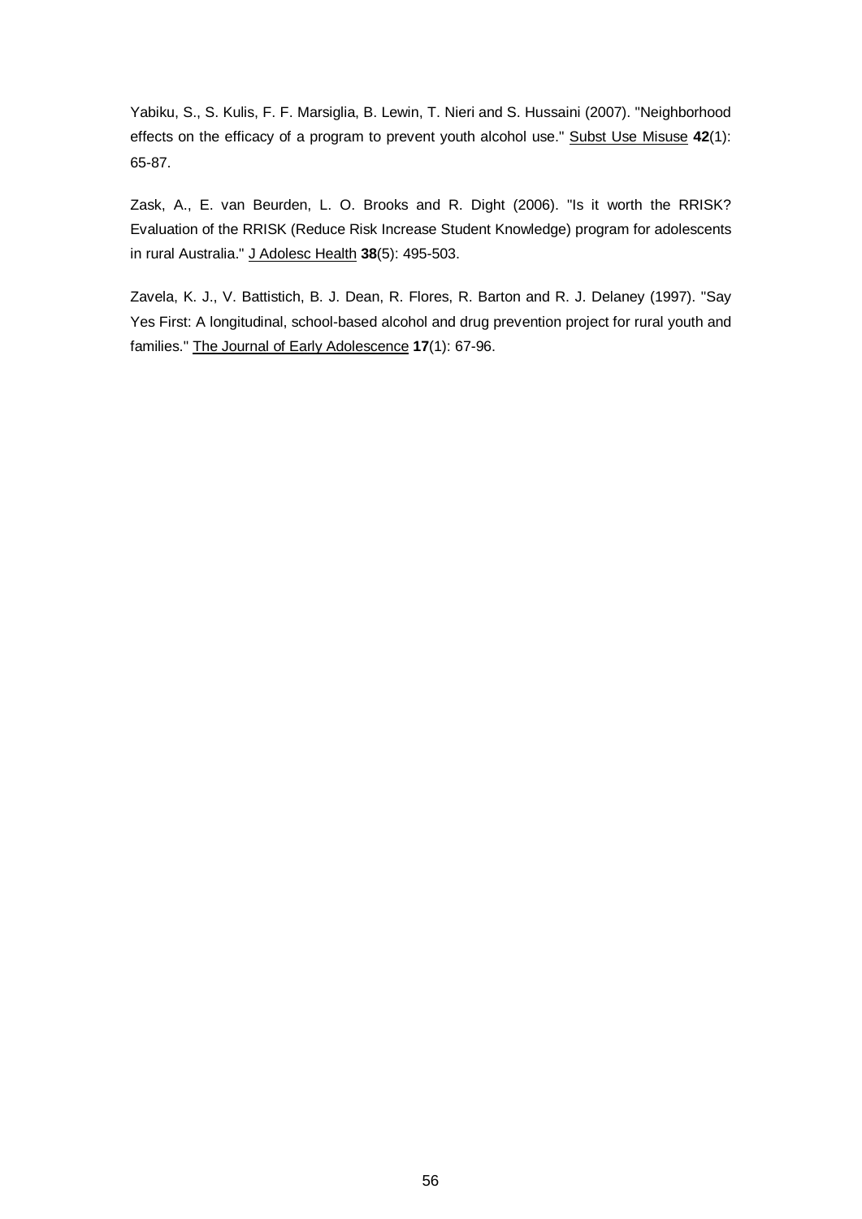Yabiku, S., S. Kulis, F. F. Marsiglia, B. Lewin, T. Nieri and S. Hussaini (2007). "Neighborhood effects on the efficacy of a program to prevent youth alcohol use." Subst Use Misuse **42**(1): 65-87.

Zask, A., E. van Beurden, L. O. Brooks and R. Dight (2006). "Is it worth the RRISK? Evaluation of the RRISK (Reduce Risk Increase Student Knowledge) program for adolescents in rural Australia." J Adolesc Health **38**(5): 495-503.

Zavela, K. J., V. Battistich, B. J. Dean, R. Flores, R. Barton and R. J. Delaney (1997). "Say Yes First: A longitudinal, school-based alcohol and drug prevention project for rural youth and families." The Journal of Early Adolescence **17**(1): 67-96.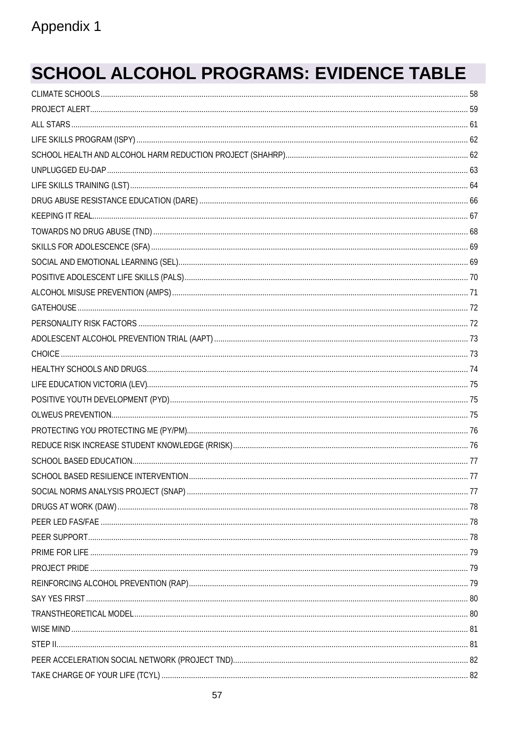Appendix 1

# SCHOOL ALCOHOL PROGRAMS: EVIDENCE TABLE

- CLIMATE SCHOOLS ..... 58
- PROJECT ALERT ..... 59
- ALL STARS ..... 61
- LIFE SKILLS PROGRAM (ISPY) ..... 62
- SCHOOL HEALTH AND ALCOHOL HARM REDUCTION PROJECT (SHAHRP) ..... 62
- UNPLUGGED EU-DAP ..... 63
- LIFE SKILLS TRAINING (LST) ..... 64
- DRUG ABUSE RESISTANCE EDUCATION (DARE) ..... 66
- KEEPING IT REAL ..... 67
- TOWARDS NO DRUG ABUSE (TND) ..... 68
- SKILLS FOR ADOLESCENCE (SFA) ..... 69
- SOCIAL AND EMOTIONAL LEARNING (SEL) ..... 69
- POSITIVE ADOLESCENT LIFE SKILLS (PALS) ..... 70
- ALCOHOL MISUSE PREVENTION (AMPS) ..... 71
- GATEHOUSE ..... 72
- PERSONALITY RISK FACTORS ..... 72
- ADOLESCENT ALCOHOL PREVENTION TRIAL (AAPT) ..... 73
- CHOICE ..... 73
- HEALTHY SCHOOLS AND DRUGS ..... 74
- LIFE EDUCATION VICTORIA (LEV) ..... 75
- POSITIVE YOUTH DEVELOPMENT (PYD) ..... 75
- OLWEUS PREVENTION ..... 75
- PROTECTING YOU PROTECTING ME (PY/PM) ..... 76
- REDUCE RISK INCREASE STUDENT KNOWLEDGE (RRISK) ..... 76
- SCHOOL BASED EDUCATION ..... 77
- SCHOOL BASED RESILIENCE INTERVENTION ..... 77
- SOCIAL NORMS ANALYSIS PROJECT (SNAP) ..... 77
- DRUGS AT WORK (DAW) ..... 78
- PEER LED FAS/FAE ..... 78
- PEER SUPPORT ..... 78
- PRIME FOR LIFE ..... 79
- PROJECT PRIDE ..... 79
- REINFORCING ALCOHOL PREVENTION (RAP) ..... 79
- SAY YES FIRST ..... 80
- TRANSTHEORETICAL MODEL ..... 80
- WISE MIND ..... 81
- STEP II ..... 81
- PEER ACCELERATION SOCIAL NETWORK (PROJECT TND) ..... 82
- TAKE CHARGE OF YOUR LIFE (TCYL) ..... 82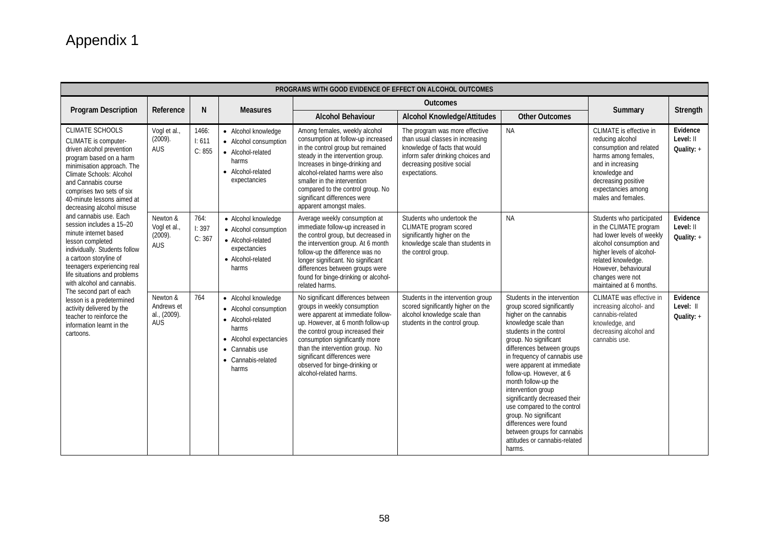# Appendix 1

| PROGRAMS WITH GOOD EVIDENCE OF EFFECT ON ALCOHOL OUTCOMES | | | | | | | | |
|---|---|---|---|---|---|---|---|---|
| **Program Description** | **Reference** | **N** | **Measures** | **Outcomes** | | | **Summary** | **Strength** |
| | | | | **Alcohol Behaviour** | **Alcohol Knowledge/Attitudes** | **Other Outcomes** | | |
| CLIMATE SCHOOLS<br>CLIMATE is computer-driven alcohol prevention program based on a harm minimisation approach. The Climate Schools: Alcohol and Cannabis course comprises two sets of six 40-minute lessons aimed at decreasing alcohol misuse and cannabis use. Each session includes a 15–20 minute internet based lesson completed individually. Students follow a cartoon storyline of teenagers experiencing real life situations and problems with alcohol and cannabis. The second part of each lesson is a predetermined activity delivered by the teacher to reinforce the information learnt in the cartoons. | Vogl et al., (2009). AUS | 1466: I: 611 C: 855 | • Alcohol knowledge<br>• Alcohol consumption<br>• Alcohol-related harms<br>• Alcohol-related expectancies | Among females, weekly alcohol consumption at follow-up increased in the control group but remained steady in the intervention group. Increases in binge-drinking and alcohol-related harms were also smaller in the intervention compared to the control group. No significant differences were apparent amongst males. | The program was more effective than usual classes in increasing knowledge of facts that would inform safer drinking choices and decreasing positive social expectations. | NA | CLIMATE is effective in reducing alcohol consumption and related harms among females, and in increasing knowledge and decreasing positive expectancies among males and females. | **Evidence Level:** II **Quality:** + |
| | Newton & Vogl et al., (2009). AUS | 764: I: 397 C: 367 | • Alcohol knowledge<br>• Alcohol consumption<br>• Alcohol-related expectancies<br>• Alcohol-related harms | Average weekly consumption at immediate follow-up increased in the control group, but decreased in the intervention group. At 6 month follow-up the difference was no longer significant. No significant differences between groups were found for binge-drinking or alcohol-related harms. | Students who undertook the CLIMATE program scored significantly higher on the knowledge scale than students in the control group. | NA | Students who participated in the CLIMATE program had lower levels of weekly alcohol consumption and higher levels of alcohol-related knowledge. However, behavioural changes were not maintained at 6 months. | **Evidence Level:** II **Quality:** + |
| | Newton & Andrews et al., (2009). AUS | 764 | • Alcohol knowledge<br>• Alcohol consumption<br>• Alcohol-related harms<br>• Alcohol expectancies<br>• Cannabis use<br>• Cannabis-related harms | No significant differences between groups in weekly consumption were apparent at immediate follow-up. However, at 6 month follow-up the control group increased their consumption significantly more than the intervention group. No significant differences were observed for binge-drinking or alcohol-related harms. | Students in the intervention group scored significantly higher on the alcohol knowledge scale than students in the control group. | Students in the intervention group scored significantly higher on the cannabis knowledge scale than students in the control group. No significant differences between groups in frequency of cannabis use were apparent at immediate follow-up. However, at 6 month follow-up the intervention group significantly decreased their use compared to the control group. No significant differences were found between groups for cannabis attitudes or cannabis-related harms. | CLIMATE was effective in increasing alcohol- and cannabis-related knowledge, and decreasing alcohol and cannabis use. | **Evidence Level:** II **Quality:** + |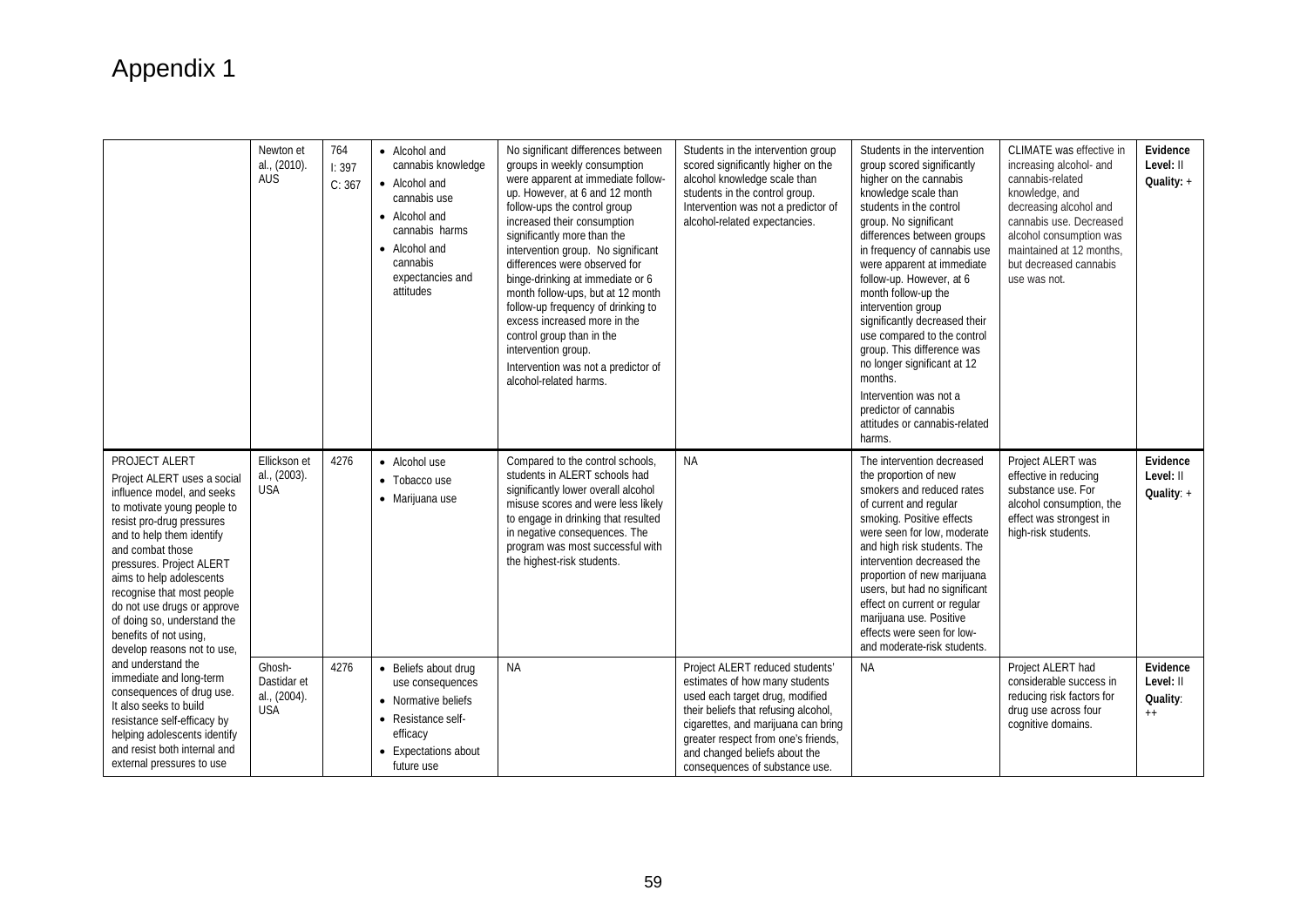# Appendix 1

| | | | | | | | | |
|---|---|---|---|---|---|---|---|---|
| | Newton et al., (2010). AUS | 764<br>I: 397<br>C: 367 | • Alcohol and cannabis knowledge<br>• Alcohol and cannabis use<br>• Alcohol and cannabis harms<br>• Alcohol and cannabis expectancies and attitudes | No significant differences between groups in weekly consumption were apparent at immediate follow-up. However, at 6 and 12 month follow-ups the control group increased their consumption significantly more than the intervention group. No significant differences were observed for binge-drinking at immediate or 6 month follow-ups, but at 12 month follow-up frequency of drinking to excess increased more in the control group than in the intervention group.<br>Intervention was not a predictor of alcohol-related harms. | Students in the intervention group scored significantly higher on the alcohol knowledge scale than students in the control group. Intervention was not a predictor of alcohol-related expectancies. | Students in the intervention group scored significantly higher on the cannabis knowledge scale than students in the control group. No significant differences between groups in frequency of cannabis use were apparent at immediate follow-up. However, at 6 month follow-up the intervention group significantly decreased their use compared to the control group. This difference was no longer significant at 12 months.<br>Intervention was not a predictor of cannabis attitudes or cannabis-related harms. | CLIMATE was effective in increasing alcohol- and cannabis-related knowledge, and decreasing alcohol and cannabis use. Decreased alcohol consumption was maintained at 12 months, but decreased cannabis use was not. | **Evidence Level:** II<br>**Quality:** + |
| PROJECT ALERT<br>Project ALERT uses a social influence model, and seeks to motivate young people to resist pro-drug pressures and to help them identify and combat those pressures. Project ALERT aims to help adolescents recognise that most people do not use drugs or approve of doing so, understand the benefits of not using, develop reasons not to use, and understand the immediate and long-term consequences of drug use. It also seeks to build resistance self-efficacy by helping adolescents identify and resist both internal and external pressures to use | Ellickson et al., (2003). USA | 4276 | • Alcohol use<br>• Tobacco use<br>• Marijuana use | Compared to the control schools, students in ALERT schools had significantly lower overall alcohol misuse scores and were less likely to engage in drinking that resulted in negative consequences. The program was most successful with the highest-risk students. | NA | The intervention decreased the proportion of new smokers and reduced rates of current and regular smoking. Positive effects were seen for low, moderate and high risk students. The intervention decreased the proportion of new marijuana users, but had no significant effect on current or regular marijuana use. Positive effects were seen for low- and moderate-risk students. | Project ALERT was effective in reducing substance use. For alcohol consumption, the effect was strongest in high-risk students. | **Evidence Level:** II<br>**Quality:** + |
| | Ghosh-Dastidar et al., (2004). USA | 4276 | • Beliefs about drug use consequences<br>• Normative beliefs<br>• Resistance self-efficacy<br>• Expectations about future use | NA | Project ALERT reduced students' estimates of how many students used each target drug, modified their beliefs that refusing alcohol, cigarettes, and marijuana can bring greater respect from one's friends, and changed beliefs about the consequences of substance use. | NA | Project ALERT had considerable success in reducing risk factors for drug use across four cognitive domains. | **Evidence Level:** II<br>**Quality:** ++ |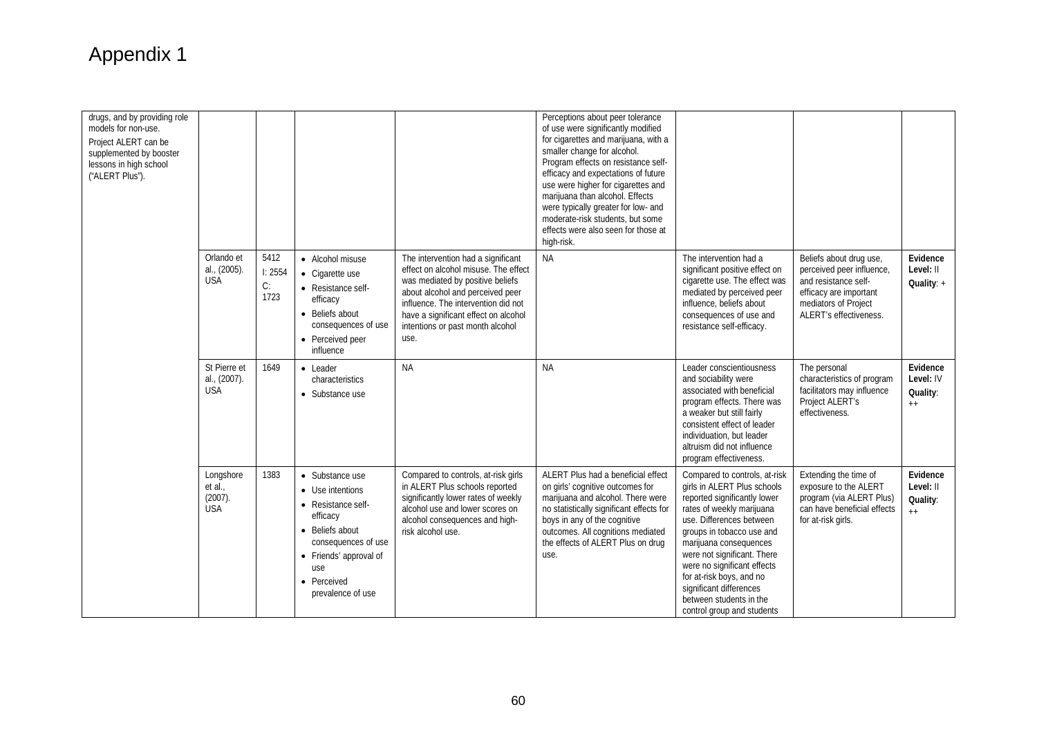# Appendix 1

| | | | | | | | | |
|---|---|---|---|---|---|---|---|---|
| drugs, and by providing role models for non-use.<br>Project ALERT can be supplemented by booster lessons in high school ("ALERT Plus"). | | | | | Perceptions about peer tolerance of use were significantly modified for cigarettes and marijuana, with a smaller change for alcohol. Program effects on resistance self-efficacy and expectations of future use were higher for cigarettes and marijuana than alcohol. Effects were typically greater for low- and moderate-risk students, but some effects were also seen for those at high-risk. | | | |
| | Orlando et al., (2005). USA | 5412<br>I: 2554<br>C: 1723 | • Alcohol misuse<br>• Cigarette use<br>• Resistance self-efficacy<br>• Beliefs about consequences of use<br>• Perceived peer influence | The intervention had a significant effect on alcohol misuse. The effect was mediated by positive beliefs about alcohol and perceived peer influence. The intervention did not have a significant effect on alcohol intentions or past month alcohol use. | NA | The intervention had a significant positive effect on cigarette use. The effect was mediated by perceived peer influence, beliefs about consequences of use and resistance self-efficacy. | Beliefs about drug use, perceived peer influence, and resistance self-efficacy are important mediators of Project ALERT's effectiveness. | **Evidence Level:** II<br>**Quality**: + |
| | St Pierre et al., (2007). USA | 1649 | • Leader characteristics<br>• Substance use | NA | NA | Leader conscientiousness and sociability were associated with beneficial program effects. There was a weaker but still fairly consistent effect of leader individuation, but leader altruism did not influence program effectiveness. | The personal characteristics of program facilitators may influence Project ALERT's effectiveness. | **Evidence Level:** IV<br>**Quality**: ++ |
| | Longshore et al., (2007). USA | 1383 | • Substance use<br>• Use intentions<br>• Resistance self-efficacy<br>• Beliefs about consequences of use<br>• Friends' approval of use<br>• Perceived prevalence of use | Compared to controls, at-risk girls in ALERT Plus schools reported significantly lower rates of weekly alcohol use and lower scores on alcohol consequences and high-risk alcohol use. | ALERT Plus had a beneficial effect on girls' cognitive outcomes for marijuana and alcohol. There were no statistically significant effects for boys in any of the cognitive outcomes. All cognitions mediated the effects of ALERT Plus on drug use. | Compared to controls, at-risk girls in ALERT Plus schools reported significantly lower rates of weekly marijuana use. Differences between groups in tobacco use and marijuana consequences were not significant. There were no significant effects for at-risk boys, and no significant differences between students in the control group and students | Extending the time of exposure to the ALERT program (via ALERT Plus) can have beneficial effects for at-risk girls. | **Evidence Level:** II<br>**Quality**: ++ |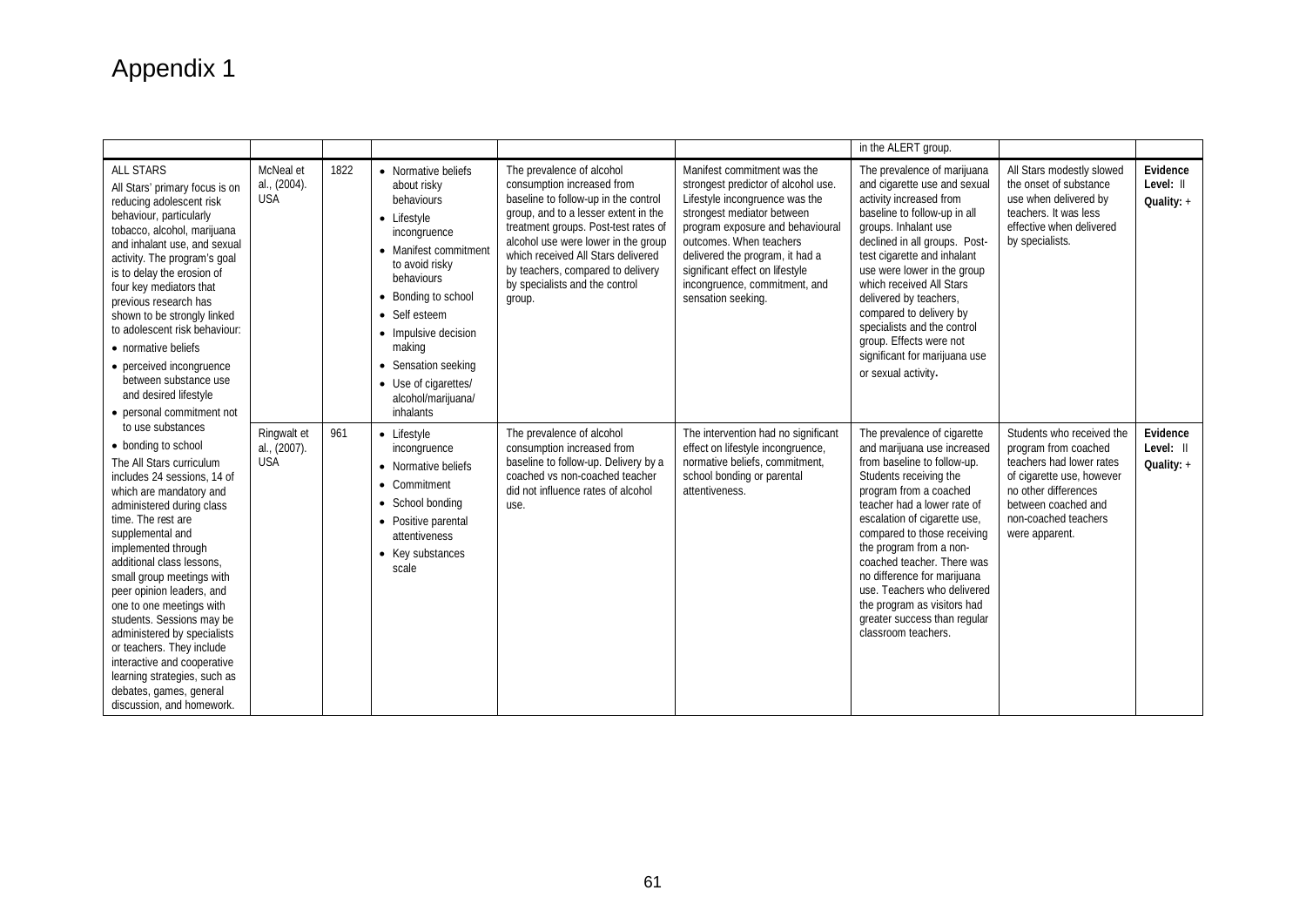# Appendix 1

| | | | | | | | | |
|---|---|---|---|---|---|---|---|---|
| | | | | | | in the ALERT group. | | |
| ALL STARS<br>All Stars' primary focus is on reducing adolescent risk behaviour, particularly tobacco, alcohol, marijuana and inhalant use, and sexual activity. The program's goal is to delay the erosion of four key mediators that previous research has shown to be strongly linked to adolescent risk behaviour:<br>• normative beliefs<br>• perceived incongruence between substance use and desired lifestyle<br>• personal commitment not to use substances<br>• bonding to school<br>The All Stars curriculum includes 24 sessions, 14 of which are mandatory and administered during class time. The rest are supplemental and implemented through additional class lessons, small group meetings with peer opinion leaders, and one to one meetings with students. Sessions may be administered by specialists or teachers. They include interactive and cooperative learning strategies, such as debates, games, general discussion, and homework. | McNeal et al., (2004). USA | 1822 | • Normative beliefs about risky behaviours<br>• Lifestyle incongruence<br>• Manifest commitment to avoid risky behaviours<br>• Bonding to school<br>• Self esteem<br>• Impulsive decision making<br>• Sensation seeking<br>• Use of cigarettes/ alcohol/marijuana/ inhalants | The prevalence of alcohol consumption increased from baseline to follow-up in the control group, and to a lesser extent in the treatment groups. Post-test rates of alcohol use were lower in the group which received All Stars delivered by teachers, compared to delivery by specialists and the control group. | Manifest commitment was the strongest predictor of alcohol use. Lifestyle incongruence was the strongest mediator between program exposure and behavioural outcomes. When teachers delivered the program, it had a significant effect on lifestyle incongruence, commitment, and sensation seeking. | The prevalence of marijuana and cigarette use and sexual activity increased from baseline to follow-up in all groups. Inhalant use declined in all groups. Post-test cigarette and inhalant use were lower in the group which received All Stars delivered by teachers, compared to delivery by specialists and the control group. Effects were not significant for marijuana use or sexual activity. | All Stars modestly slowed the onset of substance use when delivered by teachers. It was less effective when delivered by specialists. | **Evidence Level:** II<br>**Quality:** + |
| | Ringwalt et al., (2007). USA | 961 | • Lifestyle incongruence<br>• Normative beliefs<br>• Commitment<br>• School bonding<br>• Positive parental attentiveness<br>• Key substances scale | The prevalence of alcohol consumption increased from baseline to follow-up. Delivery by a coached vs non-coached teacher did not influence rates of alcohol use. | The intervention had no significant effect on lifestyle incongruence, normative beliefs, commitment, school bonding or parental attentiveness. | The prevalence of cigarette and marijuana use increased from baseline to follow-up. Students receiving the program from a coached teacher had a lower rate of escalation of cigarette use, compared to those receiving the program from a non-coached teacher. There was no difference for marijuana use. Teachers who delivered the program as visitors had greater success than regular classroom teachers. | Students who received the program from coached teachers had lower rates of cigarette use, however no other differences between coached and non-coached teachers were apparent. | **Evidence Level:** II<br>**Quality:** + |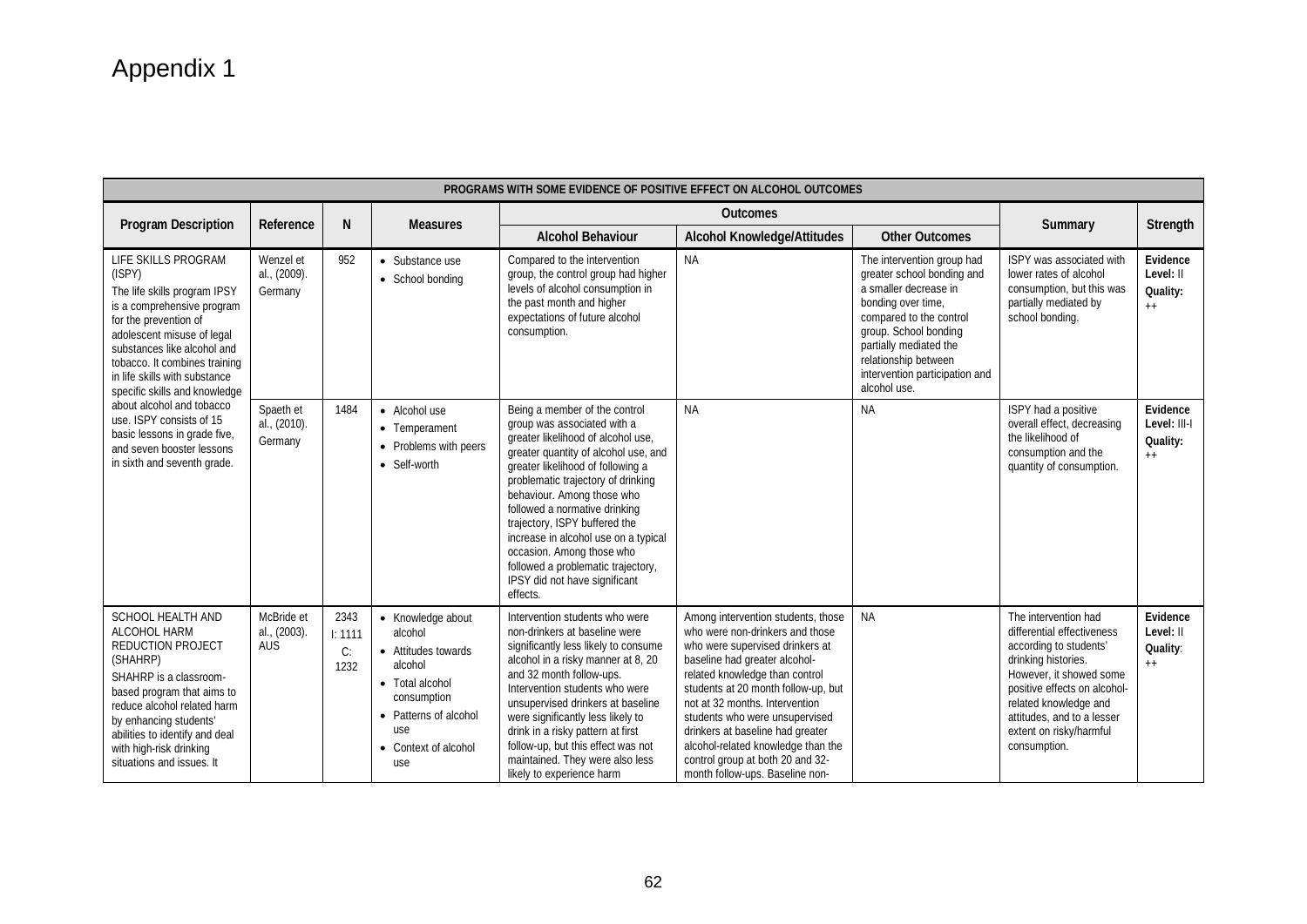# Appendix 1

| PROGRAMS WITH SOME EVIDENCE OF POSITIVE EFFECT ON ALCOHOL OUTCOMES | | | | | | | | |
|---|---|---|---|---|---|---|---|---|
| **Program Description** | **Reference** | **N** | **Measures** | **Outcomes** | | | **Summary** | **Strength** |
| | | | | **Alcohol Behaviour** | **Alcohol Knowledge/Attitudes** | **Other Outcomes** | | |
| LIFE SKILLS PROGRAM (ISPY)<br>The life skills program IPSY is a comprehensive program for the prevention of adolescent misuse of legal substances like alcohol and tobacco. It combines training in life skills with substance specific skills and knowledge about alcohol and tobacco use. ISPY consists of 15 basic lessons in grade five, and seven booster lessons in sixth and seventh grade. | Wenzel et al., (2009). Germany | 952 | • Substance use<br>• School bonding | Compared to the intervention group, the control group had higher levels of alcohol consumption in the past month and higher expectations of future alcohol consumption. | NA | The intervention group had greater school bonding and a smaller decrease in bonding over time, compared to the control group. School bonding partially mediated the relationship between intervention participation and alcohol use. | ISPY was associated with lower rates of alcohol consumption, but this was partially mediated by school bonding. | **Evidence Level:** II<br>**Quality:** ++ |
| | Spaeth et al., (2010). Germany | 1484 | • Alcohol use<br>• Temperament<br>• Problems with peers<br>• Self-worth | Being a member of the control group was associated with a greater likelihood of alcohol use, greater quantity of alcohol use, and greater likelihood of following a problematic trajectory of drinking behaviour. Among those who followed a normative drinking trajectory, ISPY buffered the increase in alcohol use on a typical occasion. Among those who followed a problematic trajectory, IPSY did not have significant effects. | NA | NA | ISPY had a positive overall effect, decreasing the likelihood of consumption and the quantity of consumption. | **Evidence Level:** III-I<br>**Quality:** ++ |
| SCHOOL HEALTH AND ALCOHOL HARM REDUCTION PROJECT (SHAHRP)<br>SHAHRP is a classroom-based program that aims to reduce alcohol related harm by enhancing students' abilities to identify and deal with high-risk drinking situations and issues. It | McBride et al., (2003). AUS | 2343<br>I: 1111<br>C: 1232 | • Knowledge about alcohol<br>• Attitudes towards alcohol<br>• Total alcohol consumption<br>• Patterns of alcohol use<br>• Context of alcohol use | Intervention students who were non-drinkers at baseline were significantly less likely to consume alcohol in a risky manner at 8, 20 and 32 month follow-ups. Intervention students who were unsupervised drinkers at baseline were significantly less likely to drink in a risky pattern at first follow-up, but this effect was not maintained. They were also less likely to experience harm | Among intervention students, those who were non-drinkers and those who were supervised drinkers at baseline had greater alcohol-related knowledge than control students at 20 month follow-up, but not at 32 months. Intervention students who were unsupervised drinkers at baseline had greater alcohol-related knowledge than the control group at both 20 and 32-month follow-ups. Baseline non- | NA | The intervention had differential effectiveness according to students' drinking histories. However, it showed some positive effects on alcohol-related knowledge and attitudes, and to a lesser extent on risky/harmful consumption. | **Evidence Level:** II<br>**Quality:** ++ |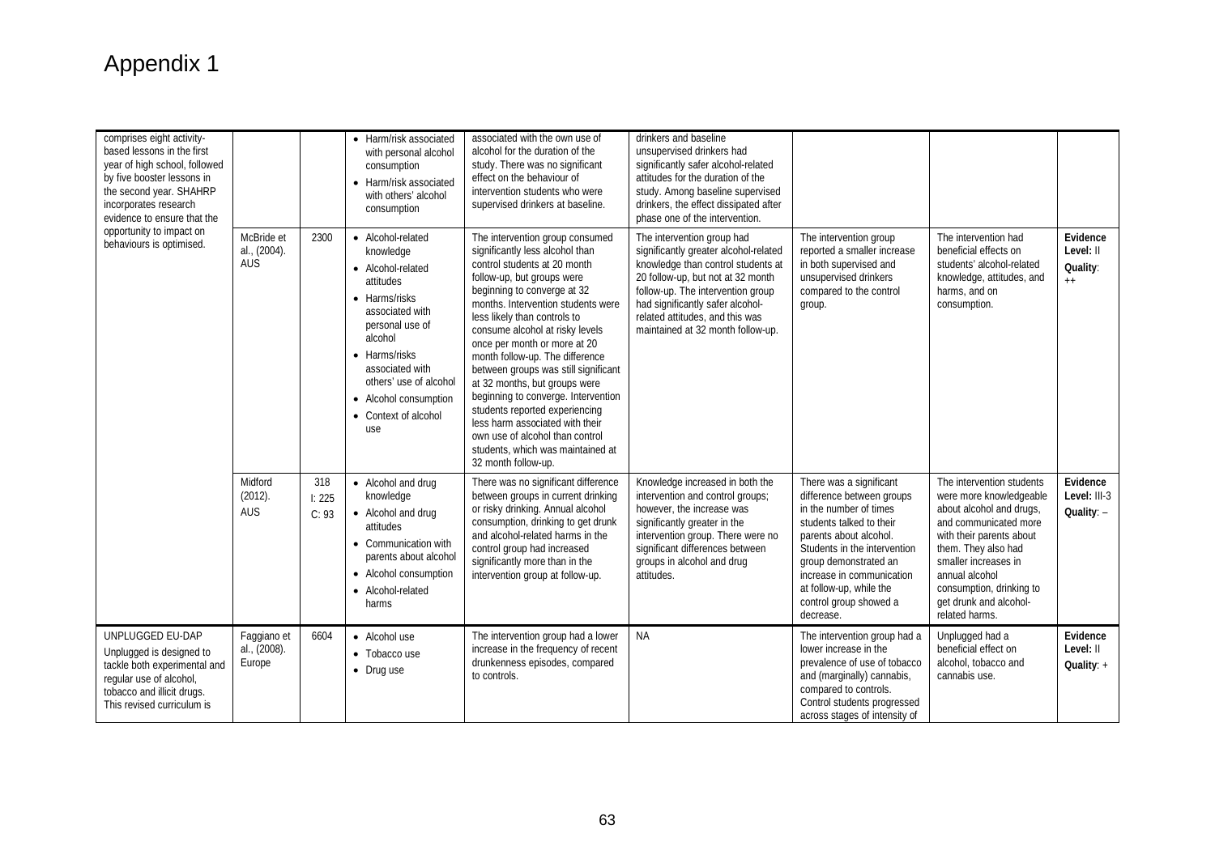# Appendix 1

| | | | | | | | | |
|---|---|---|---|---|---|---|---|---|
| comprises eight activity-based lessons in the first year of high school, followed by five booster lessons in the second year. SHAHRP incorporates research evidence to ensure that the opportunity to impact on behaviours is optimised. | | | • Harm/risk associated with personal alcohol consumption<br>• Harm/risk associated with others' alcohol consumption | associated with the own use of alcohol for the duration of the study. There was no significant effect on the behaviour of intervention students who were supervised drinkers at baseline. | drinkers and baseline unsupervised drinkers had significantly safer alcohol-related attitudes for the duration of the study. Among baseline supervised drinkers, the effect dissipated after phase one of the intervention. | | | |
| | McBride et al., (2004). AUS | 2300 | • Alcohol-related knowledge<br>• Alcohol-related attitudes<br>• Harms/risks associated with personal use of alcohol<br>• Harms/risks associated with others' use of alcohol<br>• Alcohol consumption<br>• Context of alcohol use | The intervention group consumed significantly less alcohol than control students at 20 month follow-up, but groups were beginning to converge at 32 months. Intervention students were less likely than controls to consume alcohol at risky levels once per month or more at 20 month follow-up. The difference between groups was still significant at 32 months, but groups were beginning to converge. Intervention students reported experiencing less harm associated with their own use of alcohol than control students, which was maintained at 32 month follow-up. | The intervention group had significantly greater alcohol-related knowledge than control students at 20 follow-up, but not at 32 month follow-up. The intervention group had significantly safer alcohol-related attitudes, and this was maintained at 32 month follow-up. | The intervention group reported a smaller increase in both supervised and unsupervised drinkers compared to the control group. | The intervention had beneficial effects on students' alcohol-related knowledge, attitudes, and harms, and on consumption. | **Evidence Level:** II<br>**Quality**: ++ |
| | Midford (2012). AUS | 318<br>I: 225<br>C: 93 | • Alcohol and drug knowledge<br>• Alcohol and drug attitudes<br>• Communication with parents about alcohol<br>• Alcohol consumption<br>• Alcohol-related harms | There was no significant difference between groups in current drinking or risky drinking. Annual alcohol consumption, drinking to get drunk and alcohol-related harms in the control group had increased significantly more than in the intervention group at follow-up. | Knowledge increased in both the intervention and control groups; however, the increase was significantly greater in the intervention group. There were no significant differences between groups in alcohol and drug attitudes. | There was a significant difference between groups in the number of times students talked to their parents about alcohol. Students in the intervention group demonstrated an increase in communication at follow-up, while the control group showed a decrease. | The intervention students were more knowledgeable about alcohol and drugs, and communicated more with their parents about them. They also had smaller increases in annual alcohol consumption, drinking to get drunk and alcohol-related harms. | **Evidence Level:** III-3<br>**Quality**: – |
| UNPLUGGED EU-DAP<br>Unplugged is designed to tackle both experimental and regular use of alcohol, tobacco and illicit drugs. This revised curriculum is | Faggiano et al., (2008). Europe | 6604 | • Alcohol use<br>• Tobacco use<br>• Drug use | The intervention group had a lower increase in the frequency of recent drunkenness episodes, compared to controls. | NA | The intervention group had a lower increase in the prevalence of use of tobacco and (marginally) cannabis, compared to controls. Control students progressed across stages of intensity of | Unplugged had a beneficial effect on alcohol, tobacco and cannabis use. | **Evidence Level:** II<br>**Quality**: + |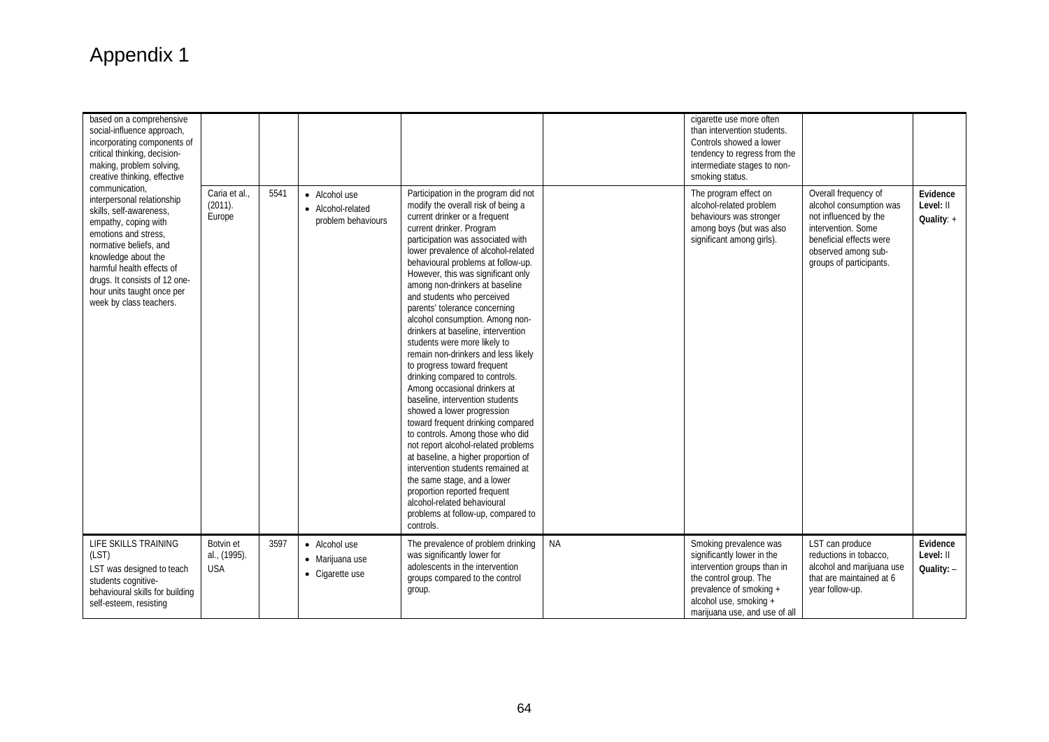# Appendix 1

| | | | | | | | | |
|---|---|---|---|---|---|---|---|---|
| based on a comprehensive social-influence approach, incorporating components of critical thinking, decision-making, problem solving, creative thinking, effective communication, interpersonal relationship skills, self-awareness, empathy, coping with emotions and stress, normative beliefs, and knowledge about the harmful health effects of drugs. It consists of 12 one-hour units taught once per week by class teachers. | | | | | | cigarette use more often than intervention students. Controls showed a lower tendency to regress from the intermediate stages to non-smoking status. | | |
| | Caria et al., (2011). Europe | 5541 | • Alcohol use<br>• Alcohol-related problem behaviours | Participation in the program did not modify the overall risk of being a current drinker or a frequent current drinker. Program participation was associated with lower prevalence of alcohol-related behavioural problems at follow-up. However, this was significant only among non-drinkers at baseline and students who perceived parents' tolerance concerning alcohol consumption. Among non-drinkers at baseline, intervention students were more likely to remain non-drinkers and less likely to progress toward frequent drinking compared to controls. Among occasional drinkers at baseline, intervention students showed a lower progression toward frequent drinking compared to controls. Among those who did not report alcohol-related problems at baseline, a higher proportion of intervention students remained at the same stage, and a lower proportion reported frequent alcohol-related behavioural problems at follow-up, compared to controls. | | The program effect on alcohol-related problem behaviours was stronger among boys (but was also significant among girls). | Overall frequency of alcohol consumption was not influenced by the intervention. Some beneficial effects were observed among sub-groups of participants. | **Evidence Level:** II<br>**Quality**: + |
| LIFE SKILLS TRAINING (LST)<br>LST was designed to teach students cognitive-behavioural skills for building self-esteem, resisting | Botvin et al., (1995). USA | 3597 | • Alcohol use<br>• Marijuana use<br>• Cigarette use | The prevalence of problem drinking was significantly lower for adolescents in the intervention groups compared to the control group. | NA | Smoking prevalence was significantly lower in the intervention groups than in the control group. The prevalence of smoking + alcohol use, smoking + marijuana use, and use of all | LST can produce reductions in tobacco, alcohol and marijuana use that are maintained at 6 year follow-up. | **Evidence Level:** II<br>**Quality:** – |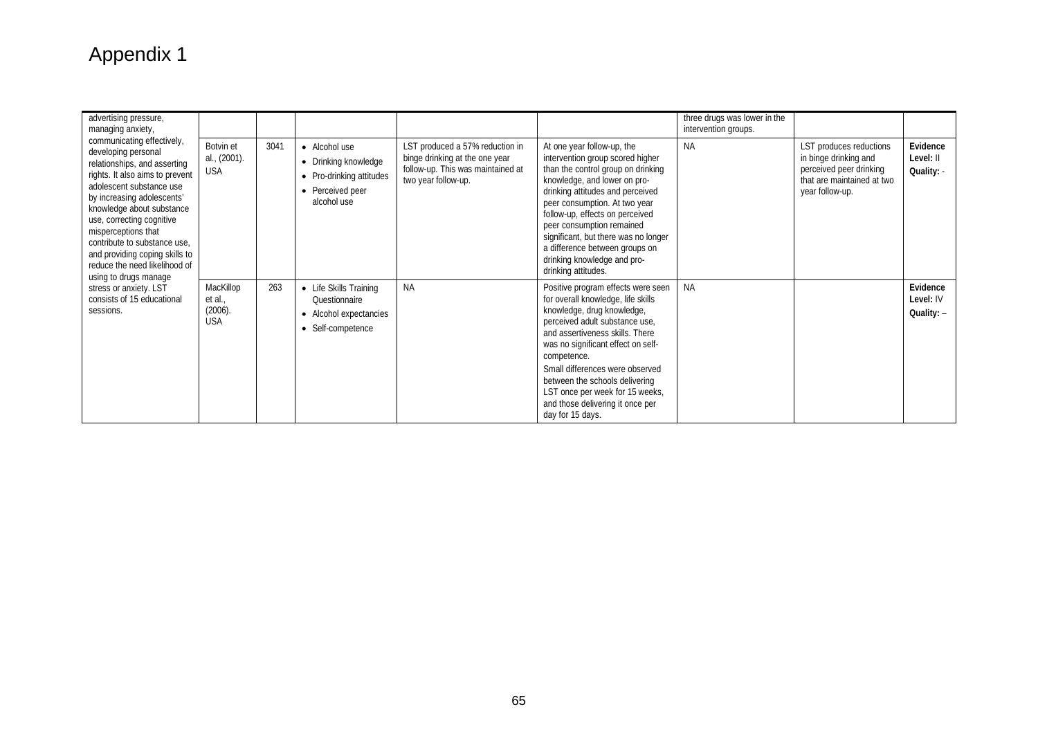# Appendix 1

| | | | | | | | | |
|---|---|---|---|---|---|---|---|---|
| advertising pressure, managing anxiety, communicating effectively, developing personal relationships, and asserting rights. It also aims to prevent adolescent substance use by increasing adolescents' knowledge about substance use, correcting cognitive misperceptions that contribute to substance use, and providing coping skills to reduce the need likelihood of using to drugs manage stress or anxiety. LST consists of 15 educational sessions. | | | | | | three drugs was lower in the intervention groups. | | |
| | Botvin et al., (2001). USA | 3041 | • Alcohol use<br>• Drinking knowledge<br>• Pro-drinking attitudes<br>• Perceived peer alcohol use | LST produced a 57% reduction in binge drinking at the one year follow-up. This was maintained at two year follow-up. | At one year follow-up, the intervention group scored higher than the control group on drinking knowledge, and lower on pro-drinking attitudes and perceived peer consumption. At two year follow-up, effects on perceived peer consumption remained significant, but there was no longer a difference between groups on drinking knowledge and pro-drinking attitudes. | NA | LST produces reductions in binge drinking and perceived peer drinking that are maintained at two year follow-up. | **Evidence Level:** II **Quality:** - |
| | MacKillop et al., (2006). USA | 263 | • Life Skills Training Questionnaire<br>• Alcohol expectancies<br>• Self-competence | NA | Positive program effects were seen for overall knowledge, life skills knowledge, drug knowledge, perceived adult substance use, and assertiveness skills. There was no significant effect on self-competence.<br>Small differences were observed between the schools delivering LST once per week for 15 weeks, and those delivering it once per day for 15 days. | NA | | **Evidence Level:** IV **Quality:** – |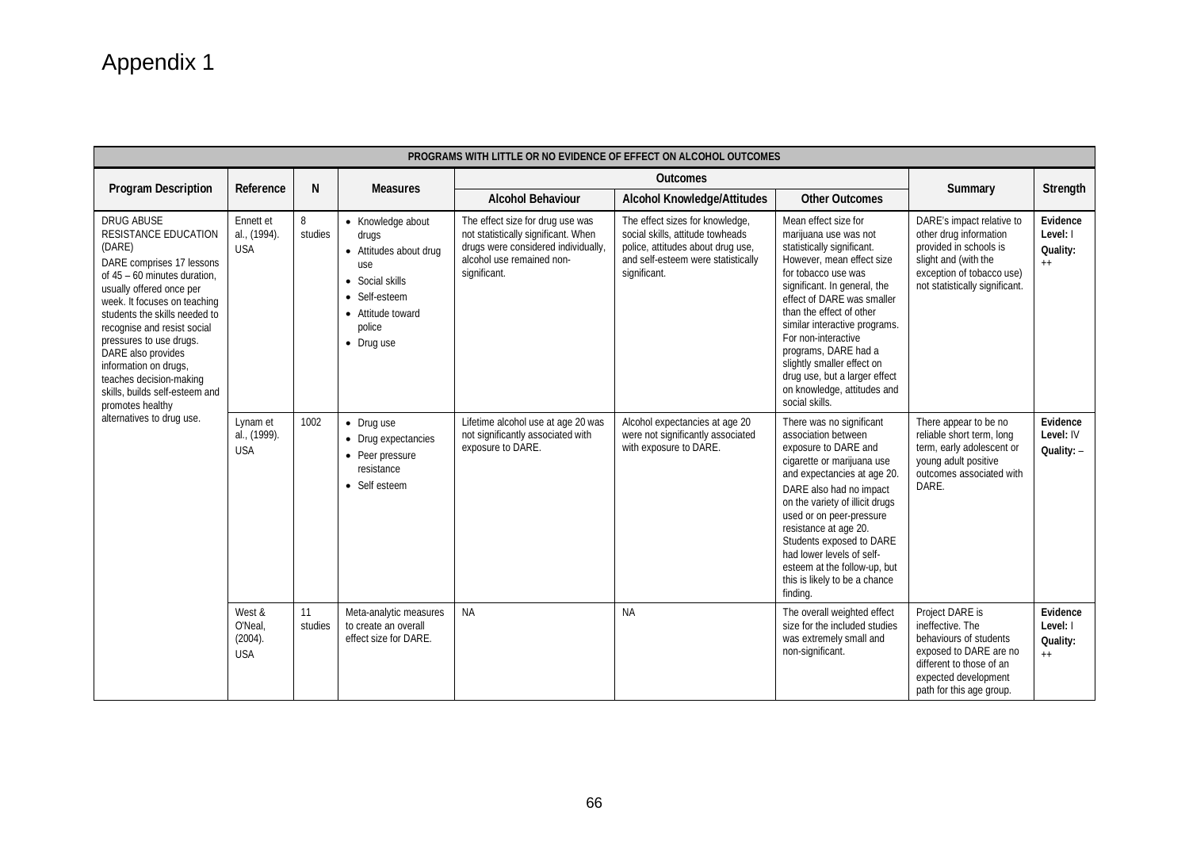# Appendix 1

| PROGRAMS WITH LITTLE OR NO EVIDENCE OF EFFECT ON ALCOHOL OUTCOMES | | | | | | | | |
|---|---|---|---|---|---|---|---|---|
| **Program Description** | **Reference** | **N** | **Measures** | **Outcomes** | | | **Summary** | **Strength** |
| | | | | **Alcohol Behaviour** | **Alcohol Knowledge/Attitudes** | **Other Outcomes** | | |
| DRUG ABUSE RESISTANCE EDUCATION (DARE)<br>DARE comprises 17 lessons of 45 – 60 minutes duration, usually offered once per week. It focuses on teaching students the skills needed to recognise and resist social pressures to use drugs. DARE also provides information on drugs, teaches decision-making skills, builds self-esteem and promotes healthy alternatives to drug use. | Ennett et al., (1994). USA | 8 studies | • Knowledge about drugs<br>• Attitudes about drug use<br>• Social skills<br>• Self-esteem<br>• Attitude toward police<br>• Drug use | The effect size for drug use was not statistically significant. When drugs were considered individually, alcohol use remained non-significant. | The effect sizes for knowledge, social skills, attitude towheads police, attitudes about drug use, and self-esteem were statistically significant. | Mean effect size for marijuana use was not statistically significant. However, mean effect size for tobacco use was significant. In general, the effect of DARE was smaller than the effect of other similar interactive programs. For non-interactive programs, DARE had a slightly smaller effect on drug use, but a larger effect on knowledge, attitudes and social skills. | DARE's impact relative to other drug information provided in schools is slight and (with the exception of tobacco use) not statistically significant. | **Evidence Level:** I<br>**Quality:** ++ |
| | Lynam et al., (1999). USA | 1002 | • Drug use<br>• Drug expectancies<br>• Peer pressure resistance<br>• Self esteem | Lifetime alcohol use at age 20 was not significantly associated with exposure to DARE. | Alcohol expectancies at age 20 were not significantly associated with exposure to DARE. | There was no significant association between exposure to DARE and cigarette or marijuana use and expectancies at age 20. DARE also had no impact on the variety of illicit drugs used or on peer-pressure resistance at age 20. Students exposed to DARE had lower levels of self-esteem at the follow-up, but this is likely to be a chance finding. | There appear to be no reliable short term, long term, early adolescent or young adult positive outcomes associated with DARE. | **Evidence Level:** IV<br>**Quality:** – |
| | West & O'Neal, (2004). USA | 11 studies | Meta-analytic measures to create an overall effect size for DARE. | NA | NA | The overall weighted effect size for the included studies was extremely small and non-significant. | Project DARE is ineffective. The behaviours of students exposed to DARE are no different to those of an expected development path for this age group. | **Evidence Level:** I<br>**Quality:** ++ |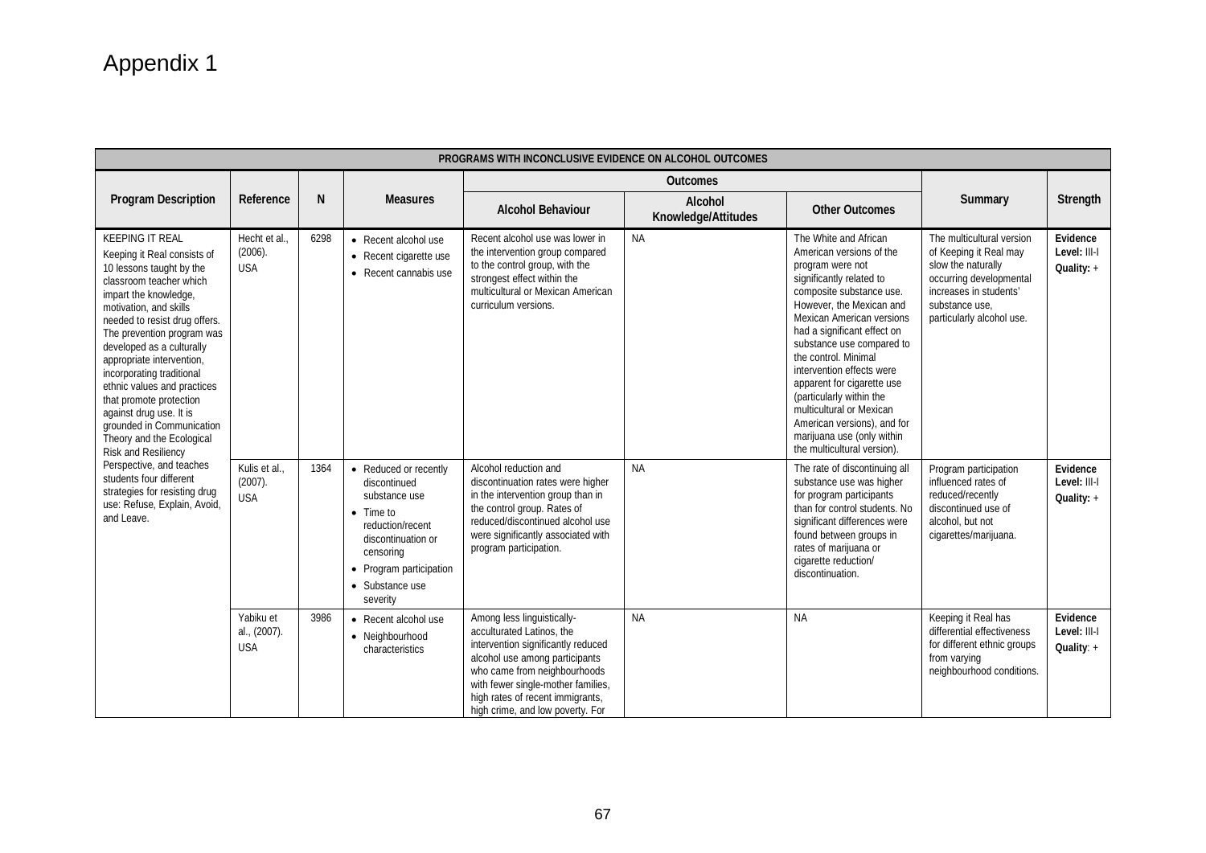# Appendix 1

| PROGRAMS WITH INCONCLUSIVE EVIDENCE ON ALCOHOL OUTCOMES | | | | | | | | |
|---|---|---|---|---|---|---|---|---|
| **Program Description** | **Reference** | **N** | **Measures** | **Outcomes** | | | **Summary** | **Strength** |
| | | | | **Alcohol Behaviour** | **Alcohol Knowledge/Attitudes** | **Other Outcomes** | | |
| KEEPING IT REAL<br>Keeping it Real consists of 10 lessons taught by the classroom teacher which impart the knowledge, motivation, and skills needed to resist drug offers. The prevention program was developed as a culturally appropriate intervention, incorporating traditional ethnic values and practices that promote protection against drug use. It is grounded in Communication Theory and the Ecological Risk and Resiliency Perspective, and teaches students four different strategies for resisting drug use: Refuse, Explain, Avoid, and Leave. | Hecht et al., (2006). USA | 6298 | • Recent alcohol use<br>• Recent cigarette use<br>• Recent cannabis use | Recent alcohol use was lower in the intervention group compared to the control group, with the strongest effect within the multicultural or Mexican American curriculum versions. | NA | The White and African American versions of the program were not significantly related to composite substance use. However, the Mexican and Mexican American versions had a significant effect on substance use compared to the control. Minimal intervention effects were apparent for cigarette use (particularly within the multicultural or Mexican American versions), and for marijuana use (only within the multicultural version). | The multicultural version of Keeping it Real may slow the naturally occurring developmental increases in students' substance use, particularly alcohol use. | **Evidence Level:** III-I<br>**Quality:** + |
| | Kulis et al., (2007). USA | 1364 | • Reduced or recently discontinued substance use<br>• Time to reduction/recent discontinuation or censoring<br>• Program participation<br>• Substance use severity | Alcohol reduction and discontinuation rates were higher in the intervention group than in the control group. Rates of reduced/discontinued alcohol use were significantly associated with program participation. | NA | The rate of discontinuing all substance use was higher for program participants than for control students. No significant differences were found between groups in rates of marijuana or cigarette reduction/ discontinuation. | Program participation influenced rates of reduced/recently discontinued use of alcohol, but not cigarettes/marijuana. | **Evidence Level:** III-I<br>**Quality:** + |
| | Yabiku et al., (2007). USA | 3986 | • Recent alcohol use<br>• Neighbourhood characteristics | Among less linguistically-acculturated Latinos, the intervention significantly reduced alcohol use among participants who came from neighbourhoods with fewer single-mother families, high rates of recent immigrants, high crime, and low poverty. For | NA | NA | Keeping it Real has differential effectiveness for different ethnic groups from varying neighbourhood conditions. | **Evidence Level:** III-I<br>**Quality:** + |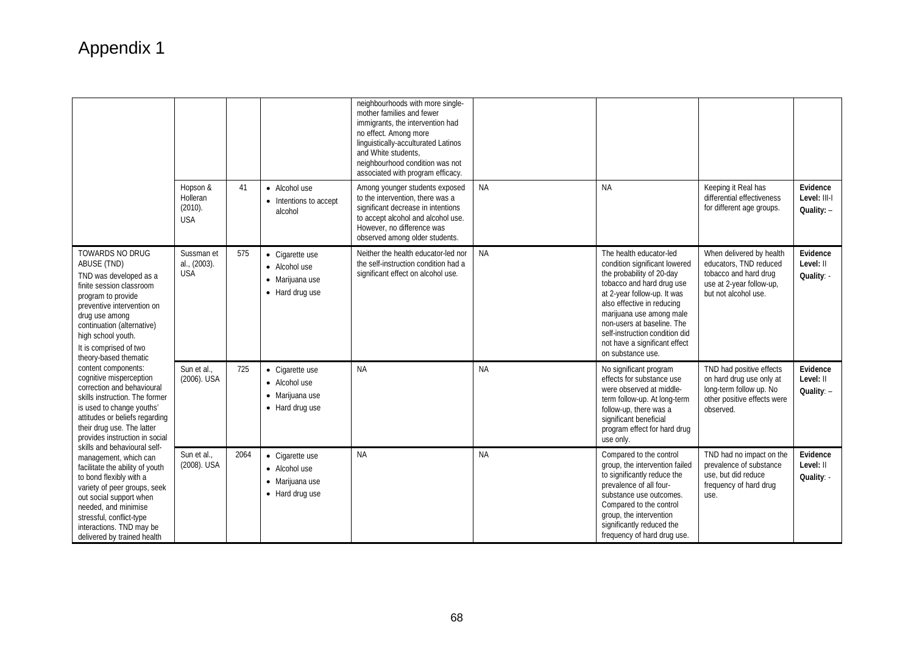# Appendix 1

| | | | | | | | | |
|---|---|---|---|---|---|---|---|---|
| | | | | neighbourhoods with more single-mother families and fewer immigrants, the intervention had no effect. Among more linguistically-acculturated Latinos and White students, neighbourhood condition was not associated with program efficacy. | | | | |
| | Hopson & Holleran (2010). USA | 41 | • Alcohol use<br>• Intentions to accept alcohol | Among younger students exposed to the intervention, there was a significant decrease in intentions to accept alcohol and alcohol use. However, no difference was observed among older students. | NA | NA | Keeping it Real has differential effectiveness for different age groups. | **Evidence Level:** III-I<br>**Quality:** – |
| TOWARDS NO DRUG ABUSE (TND)<br>TND was developed as a finite session classroom program to provide preventive intervention on drug use among continuation (alternative) high school youth.<br>It is comprised of two theory-based thematic content components: cognitive misperception correction and behavioural skills instruction. The former is used to change youths' attitudes or beliefs regarding their drug use. The latter provides instruction in social skills and behavioural self-management, which can facilitate the ability of youth to bond flexibly with a variety of peer groups, seek out social support when needed, and minimise stressful, conflict-type interactions. TND may be delivered by trained health | Sussman et al., (2003). USA | 575 | • Cigarette use<br>• Alcohol use<br>• Marijuana use<br>• Hard drug use | Neither the health educator-led nor the self-instruction condition had a significant effect on alcohol use. | NA | The health educator-led condition significant lowered the probability of 20-day tobacco and hard drug use at 2-year follow-up. It was also effective in reducing marijuana use among male non-users at baseline. The self-instruction condition did not have a significant effect on substance use. | When delivered by health educators, TND reduced tobacco and hard drug use at 2-year follow-up, but not alcohol use. | **Evidence Level:** II<br>**Quality**: - |
| | Sun et al., (2006). USA | 725 | • Cigarette use<br>• Alcohol use<br>• Marijuana use<br>• Hard drug use | NA | NA | No significant program effects for substance use were observed at middle-term follow-up. At long-term follow-up, there was a significant beneficial program effect for hard drug use only. | TND had positive effects on hard drug use only at long-term follow up. No other positive effects were observed. | **Evidence Level:** II<br>**Quality**: – |
| | Sun et al., (2008). USA | 2064 | • Cigarette use<br>• Alcohol use<br>• Marijuana use<br>• Hard drug use | NA | NA | Compared to the control group, the intervention failed to significantly reduce the prevalence of all four-substance use outcomes. Compared to the control group, the intervention significantly reduced the frequency of hard drug use. | TND had no impact on the prevalence of substance use, but did reduce frequency of hard drug use. | **Evidence Level:** II<br>**Quality**: - |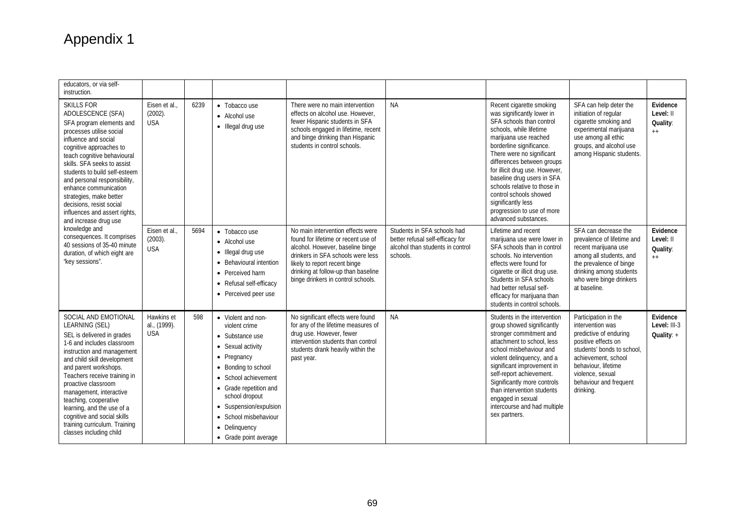# Appendix 1

| | | | | | | | | |
|---|---|---|---|---|---|---|---|---|
| educators, or via self-instruction. | | | | | | | | |
| SKILLS FOR ADOLESCENCE (SFA)<br>SFA program elements and processes utilise social influence and social cognitive approaches to teach cognitive behavioural skills. SFA seeks to assist students to build self-esteem and personal responsibility, enhance communication strategies, make better decisions, resist social influences and assert rights, and increase drug use knowledge and consequences. It comprises 40 sessions of 35-40 minute duration, of which eight are "key sessions". | Eisen et al., (2002). USA | 6239 | • Tobacco use<br>• Alcohol use<br>• Illegal drug use | There were no main intervention effects on alcohol use. However, fewer Hispanic students in SFA schools engaged in lifetime, recent and binge drinking than Hispanic students in control schools. | NA | Recent cigarette smoking was significantly lower in SFA schools than control schools, while lifetime marijuana use reached borderline significance. There were no significant differences between groups for illicit drug use. However, baseline drug users in SFA schools relative to those in control schools showed significantly less progression to use of more advanced substances. | SFA can help deter the initiation of regular cigarette smoking and experimental marijuana use among all ethic groups, and alcohol use among Hispanic students. | **Evidence Level:** II<br>**Quality**: ++ |
| | Eisen et al., (2003). USA | 5694 | • Tobacco use<br>• Alcohol use<br>• Illegal drug use<br>• Behavioural intention<br>• Perceived harm<br>• Refusal self-efficacy<br>• Perceived peer use | No main intervention effects were found for lifetime or recent use of alcohol. However, baseline binge drinkers in SFA schools were less likely to report recent binge drinking at follow-up than baseline binge drinkers in control schools. | Students in SFA schools had better refusal self-efficacy for alcohol than students in control schools. | Lifetime and recent marijuana use were lower in SFA schools than in control schools. No intervention effects were found for cigarette or illicit drug use. Students in SFA schools had better refusal self-efficacy for marijuana than students in control schools. | SFA can decrease the prevalence of lifetime and recent marijuana use among all students, and the prevalence of binge drinking among students who were binge drinkers at baseline. | **Evidence Level:** II<br>**Quality**: ++ |
| SOCIAL AND EMOTIONAL LEARNING (SEL)<br>SEL is delivered in grades 1-6 and includes classroom instruction and management and child skill development and parent workshops. Teachers receive training in proactive classroom management, interactive teaching, cooperative learning, and the use of a cognitive and social skills training curriculum. Training classes including child | Hawkins et al., (1999). USA | 598 | • Violent and non-violent crime<br>• Substance use<br>• Sexual activity<br>• Pregnancy<br>• Bonding to school<br>• School achievement<br>• Grade repetition and school dropout<br>• Suspension/expulsion<br>• School misbehaviour<br>• Delinquency<br>• Grade point average | No significant effects were found for any of the lifetime measures of drug use. However, fewer intervention students than control students drank heavily within the past year. | NA | Students in the intervention group showed significantly stronger commitment and attachment to school, less school misbehaviour and violent delinquency, and a significant improvement in self-report achievement. Significantly more controls than intervention students engaged in sexual intercourse and had multiple sex partners. | Participation in the intervention was predictive of enduring positive effects on students' bonds to school, achievement, school behaviour, lifetime violence, sexual behaviour and frequent drinking. | **Evidence Level:** III-3<br>**Quality**: + |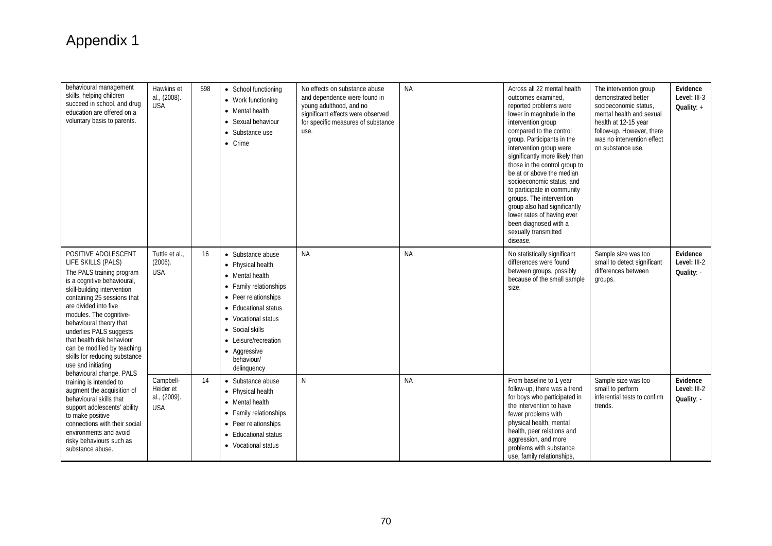# Appendix 1

| | | | | | | | | |
|---|---|---|---|---|---|---|---|---|
| behavioural management skills, helping children succeed in school, and drug education are offered on a voluntary basis to parents. | Hawkins et al., (2008). USA | 598 | • School functioning<br>• Work functioning<br>• Mental health<br>• Sexual behaviour<br>• Substance use<br>• Crime | No effects on substance abuse and dependence were found in young adulthood, and no significant effects were observed for specific measures of substance use. | NA | Across all 22 mental health outcomes examined, reported problems were lower in magnitude in the intervention group compared to the control group. Participants in the intervention group were significantly more likely than those in the control group to be at or above the median socioeconomic status, and to participate in community groups. The intervention group also had significantly lower rates of having ever been diagnosed with a sexually transmitted disease. | The intervention group demonstrated better socioeconomic status, mental health and sexual health at 12-15 year follow-up. However, there was no intervention effect on substance use. | **Evidence Level:** III-3<br>**Quality**: + |
| POSITIVE ADOLESCENT LIFE SKILLS (PALS)<br>The PALS training program is a cognitive behavioural, skill-building intervention containing 25 sessions that are divided into five modules. The cognitive-behavioural theory that underlies PALS suggests that health risk behaviour can be modified by teaching skills for reducing substance use and initiating behavioural change. PALS training is intended to augment the acquisition of behavioural skills that support adolescents' ability to make positive connections with their social environments and avoid risky behaviours such as substance abuse. | Tuttle et al., (2006). USA | 16 | • Substance abuse<br>• Physical health<br>• Mental health<br>• Family relationships<br>• Peer relationships<br>• Educational status<br>• Vocational status<br>• Social skills<br>• Leisure/recreation<br>• Aggressive behaviour/ delinquency | NA | NA | No statistically significant differences were found between groups, possibly because of the small sample size. | Sample size was too small to detect significant differences between groups. | **Evidence Level:** III-2<br>**Quality**: - |
| | Campbell-Heider et al., (2009). USA | 14 | • Substance abuse<br>• Physical health<br>• Mental health<br>• Family relationships<br>• Peer relationships<br>• Educational status<br>• Vocational status | N | NA | From baseline to 1 year follow-up, there was a trend for boys who participated in the intervention to have fewer problems with physical health, mental health, peer relations and aggression, and more problems with substance use, family relationships, | Sample size was too small to perform inferential tests to confirm trends. | **Evidence Level:** III-2<br>**Quality**: - |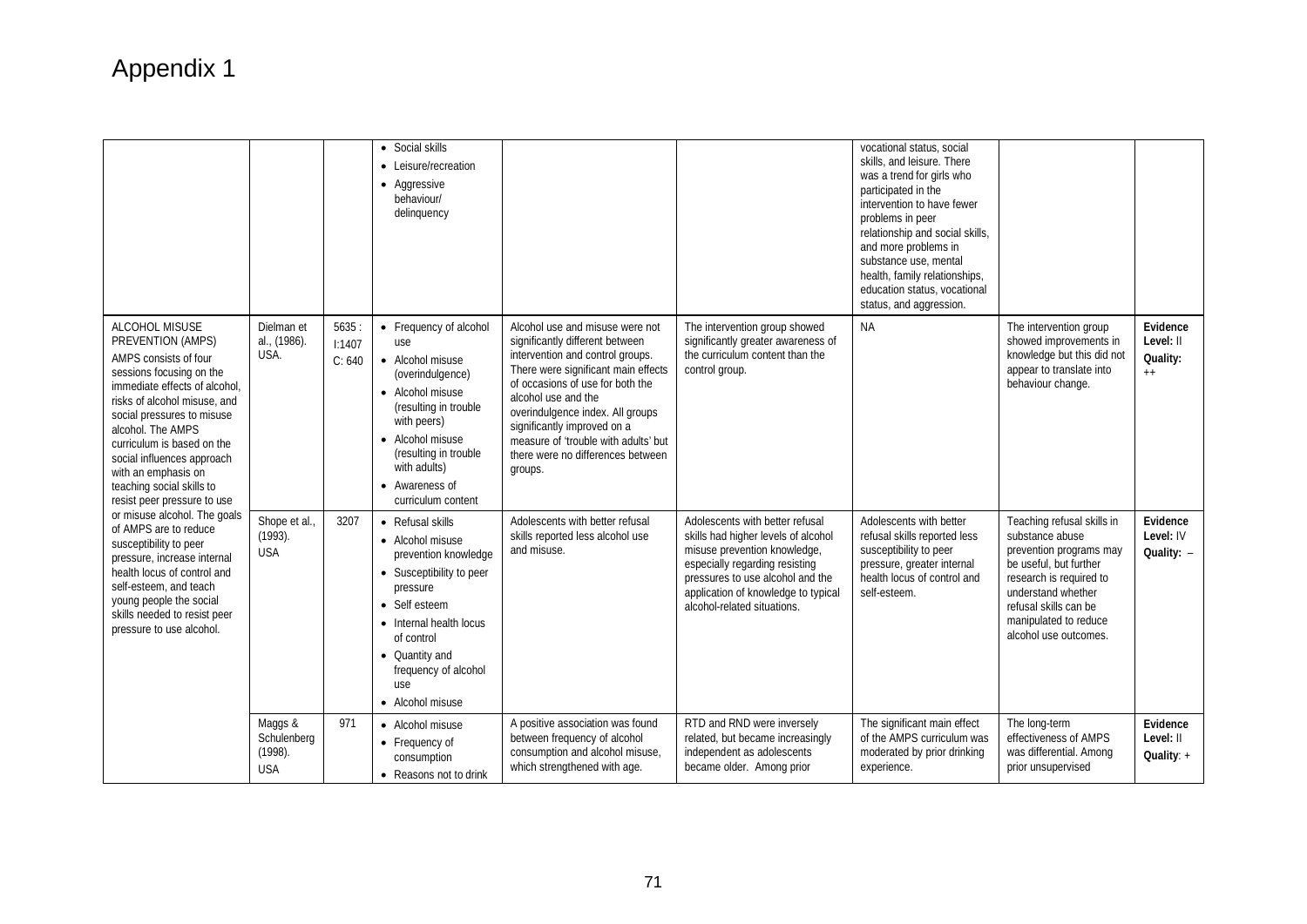# Appendix 1

| | | | | | | | | |
|---|---|---|---|---|---|---|---|---|
| | | | • Social skills<br>• Leisure/recreation<br>• Aggressive behaviour/ delinquency | | | vocational status, social skills, and leisure. There was a trend for girls who participated in the intervention to have fewer problems in peer relationship and social skills, and more problems in substance use, mental health, family relationships, education status, vocational status, and aggression. | | |
| ALCOHOL MISUSE PREVENTION (AMPS)<br>AMPS consists of four sessions focusing on the immediate effects of alcohol, risks of alcohol misuse, and social pressures to misuse alcohol. The AMPS curriculum is based on the social influences approach with an emphasis on teaching social skills to resist peer pressure to use or misuse alcohol. The goals of AMPS are to reduce susceptibility to peer pressure, increase internal health locus of control and self-esteem, and teach young people the social skills needed to resist peer pressure to use alcohol. | Dielman et al., (1986). USA. | 5635 : I:1407 C: 640 | • Frequency of alcohol use<br>• Alcohol misuse (overindulgence)<br>• Alcohol misuse (resulting in trouble with peers)<br>• Alcohol misuse (resulting in trouble with adults)<br>• Awareness of curriculum content | Alcohol use and misuse were not significantly different between intervention and control groups. There were significant main effects of occasions of use for both the alcohol use and the overindulgence index. All groups significantly improved on a measure of 'trouble with adults' but there were no differences between groups. | The intervention group showed significantly greater awareness of the curriculum content than the control group. | NA | The intervention group showed improvements in knowledge but this did not appear to translate into behaviour change. | **Evidence Level:** II<br>**Quality:** ++ |
| | Shope et al., (1993). USA | 3207 | • Refusal skills<br>• Alcohol misuse prevention knowledge<br>• Susceptibility to peer pressure<br>• Self esteem<br>• Internal health locus of control<br>• Quantity and frequency of alcohol use<br>• Alcohol misuse | Adolescents with better refusal skills reported less alcohol use and misuse. | Adolescents with better refusal skills had higher levels of alcohol misuse prevention knowledge, especially regarding resisting pressures to use alcohol and the application of knowledge to typical alcohol-related situations. | Adolescents with better refusal skills reported less susceptibility to peer pressure, greater internal health locus of control and self-esteem. | Teaching refusal skills in substance abuse prevention programs may be useful, but further research is required to understand whether refusal skills can be manipulated to reduce alcohol use outcomes. | **Evidence Level:** IV<br>**Quality:** – |
| | Maggs & Schulenberg (1998). USA | 971 | • Alcohol misuse<br>• Frequency of consumption<br>• Reasons not to drink | A positive association was found between frequency of alcohol consumption and alcohol misuse, which strengthened with age. | RTD and RND were inversely related, but became increasingly independent as adolescents became older. Among prior | The significant main effect of the AMPS curriculum was moderated by prior drinking experience. | The long-term effectiveness of AMPS was differential. Among prior unsupervised | **Evidence Level:** II<br>**Quality**: + |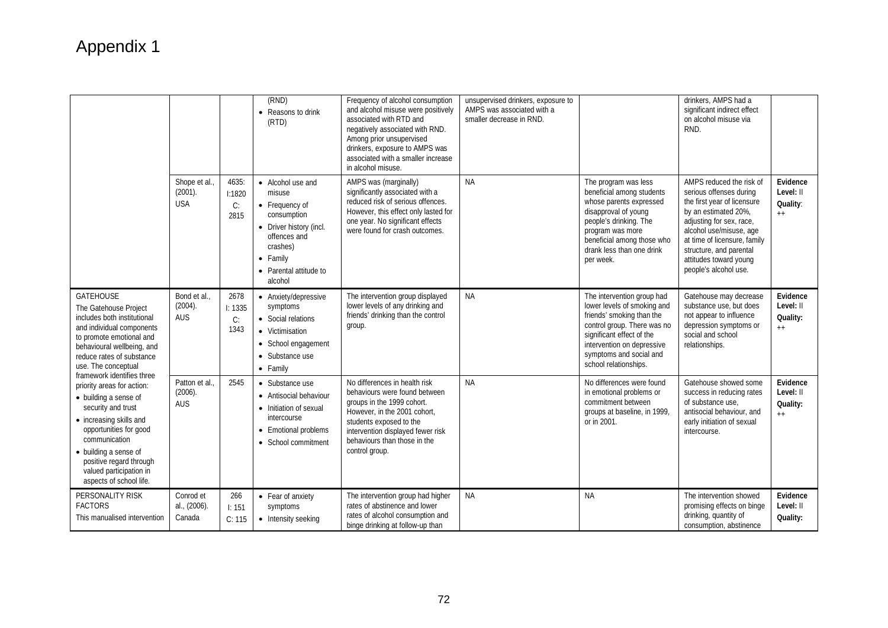# Appendix 1

| | | | | | | | | |
|---|---|---|---|---|---|---|---|---|
| | | | (RND)<br>• Reasons to drink (RTD) | Frequency of alcohol consumption and alcohol misuse were positively associated with RTD and negatively associated with RND. Among prior unsupervised drinkers, exposure to AMPS was associated with a smaller increase in alcohol misuse. | unsupervised drinkers, exposure to AMPS was associated with a smaller decrease in RND. | | drinkers, AMPS had a significant indirect effect on alcohol misuse via RND. | |
| | Shope et al., (2001). USA | 4635: I:1820 C: 2815 | • Alcohol use and misuse<br>• Frequency of consumption<br>• Driver history (incl. offences and crashes)<br>• Family<br>• Parental attitude to alcohol | AMPS was (marginally) significantly associated with a reduced risk of serious offences. However, this effect only lasted for one year. No significant effects were found for crash outcomes. | NA | The program was less beneficial among students whose parents expressed disapproval of young people's drinking. The program was more beneficial among those who drank less than one drink per week. | AMPS reduced the risk of serious offenses during the first year of licensure by an estimated 20%, adjusting for sex, race, alcohol use/misuse, age at time of licensure, family structure, and parental attitudes toward young people's alcohol use. | **Evidence Level:** II<br>**Quality**: ++ |
| GATEHOUSE<br>The Gatehouse Project includes both institutional and individual components to promote emotional and behavioural wellbeing, and reduce rates of substance use. The conceptual framework identifies three priority areas for action:<br>• building a sense of security and trust<br>• increasing skills and opportunities for good communication<br>• building a sense of positive regard through valued participation in aspects of school life. | Bond et al., (2004). AUS | 2678 I: 1335 C: 1343 | • Anxiety/depressive symptoms<br>• Social relations<br>• Victimisation<br>• School engagement<br>• Substance use<br>• Family | The intervention group displayed lower levels of any drinking and friends' drinking than the control group. | NA | The intervention group had lower levels of smoking and friends' smoking than the control group. There was no significant effect of the intervention on depressive symptoms and social and school relationships. | Gatehouse may decrease substance use, but does not appear to influence depression symptoms or social and school relationships. | **Evidence Level:** II<br>**Quality:** ++ |
| | Patton et al., (2006). AUS | 2545 | • Substance use<br>• Antisocial behaviour<br>• Initiation of sexual intercourse<br>• Emotional problems<br>• School commitment | No differences in health risk behaviours were found between groups in the 1999 cohort. However, in the 2001 cohort, students exposed to the intervention displayed fewer risk behaviours than those in the control group. | NA | No differences were found in emotional problems or commitment between groups at baseline, in 1999, or in 2001. | Gatehouse showed some success in reducing rates of substance use, antisocial behaviour, and early initiation of sexual intercourse. | **Evidence Level:** II<br>**Quality:** ++ |
| PERSONALITY RISK FACTORS<br>This manualised intervention | Conrod et al., (2006). Canada | 266 I: 151 C: 115 | • Fear of anxiety symptoms<br>• Intensity seeking | The intervention group had higher rates of abstinence and lower rates of alcohol consumption and binge drinking at follow-up than | NA | NA | The intervention showed promising effects on binge drinking, quantity of consumption, abstinence | **Evidence Level:** II<br>**Quality:** |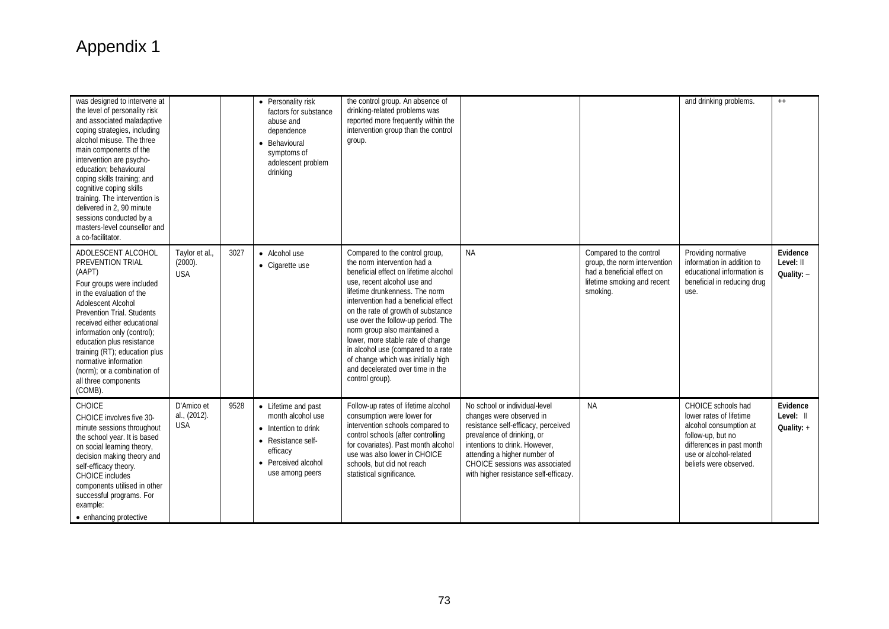# Appendix 1

| | | | | | | | | |
|---|---|---|---|---|---|---|---|---|
| was designed to intervene at the level of personality risk and associated maladaptive coping strategies, including alcohol misuse. The three main components of the intervention are psycho-education; behavioural coping skills training; and cognitive coping skills training. The intervention is delivered in 2, 90 minute sessions conducted by a masters-level counsellor and a co-facilitator. | | | • Personality risk factors for substance abuse and dependence<br>• Behavioural symptoms of adolescent problem drinking | the control group. An absence of drinking-related problems was reported more frequently within the intervention group than the control group. | | | and drinking problems. | ++ |
| ADOLESCENT ALCOHOL PREVENTION TRIAL (AAPT)<br>Four groups were included in the evaluation of the Adolescent Alcohol Prevention Trial. Students received either educational information only (control); education plus resistance training (RT); education plus normative information (norm); or a combination of all three components (COMB). | Taylor et al., (2000). USA | 3027 | • Alcohol use<br>• Cigarette use | Compared to the control group, the norm intervention had a beneficial effect on lifetime alcohol use, recent alcohol use and lifetime drunkenness. The norm intervention had a beneficial effect on the rate of growth of substance use over the follow-up period. The norm group also maintained a lower, more stable rate of change in alcohol use (compared to a rate of change which was initially high and decelerated over time in the control group). | NA | Compared to the control group, the norm intervention had a beneficial effect on lifetime smoking and recent smoking. | Providing normative information in addition to educational information is beneficial in reducing drug use. | **Evidence Level:** II<br>**Quality:** – |
| CHOICE<br>CHOICE involves five 30-minute sessions throughout the school year. It is based on social learning theory, decision making theory and self-efficacy theory. CHOICE includes components utilised in other successful programs. For example:<br>• enhancing protective | D'Amico et al., (2012). USA | 9528 | • Lifetime and past month alcohol use<br>• Intention to drink<br>• Resistance self-efficacy<br>• Perceived alcohol use among peers | Follow-up rates of lifetime alcohol consumption were lower for intervention schools compared to control schools (after controlling for covariates). Past month alcohol use was also lower in CHOICE schools, but did not reach statistical significance. | No school or individual-level changes were observed in resistance self-efficacy, perceived prevalence of drinking, or intentions to drink. However, attending a higher number of CHOICE sessions was associated with higher resistance self-efficacy. | NA | CHOICE schools had lower rates of lifetime alcohol consumption at follow-up, but no differences in past month use or alcohol-related beliefs were observed. | **Evidence Level:** II<br>**Quality:** + |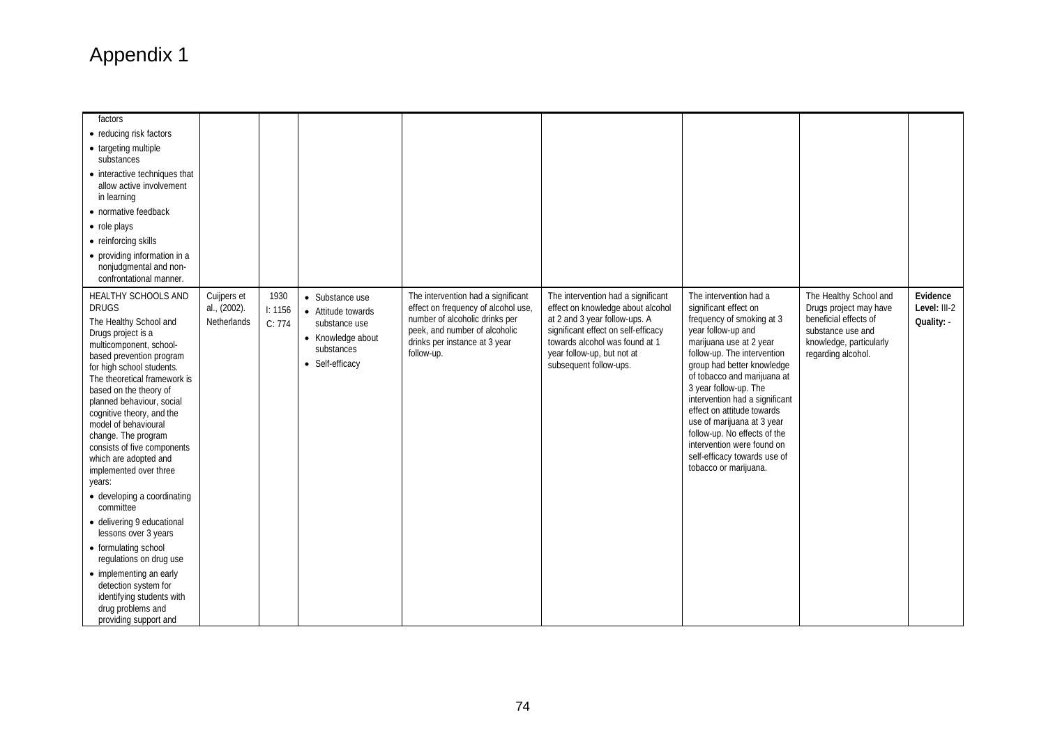# Appendix 1

| | | | | | | | | |
|---|---|---|---|---|---|---|---|---|
| factors<br>• reducing risk factors<br>• targeting multiple substances<br>• interactive techniques that allow active involvement in learning<br>• normative feedback<br>• role plays<br>• reinforcing skills<br>• providing information in a nonjudgmental and non-confrontational manner. | | | | | | | | |
| HEALTHY SCHOOLS AND DRUGS<br>The Healthy School and Drugs project is a multicomponent, school-based prevention program for high school students. The theoretical framework is based on the theory of planned behaviour, social cognitive theory, and the model of behavioural change. The program consists of five components which are adopted and implemented over three years:<br>• developing a coordinating committee<br>• delivering 9 educational lessons over 3 years<br>• formulating school regulations on drug use<br>• implementing an early detection system for identifying students with drug problems and providing support and | Cuijpers et al., (2002). Netherlands | 1930<br>I: 1156<br>C: 774 | • Substance use<br>• Attitude towards substance use<br>• Knowledge about substances<br>• Self-efficacy | The intervention had a significant effect on frequency of alcohol use, number of alcoholic drinks per peek, and number of alcoholic drinks per instance at 3 year follow-up. | The intervention had a significant effect on knowledge about alcohol at 2 and 3 year follow-ups. A significant effect on self-efficacy towards alcohol was found at 1 year follow-up, but not at subsequent follow-ups. | The intervention had a significant effect on frequency of smoking at 3 year follow-up and marijuana use at 2 year follow-up. The intervention group had better knowledge of tobacco and marijuana at 3 year follow-up. The intervention had a significant effect on attitude towards use of marijuana at 3 year follow-up. No effects of the intervention were found on self-efficacy towards use of tobacco or marijuana. | The Healthy School and Drugs project may have beneficial effects of substance use and knowledge, particularly regarding alcohol. | **Evidence Level:** III-2<br>**Quality:** - |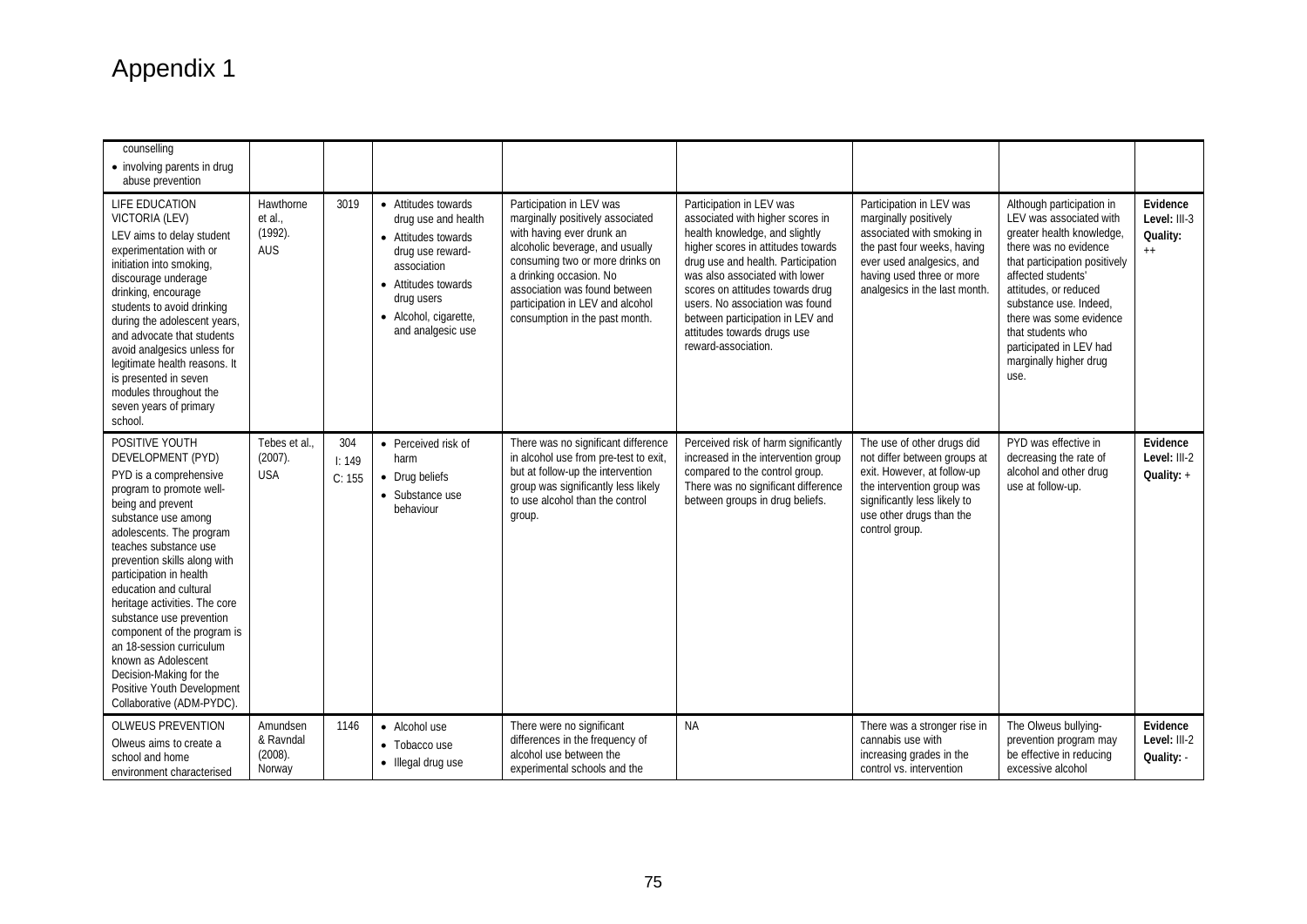# Appendix 1

| | | | | | | | | |
|---|---|---|---|---|---|---|---|---|
| counselling<br>• involving parents in drug abuse prevention | | | | | | | | |
| LIFE EDUCATION VICTORIA (LEV)<br>LEV aims to delay student experimentation with or initiation into smoking, discourage underage drinking, encourage students to avoid drinking during the adolescent years, and advocate that students avoid analgesics unless for legitimate health reasons. It is presented in seven modules throughout the seven years of primary school. | Hawthorne et al., (1992). AUS | 3019 | • Attitudes towards drug use and health<br>• Attitudes towards drug use reward-association<br>• Attitudes towards drug users<br>• Alcohol, cigarette, and analgesic use | Participation in LEV was marginally positively associated with having ever drunk an alcoholic beverage, and usually consuming two or more drinks on a drinking occasion. No association was found between participation in LEV and alcohol consumption in the past month. | Participation in LEV was associated with higher scores in health knowledge, and slightly higher scores in attitudes towards drug use and health. Participation was also associated with lower scores on attitudes towards drug users. No association was found between participation in LEV and attitudes towards drugs use reward-association. | Participation in LEV was marginally positively associated with smoking in the past four weeks, having ever used analgesics, and having used three or more analgesics in the last month. | Although participation in LEV was associated with greater health knowledge, there was no evidence that participation positively affected students' attitudes, or reduced substance use. Indeed, there was some evidence that students who participated in LEV had marginally higher drug use. | **Evidence Level:** III-3<br>**Quality:** ++ |
| POSITIVE YOUTH DEVELOPMENT (PYD)<br>PYD is a comprehensive program to promote well-being and prevent substance use among adolescents. The program teaches substance use prevention skills along with participation in health education and cultural heritage activities. The core substance use prevention component of the program is an 18-session curriculum known as Adolescent Decision-Making for the Positive Youth Development Collaborative (ADM-PYDC). | Tebes et al., (2007). USA | 304<br>I: 149<br>C: 155 | • Perceived risk of harm<br>• Drug beliefs<br>• Substance use behaviour | There was no significant difference in alcohol use from pre-test to exit, but at follow-up the intervention group was significantly less likely to use alcohol than the control group. | Perceived risk of harm significantly increased in the intervention group compared to the control group. There was no significant difference between groups in drug beliefs. | The use of other drugs did not differ between groups at exit. However, at follow-up the intervention group was significantly less likely to use other drugs than the control group. | PYD was effective in decreasing the rate of alcohol and other drug use at follow-up. | **Evidence Level:** III-2<br>**Quality:** + |
| OLWEUS PREVENTION<br>Olweus aims to create a school and home environment characterised | Amundsen & Ravndal (2008). Norway | 1146 | • Alcohol use<br>• Tobacco use<br>• Illegal drug use | There were no significant differences in the frequency of alcohol use between the experimental schools and the | NA | There was a stronger rise in cannabis use with increasing grades in the control vs. intervention | The Olweus bullying-prevention program may be effective in reducing excessive alcohol | **Evidence Level:** III-2<br>**Quality:** - |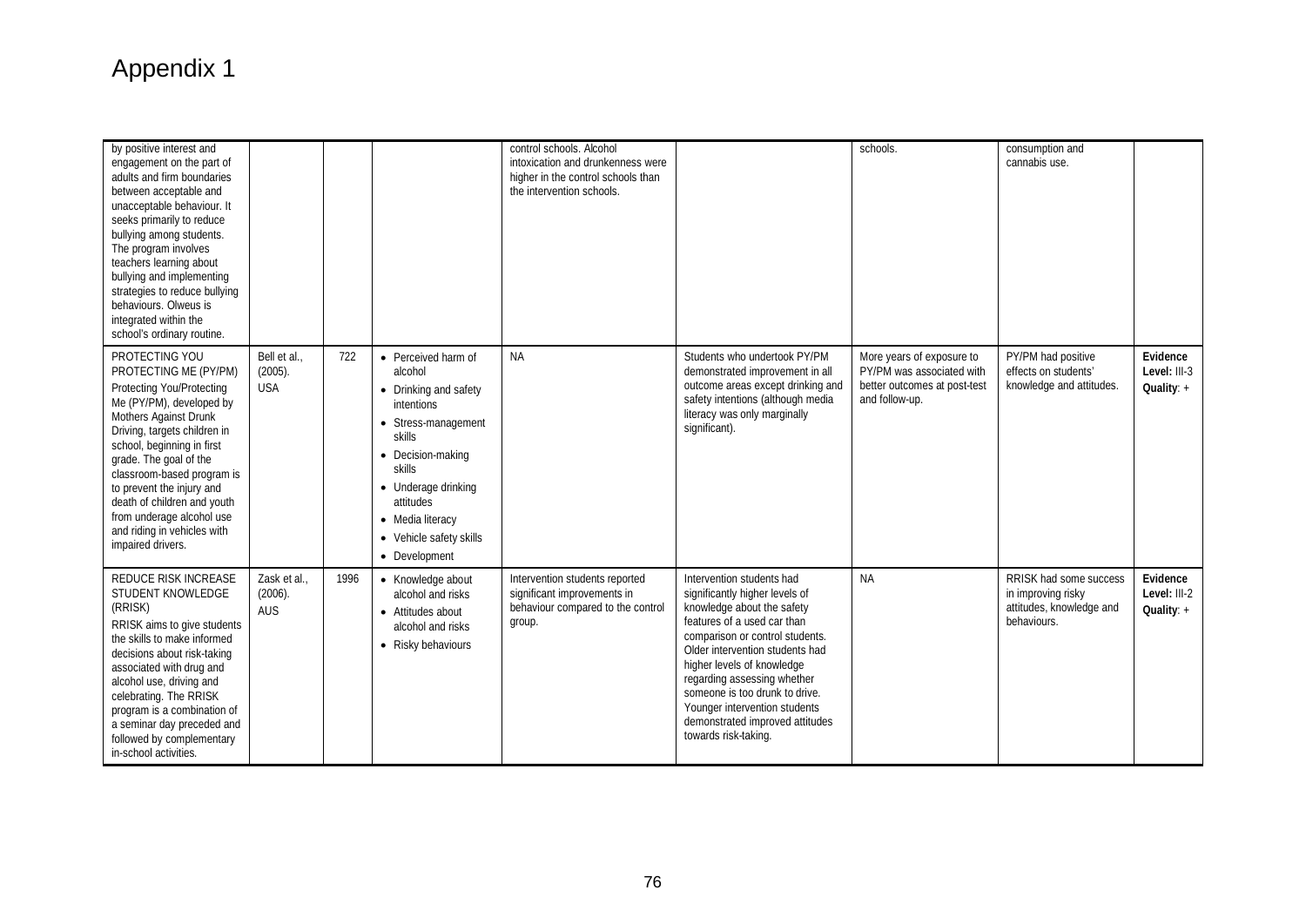# Appendix 1

| | | | | | | | | |
|---|---|---|---|---|---|---|---|---|
| by positive interest and engagement on the part of adults and firm boundaries between acceptable and unacceptable behaviour. It seeks primarily to reduce bullying among students. The program involves teachers learning about bullying and implementing strategies to reduce bullying behaviours. Olweus is integrated within the school's ordinary routine. | | | | control schools. Alcohol intoxication and drunkenness were higher in the control schools than the intervention schools. | | schools. | consumption and cannabis use. | |
| PROTECTING YOU PROTECTING ME (PY/PM)<br>Protecting You/Protecting Me (PY/PM), developed by Mothers Against Drunk Driving, targets children in school, beginning in first grade. The goal of the classroom-based program is to prevent the injury and death of children and youth from underage alcohol use and riding in vehicles with impaired drivers. | Bell et al., (2005). USA | 722 | • Perceived harm of alcohol<br>• Drinking and safety intentions<br>• Stress-management skills<br>• Decision-making skills<br>• Underage drinking attitudes<br>• Media literacy<br>• Vehicle safety skills<br>• Development | NA | Students who undertook PY/PM demonstrated improvement in all outcome areas except drinking and safety intentions (although media literacy was only marginally significant). | More years of exposure to PY/PM was associated with better outcomes at post-test and follow-up. | PY/PM had positive effects on students' knowledge and attitudes. | **Evidence Level:** III-3<br>**Quality**: + |
| REDUCE RISK INCREASE STUDENT KNOWLEDGE (RRISK)<br>RRISK aims to give students the skills to make informed decisions about risk-taking associated with drug and alcohol use, driving and celebrating. The RRISK program is a combination of a seminar day preceded and followed by complementary in-school activities. | Zask et al., (2006). AUS | 1996 | • Knowledge about alcohol and risks<br>• Attitudes about alcohol and risks<br>• Risky behaviours | Intervention students reported significant improvements in behaviour compared to the control group. | Intervention students had significantly higher levels of knowledge about the safety features of a used car than comparison or control students. Older intervention students had higher levels of knowledge regarding assessing whether someone is too drunk to drive. Younger intervention students demonstrated improved attitudes towards risk-taking. | NA | RRISK had some success in improving risky attitudes, knowledge and behaviours. | **Evidence Level:** III-2<br>**Quality**: + |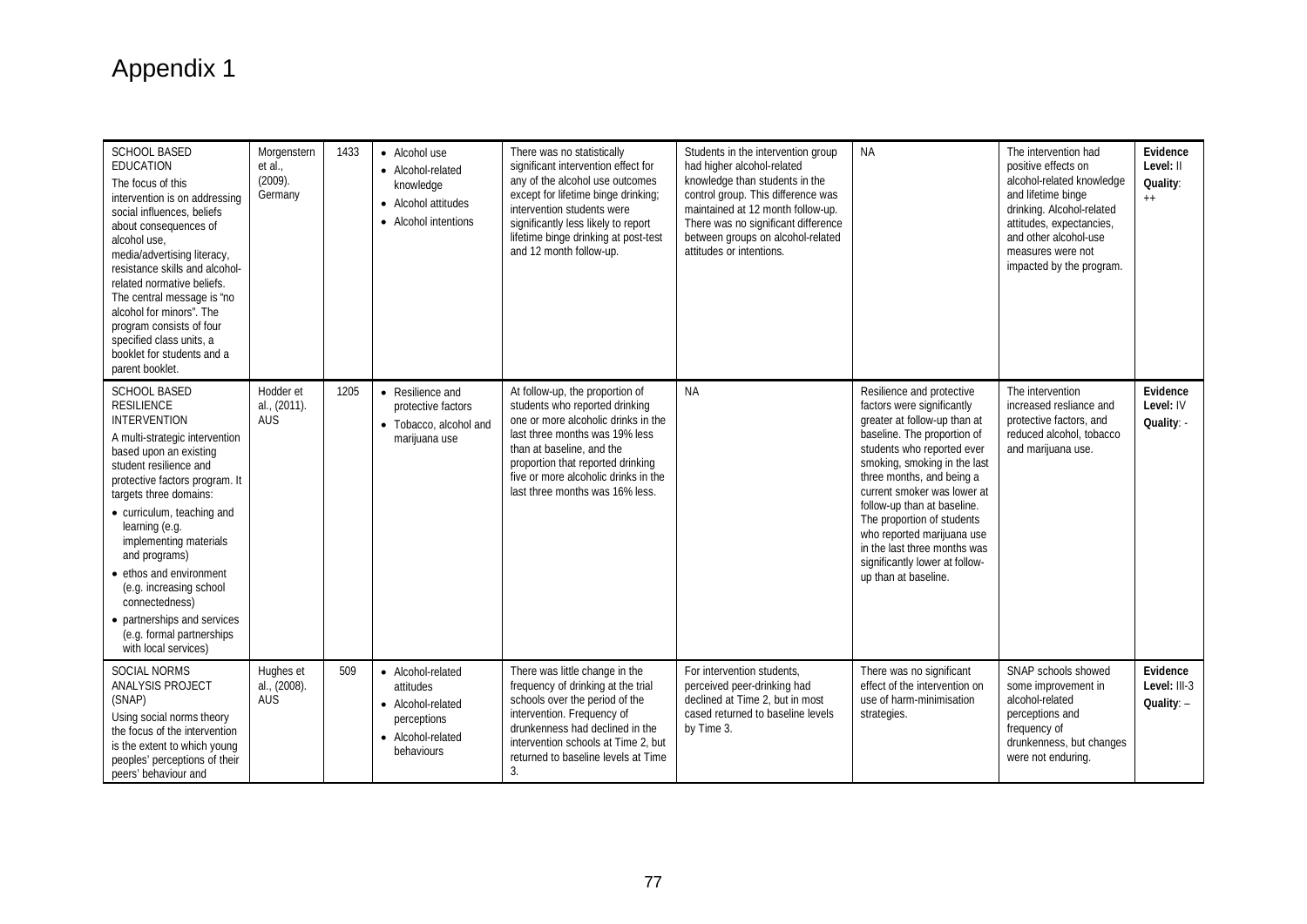# Appendix 1

| | | | | | | | | |
|---|---|---|---|---|---|---|---|---|
| SCHOOL BASED EDUCATION<br>The focus of this intervention is on addressing social influences, beliefs about consequences of alcohol use, media/advertising literacy, resistance skills and alcohol-related normative beliefs. The central message is "no alcohol for minors". The program consists of four specified class units, a booklet for students and a parent booklet. | Morgenstern et al., (2009). Germany | 1433 | • Alcohol use<br>• Alcohol-related knowledge<br>• Alcohol attitudes<br>• Alcohol intentions | There was no statistically significant intervention effect for any of the alcohol use outcomes except for lifetime binge drinking; intervention students were significantly less likely to report lifetime binge drinking at post-test and 12 month follow-up. | Students in the intervention group had higher alcohol-related knowledge than students in the control group. This difference was maintained at 12 month follow-up. There was no significant difference between groups on alcohol-related attitudes or intentions. | NA | The intervention had positive effects on alcohol-related knowledge and lifetime binge drinking. Alcohol-related attitudes, expectancies, and other alcohol-use measures were not impacted by the program. | **Evidence Level:** II<br>**Quality**: ++ |
| SCHOOL BASED RESILIENCE INTERVENTION<br>A multi-strategic intervention based upon an existing student resilience and protective factors program. It targets three domains:<br>• curriculum, teaching and learning (e.g. implementing materials and programs)<br>• ethos and environment (e.g. increasing school connectedness)<br>• partnerships and services (e.g. formal partnerships with local services) | Hodder et al., (2011). AUS | 1205 | • Resilience and protective factors<br>• Tobacco, alcohol and marijuana use | At follow-up, the proportion of students who reported drinking one or more alcoholic drinks in the last three months was 19% less than at baseline, and the proportion that reported drinking five or more alcoholic drinks in the last three months was 16% less. | NA | Resilience and protective factors were significantly greater at follow-up than at baseline. The proportion of students who reported ever smoking, smoking in the last three months, and being a current smoker was lower at follow-up than at baseline. The proportion of students who reported marijuana use in the last three months was significantly lower at follow-up than at baseline. | The intervention increased resliance and protective factors, and reduced alcohol, tobacco and marijuana use. | **Evidence Level:** IV<br>**Quality**: - |
| SOCIAL NORMS ANALYSIS PROJECT (SNAP)<br>Using social norms theory the focus of the intervention is the extent to which young peoples' perceptions of their peers' behaviour and | Hughes et al., (2008). AUS | 509 | • Alcohol-related attitudes<br>• Alcohol-related perceptions<br>• Alcohol-related behaviours | There was little change in the frequency of drinking at the trial schools over the period of the intervention. Frequency of drunkenness had declined in the intervention schools at Time 2, but returned to baseline levels at Time 3. | For intervention students, perceived peer-drinking had declined at Time 2, but in most cased returned to baseline levels by Time 3. | There was no significant effect of the intervention on use of harm-minimisation strategies. | SNAP schools showed some improvement in alcohol-related perceptions and frequency of drunkenness, but changes were not enduring. | **Evidence Level:** III-3<br>**Quality**: – |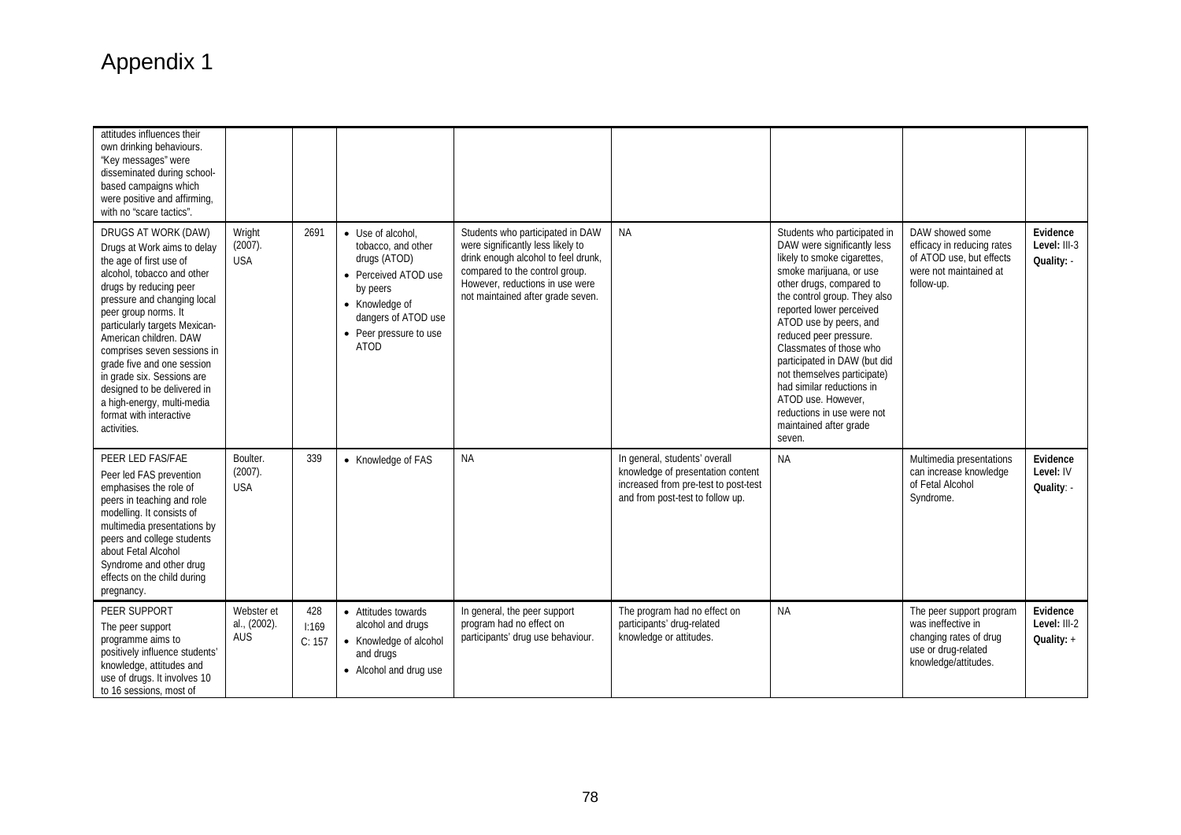# Appendix 1

| | | | | | | | | |
|---|---|---|---|---|---|---|---|---|
| attitudes influences their own drinking behaviours. "Key messages" were disseminated during school-based campaigns which were positive and affirming, with no "scare tactics". | | | | | | | | |
| DRUGS AT WORK (DAW) Drugs at Work aims to delay the age of first use of alcohol, tobacco and other drugs by reducing peer pressure and changing local peer group norms. It particularly targets Mexican-American children. DAW comprises seven sessions in grade five and one session in grade six. Sessions are designed to be delivered in a high-energy, multi-media format with interactive activities. | Wright (2007). USA | 2691 | • Use of alcohol, tobacco, and other drugs (ATOD) • Perceived ATOD use by peers • Knowledge of dangers of ATOD use • Peer pressure to use ATOD | Students who participated in DAW were significantly less likely to drink enough alcohol to feel drunk, compared to the control group. However, reductions in use were not maintained after grade seven. | NA | Students who participated in DAW were significantly less likely to smoke cigarettes, smoke marijuana, or use other drugs, compared to the control group. They also reported lower perceived ATOD use by peers, and reduced peer pressure. Classmates of those who participated in DAW (but did not themselves participate) had similar reductions in ATOD use. However, reductions in use were not maintained after grade seven. | DAW showed some efficacy in reducing rates of ATOD use, but effects were not maintained at follow-up. | **Evidence Level:** III-3 **Quality:** - |
| PEER LED FAS/FAE Peer led FAS prevention emphasises the role of peers in teaching and role modelling. It consists of multimedia presentations by peers and college students about Fetal Alcohol Syndrome and other drug effects on the child during pregnancy. | Boulter. (2007). USA | 339 | • Knowledge of FAS | NA | In general, students' overall knowledge of presentation content increased from pre-test to post-test and from post-test to follow up. | NA | Multimedia presentations can increase knowledge of Fetal Alcohol Syndrome. | **Evidence Level:** IV **Quality**: - |
| PEER SUPPORT The peer support programme aims to positively influence students' knowledge, attitudes and use of drugs. It involves 10 to 16 sessions, most of | Webster et al., (2002). AUS | 428 I:169 C: 157 | • Attitudes towards alcohol and drugs • Knowledge of alcohol and drugs • Alcohol and drug use | In general, the peer support program had no effect on participants' drug use behaviour. | The program had no effect on participants' drug-related knowledge or attitudes. | NA | The peer support program was ineffective in changing rates of drug use or drug-related knowledge/attitudes. | **Evidence Level:** III-2 **Quality:** + |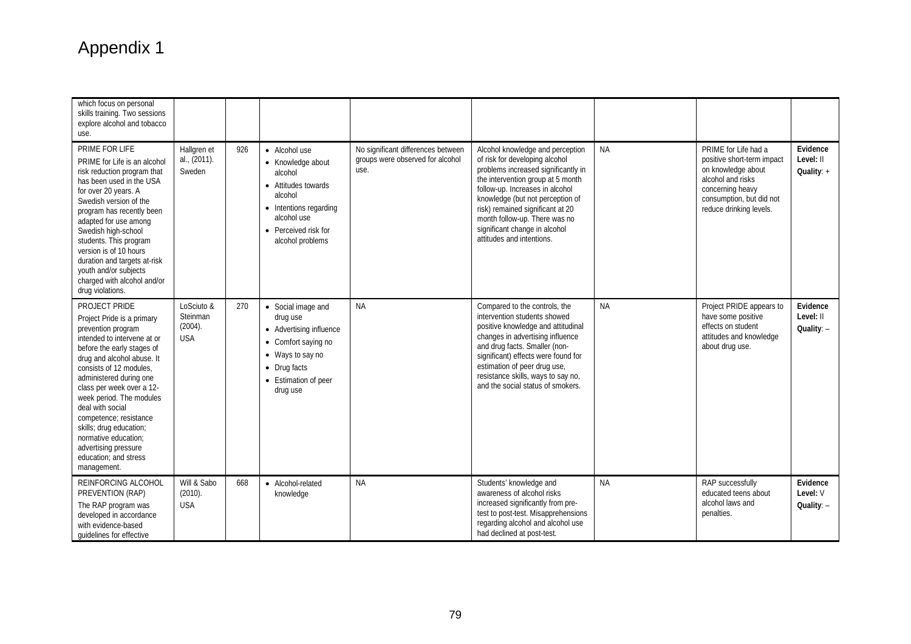# Appendix 1

| | | | | | | | | |
|---|---|---|---|---|---|---|---|---|
| which focus on personal skills training. Two sessions explore alcohol and tobacco use. | | | | | | | | |
| PRIME FOR LIFE<br>PRIME for Life is an alcohol risk reduction program that has been used in the USA for over 20 years. A Swedish version of the program has recently been adapted for use among Swedish high-school students. This program version is of 10 hours duration and targets at-risk youth and/or subjects charged with alcohol and/or drug violations. | Hallgren et al., (2011). Sweden | 926 | • Alcohol use<br>• Knowledge about alcohol<br>• Attitudes towards alcohol<br>• Intentions regarding alcohol use<br>• Perceived risk for alcohol problems | No significant differences between groups were observed for alcohol use. | Alcohol knowledge and perception of risk for developing alcohol problems increased significantly in the intervention group at 5 month follow-up. Increases in alcohol knowledge (but not perception of risk) remained significant at 20 month follow-up. There was no significant change in alcohol attitudes and intentions. | NA | PRIME for Life had a positive short-term impact on knowledge about alcohol and risks concerning heavy consumption, but did not reduce drinking levels. | **Evidence Level:** II<br>**Quality**: + |
| PROJECT PRIDE<br>Project Pride is a primary prevention program intended to intervene at or before the early stages of drug and alcohol abuse. It consists of 12 modules, administered during one class per week over a 12-week period. The modules deal with social competence; resistance skills; drug education; normative education; advertising pressure education; and stress management. | LoSciuto & Steinman (2004). USA | 270 | • Social image and drug use<br>• Advertising influence<br>• Comfort saying no<br>• Ways to say no<br>• Drug facts<br>• Estimation of peer drug use | NA | Compared to the controls, the intervention students showed positive knowledge and attitudinal changes in advertising influence and drug facts. Smaller (non-significant) effects were found for estimation of peer drug use, resistance skills, ways to say no, and the social status of smokers. | NA | Project PRIDE appears to have some positive effects on student attitudes and knowledge about drug use. | **Evidence Level:** II<br>**Quality**: – |
| REINFORCING ALCOHOL PREVENTION (RAP)<br>The RAP program was developed in accordance with evidence-based guidelines for effective | Will & Sabo (2010). USA | 668 | • Alcohol-related knowledge | NA | Students' knowledge and awareness of alcohol risks increased significantly from pre-test to post-test. Misapprehensions regarding alcohol and alcohol use had declined at post-test. | NA | RAP successfully educated teens about alcohol laws and penalties. | **Evidence Level:** V<br>**Quality**: – |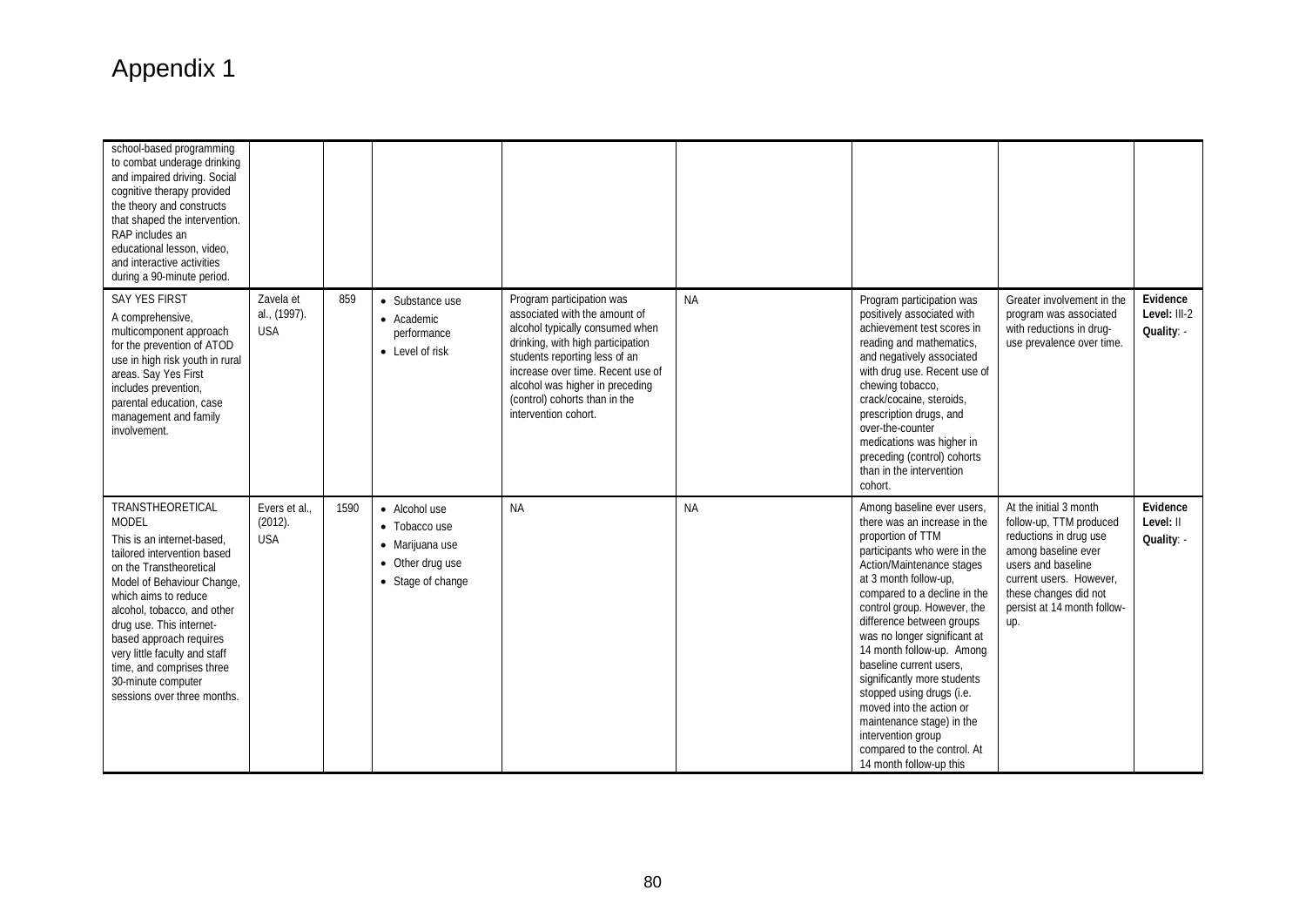# Appendix 1

| | | | | | | | | |
|---|---|---|---|---|---|---|---|---|
| school-based programming to combat underage drinking and impaired driving. Social cognitive therapy provided the theory and constructs that shaped the intervention. RAP includes an educational lesson, video, and interactive activities during a 90-minute period. | | | | | | | | |
| SAY YES FIRST<br>A comprehensive, multicomponent approach for the prevention of ATOD use in high risk youth in rural areas. Say Yes First includes prevention, parental education, case management and family involvement. | Zavela et al., (1997). USA | 859 | • Substance use<br>• Academic performance<br>• Level of risk | Program participation was associated with the amount of alcohol typically consumed when drinking, with high participation students reporting less of an increase over time. Recent use of alcohol was higher in preceding (control) cohorts than in the intervention cohort. | NA | Program participation was positively associated with achievement test scores in reading and mathematics, and negatively associated with drug use. Recent use of chewing tobacco, crack/cocaine, steroids, prescription drugs, and over-the-counter medications was higher in preceding (control) cohorts than in the intervention cohort. | Greater involvement in the program was associated with reductions in drug-use prevalence over time. | **Evidence Level:** III-2<br>**Quality**: - |
| TRANSTHEORETICAL MODEL<br>This is an internet-based, tailored intervention based on the Transtheoretical Model of Behaviour Change, which aims to reduce alcohol, tobacco, and other drug use. This internet-based approach requires very little faculty and staff time, and comprises three 30-minute computer sessions over three months. | Evers et al., (2012). USA | 1590 | • Alcohol use<br>• Tobacco use<br>• Marijuana use<br>• Other drug use<br>• Stage of change | NA | NA | Among baseline ever users, there was an increase in the proportion of TTM participants who were in the Action/Maintenance stages at 3 month follow-up, compared to a decline in the control group. However, the difference between groups was no longer significant at 14 month follow-up. Among baseline current users, significantly more students stopped using drugs (i.e. moved into the action or maintenance stage) in the intervention group compared to the control. At 14 month follow-up this | At the initial 3 month follow-up, TTM produced reductions in drug use among baseline ever users and baseline current users. However, these changes did not persist at 14 month follow-up. | **Evidence Level:** II<br>**Quality**: - |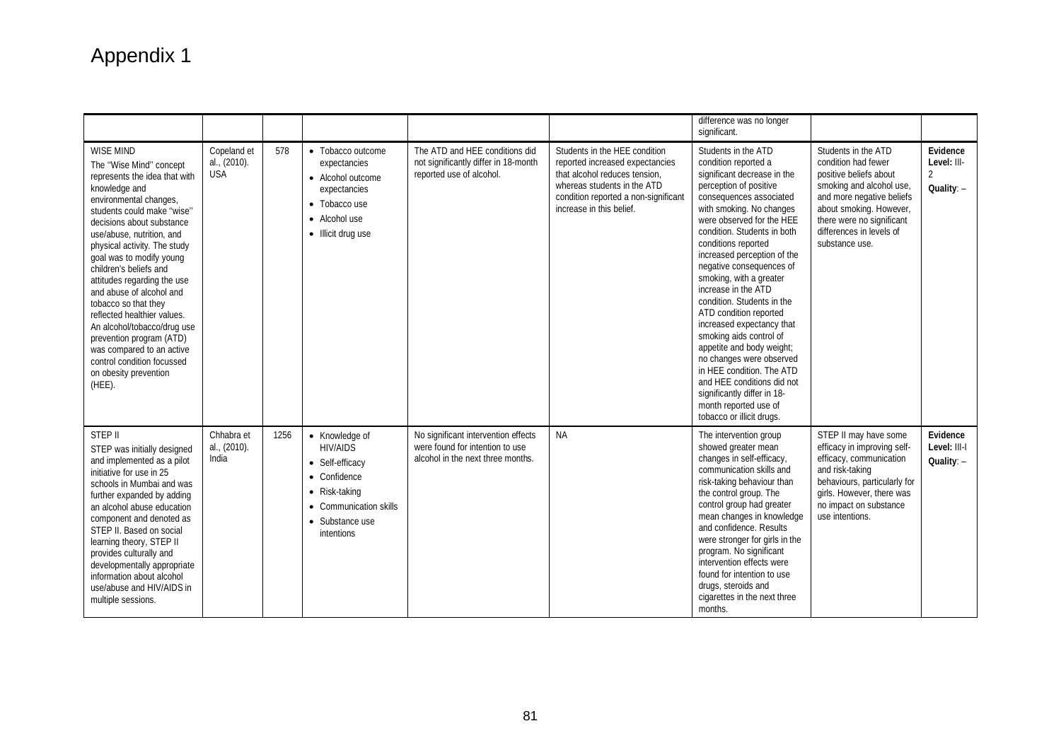# Appendix 1

| | | | | | | | | |
|---|---|---|---|---|---|---|---|---|
| | | | | | | difference was no longer significant. | | |
| WISE MIND<br>The "Wise Mind" concept represents the idea that with knowledge and environmental changes, students could make "wise" decisions about substance use/abuse, nutrition, and physical activity. The study goal was to modify young children's beliefs and attitudes regarding the use and abuse of alcohol and tobacco so that they reflected healthier values. An alcohol/tobacco/drug use prevention program (ATD) was compared to an active control condition focussed on obesity prevention (HEE). | Copeland et al., (2010). USA | 578 | • Tobacco outcome expectancies<br>• Alcohol outcome expectancies<br>• Tobacco use<br>• Alcohol use<br>• Illicit drug use | The ATD and HEE conditions did not significantly differ in 18-month reported use of alcohol. | Students in the HEE condition reported increased expectancies that alcohol reduces tension, whereas students in the ATD condition reported a non-significant increase in this belief. | Students in the ATD condition reported a significant decrease in the perception of positive consequences associated with smoking. No changes were observed for the HEE condition. Students in both conditions reported increased perception of the negative consequences of smoking, with a greater increase in the ATD condition. Students in the ATD condition reported increased expectancy that smoking aids control of appetite and body weight; no changes were observed in HEE condition. The ATD and HEE conditions did not significantly differ in 18-month reported use of tobacco or illicit drugs. | Students in the ATD condition had fewer positive beliefs about smoking and alcohol use, and more negative beliefs about smoking. However, there were no significant differences in levels of substance use. | **Evidence Level:** III-2<br>**Quality**: – |
| STEP II<br>STEP was initially designed and implemented as a pilot initiative for use in 25 schools in Mumbai and was further expanded by adding an alcohol abuse education component and denoted as STEP II. Based on social learning theory, STEP II provides culturally and developmentally appropriate information about alcohol use/abuse and HIV/AIDS in multiple sessions. | Chhabra et al., (2010). India | 1256 | • Knowledge of HIV/AIDS<br>• Self-efficacy<br>• Confidence<br>• Risk-taking<br>• Communication skills<br>• Substance use intentions | No significant intervention effects were found for intention to use alcohol in the next three months. | NA | The intervention group showed greater mean changes in self-efficacy, communication skills and risk-taking behaviour than the control group. The control group had greater mean changes in knowledge and confidence. Results were stronger for girls in the program. No significant intervention effects were found for intention to use drugs, steroids and cigarettes in the next three months. | STEP II may have some efficacy in improving self-efficacy, communication and risk-taking behaviours, particularly for girls. However, there was no impact on substance use intentions. | **Evidence Level:** III-I<br>**Quality**: – |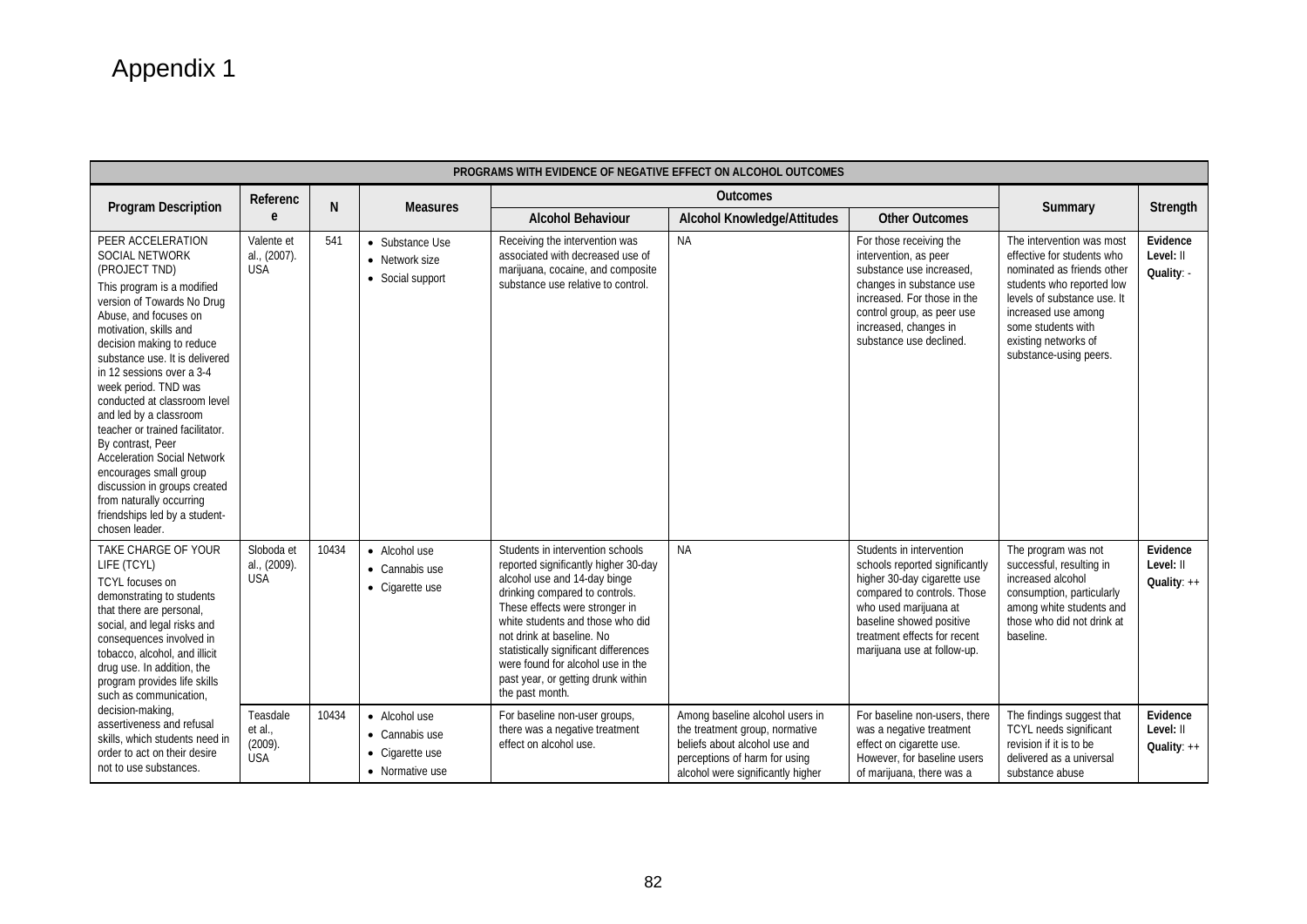# Appendix 1

| PROGRAMS WITH EVIDENCE OF NEGATIVE EFFECT ON ALCOHOL OUTCOMES | | | | | | | | |
|---|---|---|---|---|---|---|---|---|
| Program Description | Reference | N | Measures | Outcomes | | | Summary | Strength |
| | | | | Alcohol Behaviour | Alcohol Knowledge/Attitudes | Other Outcomes | | |
| PEER ACCELERATION SOCIAL NETWORK (PROJECT TND) This program is a modified version of Towards No Drug Abuse, and focuses on motivation, skills and decision making to reduce substance use. It is delivered in 12 sessions over a 3-4 week period. TND was conducted at classroom level and led by a classroom teacher or trained facilitator. By contrast, Peer Acceleration Social Network encourages small group discussion in groups created from naturally occurring friendships led by a student-chosen leader. | Valente et al., (2007). USA | 541 | • Substance Use • Network size • Social support | Receiving the intervention was associated with decreased use of marijuana, cocaine, and composite substance use relative to control. | NA | For those receiving the intervention, as peer substance use increased, changes in substance use increased. For those in the control group, as peer use increased, changes in substance use declined. | The intervention was most effective for students who nominated as friends other students who reported low levels of substance use. It increased use among some students with existing networks of substance-using peers. | **Evidence Level:** II **Quality**: - |
| TAKE CHARGE OF YOUR LIFE (TCYL) TCYL focuses on demonstrating to students that there are personal, social, and legal risks and consequences involved in tobacco, alcohol, and illicit drug use. In addition, the program provides life skills such as communication, decision-making, assertiveness and refusal skills, which students need in order to act on their desire not to use substances. | Sloboda et al., (2009). USA | 10434 | • Alcohol use • Cannabis use • Cigarette use | Students in intervention schools reported significantly higher 30-day alcohol use and 14-day binge drinking compared to controls. These effects were stronger in white students and those who did not drink at baseline. No statistically significant differences were found for alcohol use in the past year, or getting drunk within the past month. | NA | Students in intervention schools reported significantly higher 30-day cigarette use compared to controls. Those who used marijuana at baseline showed positive treatment effects for recent marijuana use at follow-up. | The program was not successful, resulting in increased alcohol consumption, particularly among white students and those who did not drink at baseline. | **Evidence Level:** II **Quality**: ++ |
| | Teasdale et al., (2009). USA | 10434 | • Alcohol use • Cannabis use • Cigarette use • Normative use | For baseline non-user groups, there was a negative treatment effect on alcohol use. | Among baseline alcohol users in the treatment group, normative beliefs about alcohol use and perceptions of harm for using alcohol were significantly higher | For baseline non-users, there was a negative treatment effect on cigarette use. However, for baseline users of marijuana, there was a | The findings suggest that TCYL needs significant revision if it is to be delivered as a universal substance abuse | **Evidence Level:** II **Quality**: ++ |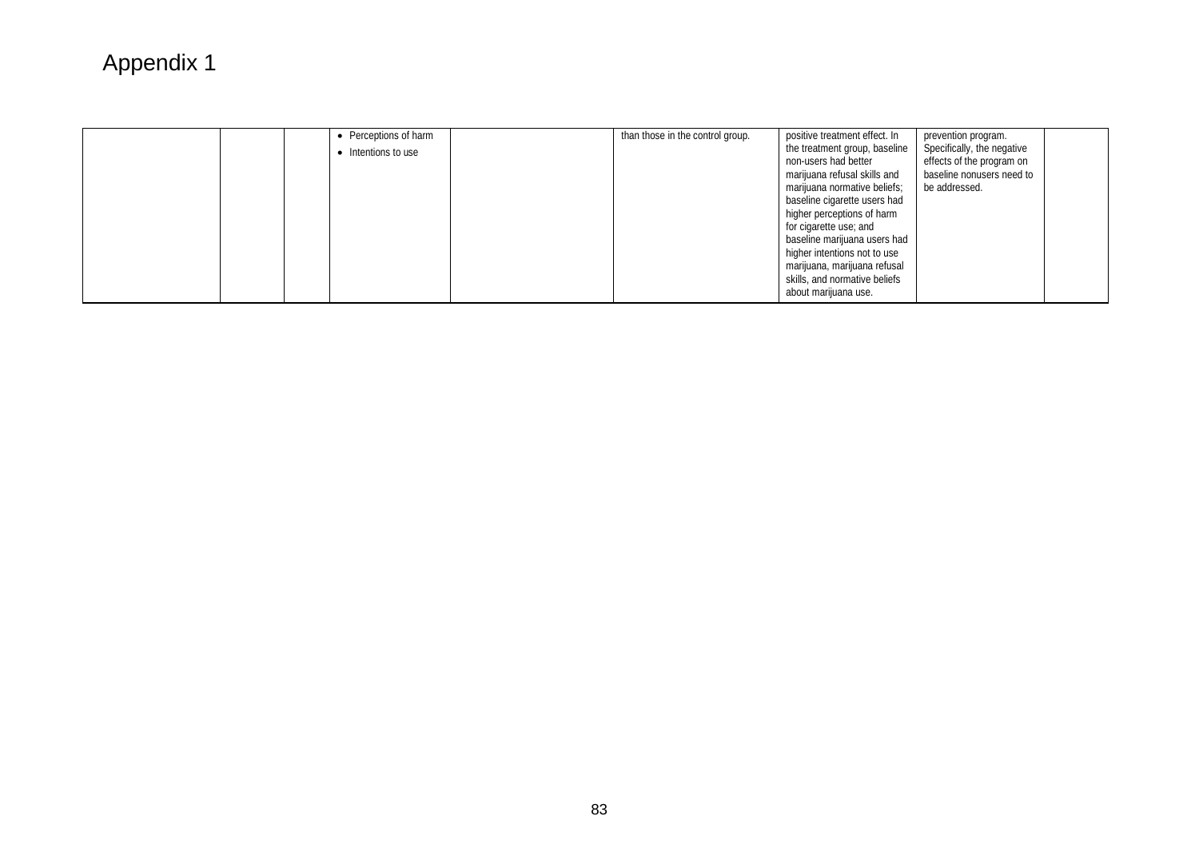# Appendix 1

| | | | | | | | | |
|---|---|---|---|---|---|---|---|---|
| | | | • Perceptions of harm<br>• Intentions to use | | than those in the control group. | positive treatment effect. In the treatment group, baseline non-users had better marijuana refusal skills and marijuana normative beliefs; baseline cigarette users had higher perceptions of harm for cigarette use; and baseline marijuana users had higher intentions not to use marijuana, marijuana refusal skills, and normative beliefs about marijuana use. | prevention program. Specifically, the negative effects of the program on baseline nonusers need to be addressed. | |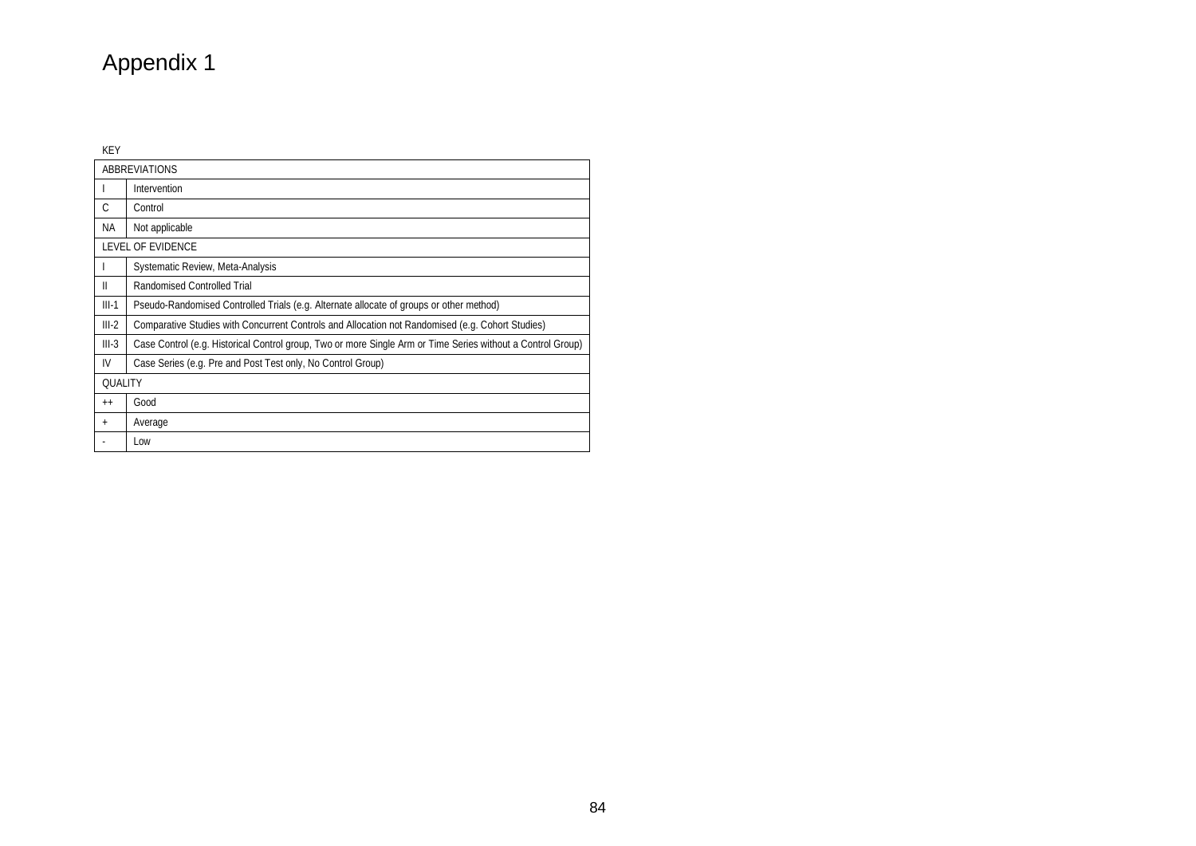# Appendix 1

KEY

| | |
|---|---|
| ABBREVIATIONS | |
| I | Intervention |
| C | Control |
| NA | Not applicable |
| LEVEL OF EVIDENCE | |
| I | Systematic Review, Meta-Analysis |
| II | Randomised Controlled Trial |
| III-1 | Pseudo-Randomised Controlled Trials (e.g. Alternate allocate of groups or other method) |
| III-2 | Comparative Studies with Concurrent Controls and Allocation not Randomised (e.g. Cohort Studies) |
| III-3 | Case Control (e.g. Historical Control group, Two or more Single Arm or Time Series without a Control Group) |
| IV | Case Series (e.g. Pre and Post Test only, No Control Group) |
| QUALITY | |
| ++ | Good |
| + | Average |
| - | Low |